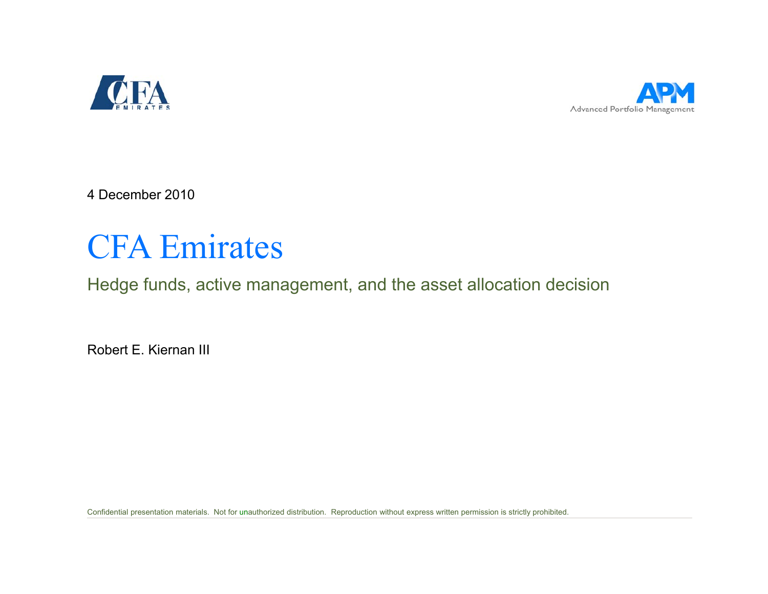4 December 2010

# CFA Emirates

## Hedge funds, active management, and the asset allocation decision

Robert E. Kiernan III

Confidential presentation materials. Not for unauthorized distribution. Reproduction without express written permission is strictly prohibited.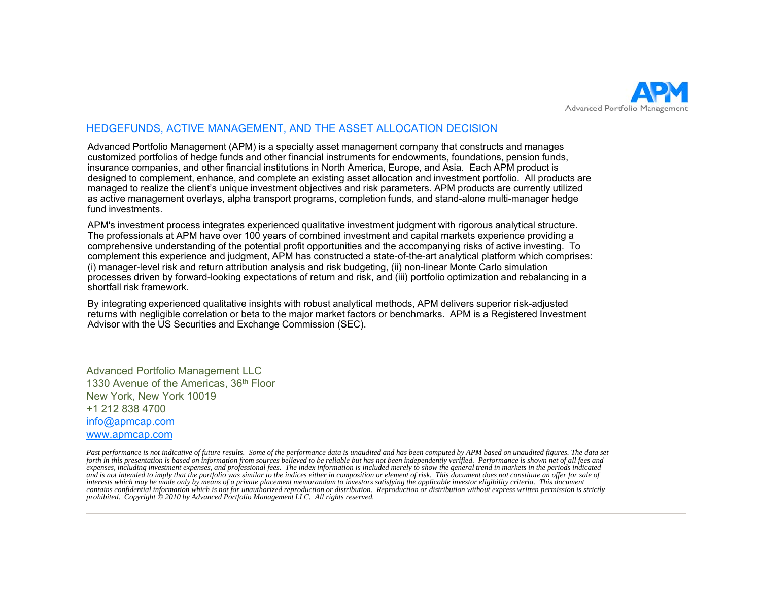## HEDGEFUNDS, ACTIVE MANAGEMENT, AND THE ASSET ALLOCATION DECISION

Advanced Portfolio Management (APM) is a specialty asset management company that constructs and manages customized portfolios of hedge funds and other financial instruments for endowments, foundations, pension funds, insurance companies, and other financial institutions in North America, Europe, and Asia. Each APM product is designed to complement, enhance, and complete an existing asset allocation and investment portfolio. All products are managed to realize the client's unique investment objectives and risk parameters. APM products are currently utilized as active management overlays, alpha transport programs, completion funds, and stand-alone multi-manager hedge fund investments.

APM's investment process integrates experienced qualitative investment judgment with rigorous analytical structure. The professionals at APM have over 100 years of combined investment and capital markets experience providing a comprehensive understanding of the potential profit opportunities and the accompanying risks of active investing. To complement this experience and judgment, APM has constructed a state-of-the-art analytical platform which comprises: (i) manager-level risk and return attribution analysis and risk budgeting, (ii) non-linear Monte Carlo simulation processes driven by forward-looking expectations of return and risk, and (iii) portfolio optimization and rebalancing in a shortfall risk framework.

By integrating experienced qualitative insights with robust analytical methods, APM delivers superior risk-adjusted returns with negligible correlation or beta to the major market factors or benchmarks. APM is a Registered Investment Advisor with the US Securities and Exchange Commission (SEC).

Advanced Portfolio Management LLC
1330 Avenue of the Americas, 36th Floor
New York, New York 10019
+1 212 838 4700
info@apmcap.com
www.apmcap.com

*Past performance is not indicative of future results. Some of the performance data is unaudited and has been computed by APM based on unaudited figures. The data set forth in this presentation is based on information from sources believed to be reliable but has not been independently verified. Performance is shown net of all fees and expenses, including investment expenses, and professional fees. The index information is included merely to show the general trend in markets in the periods indicated and is not intended to imply that the portfolio was similar to the indices either in composition or element of risk. This document does not constitute an offer for sale of interests which may be made only by means of a private placement memorandum to investors satisfying the applicable investor eligibility criteria. This document contains confidential information which is not for unauthorized reproduction or distribution. Reproduction or distribution without express written permission is strictly prohibited. Copyright © 2010 by Advanced Portfolio Management LLC. All rights reserved.*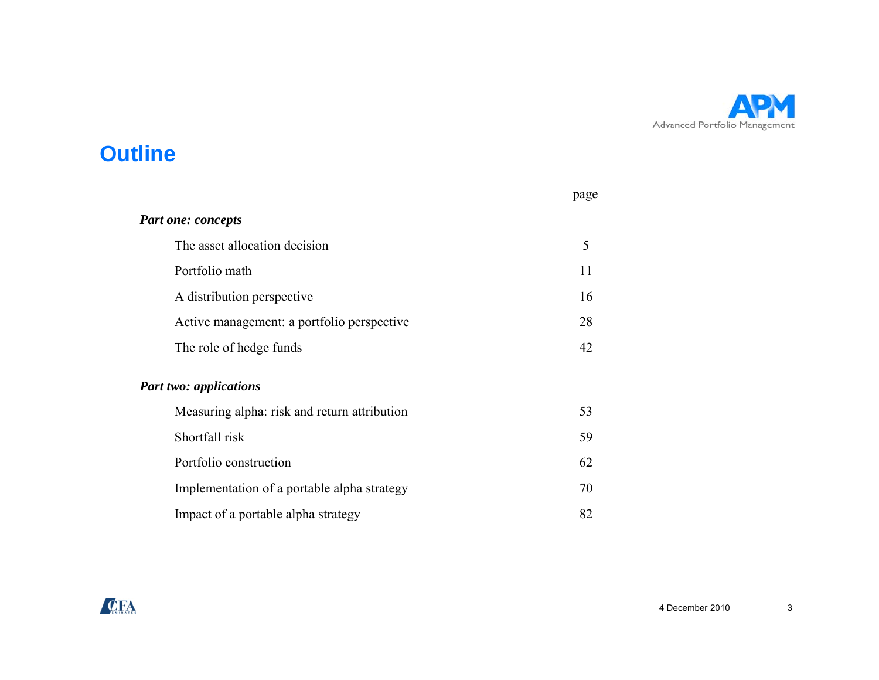# Outline

| | page |
|---|---|
| ***Part one: concepts*** | |
| The asset allocation decision | 5 |
| Portfolio math | 11 |
| A distribution perspective | 16 |
| Active management: a portfolio perspective | 28 |
| The role of hedge funds | 42 |
| ***Part two: applications*** | |
| Measuring alpha: risk and return attribution | 53 |
| Shortfall risk | 59 |
| Portfolio construction | 62 |
| Implementation of a portable alpha strategy | 70 |
| Impact of a portable alpha strategy | 82 |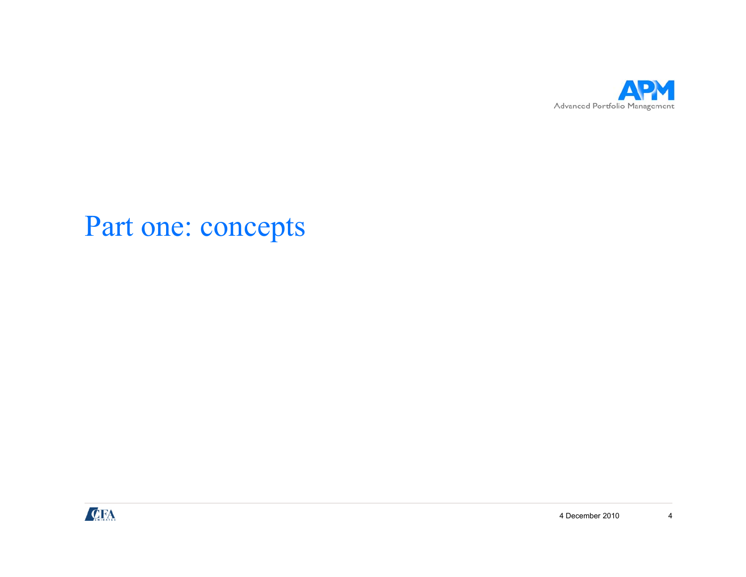# Part one: concepts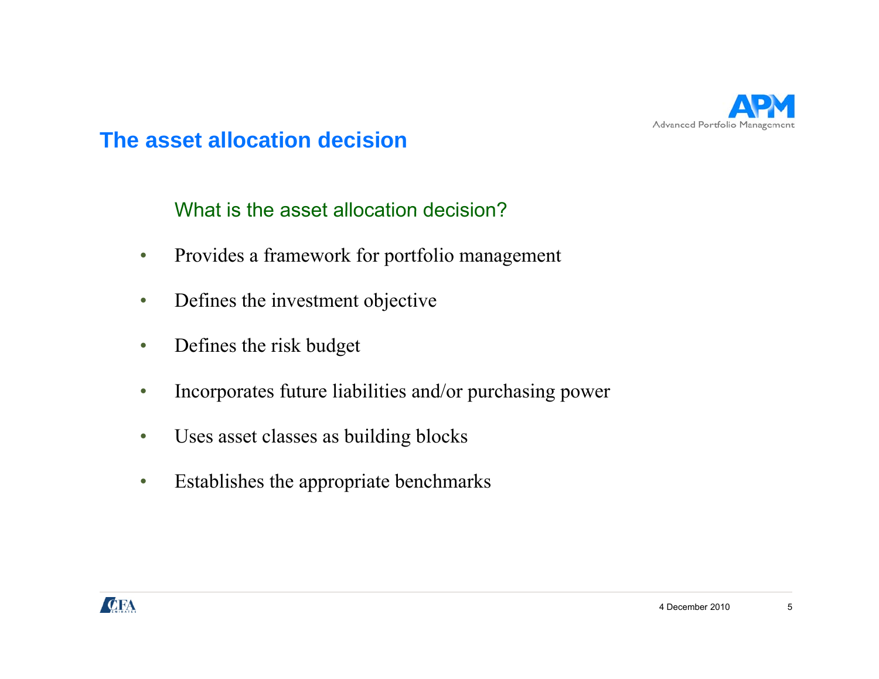## The asset allocation decision

### What is the asset allocation decision?

- Provides a framework for portfolio management
- Defines the investment objective
- Defines the risk budget
- Incorporates future liabilities and/or purchasing power
- Uses asset classes as building blocks
- Establishes the appropriate benchmarks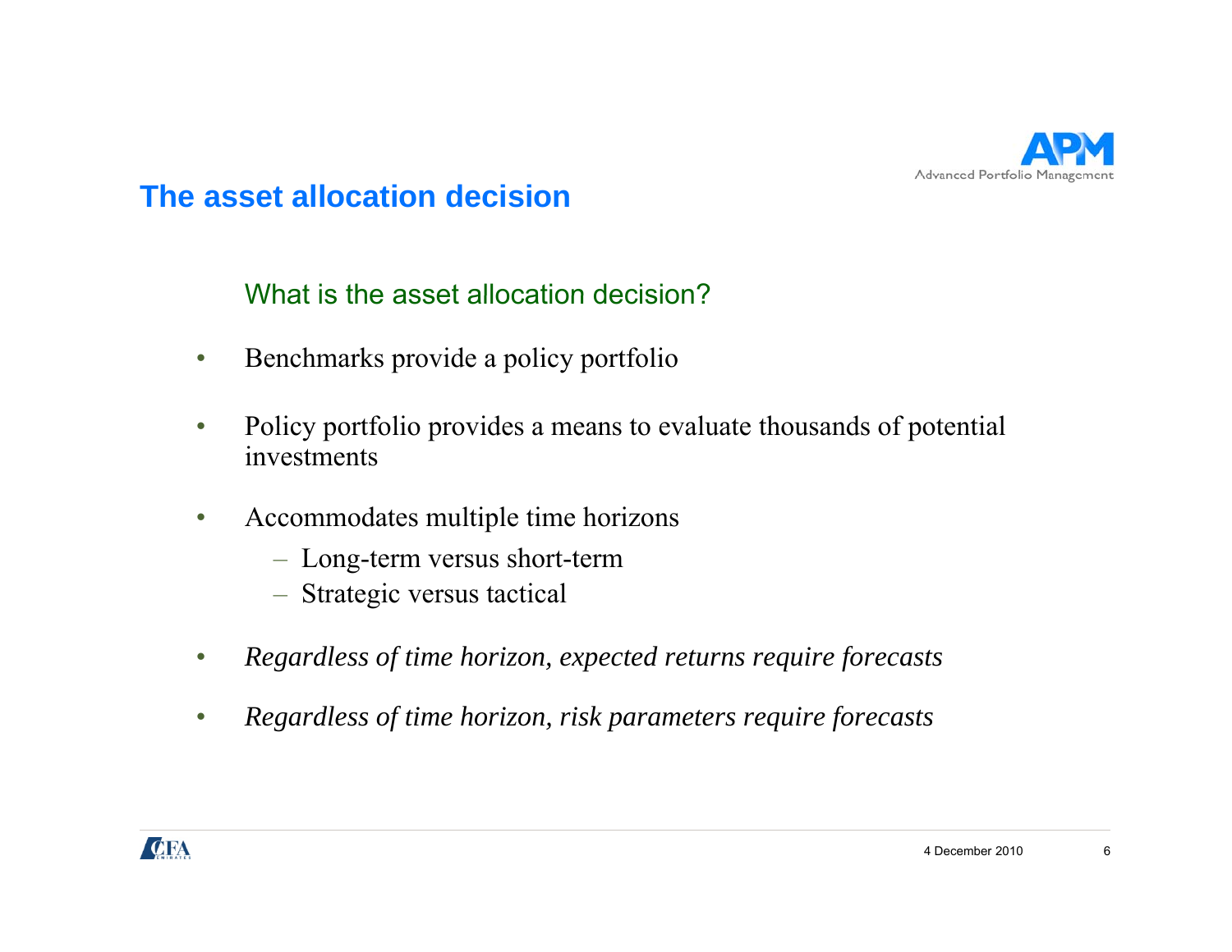## The asset allocation decision

### What is the asset allocation decision?

- Benchmarks provide a policy portfolio
- Policy portfolio provides a means to evaluate thousands of potential investments
- Accommodates multiple time horizons
  - Long-term versus short-term
  - Strategic versus tactical
- *Regardless of time horizon, expected returns require forecasts*
- *Regardless of time horizon, risk parameters require forecasts*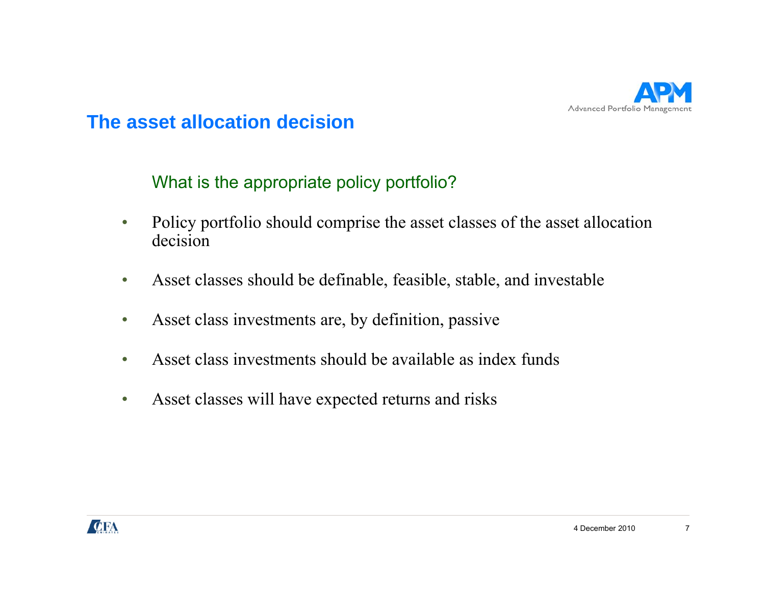## The asset allocation decision

What is the appropriate policy portfolio?

- Policy portfolio should comprise the asset classes of the asset allocation decision
- Asset classes should be definable, feasible, stable, and investable
- Asset class investments are, by definition, passive
- Asset class investments should be available as index funds
- Asset classes will have expected returns and risks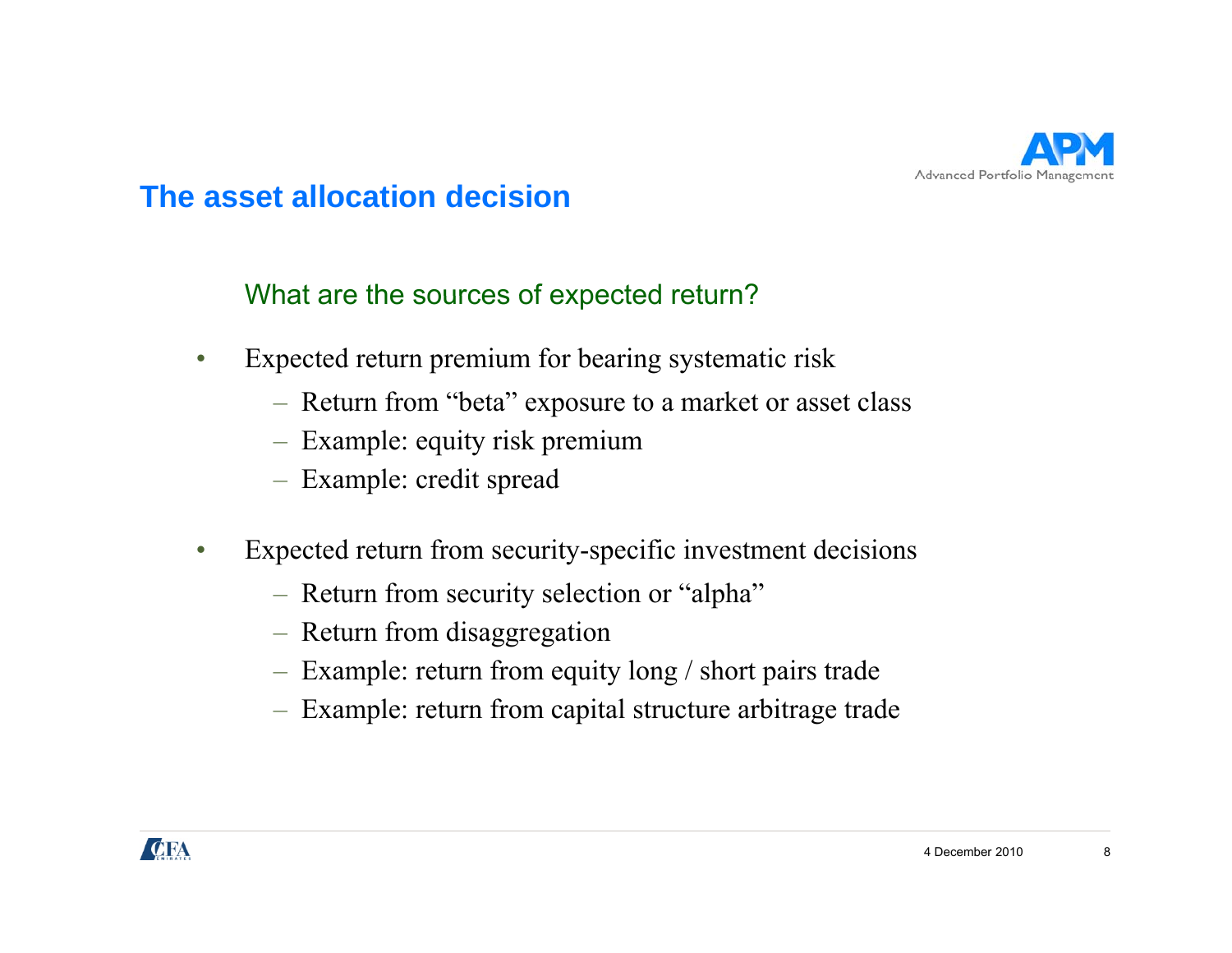## The asset allocation decision

### What are the sources of expected return?

- Expected return premium for bearing systematic risk
  - Return from "beta" exposure to a market or asset class
  - Example: equity risk premium
  - Example: credit spread

- Expected return from security-specific investment decisions
  - Return from security selection or "alpha"
  - Return from disaggregation
  - Example: return from equity long / short pairs trade
  - Example: return from capital structure arbitrage trade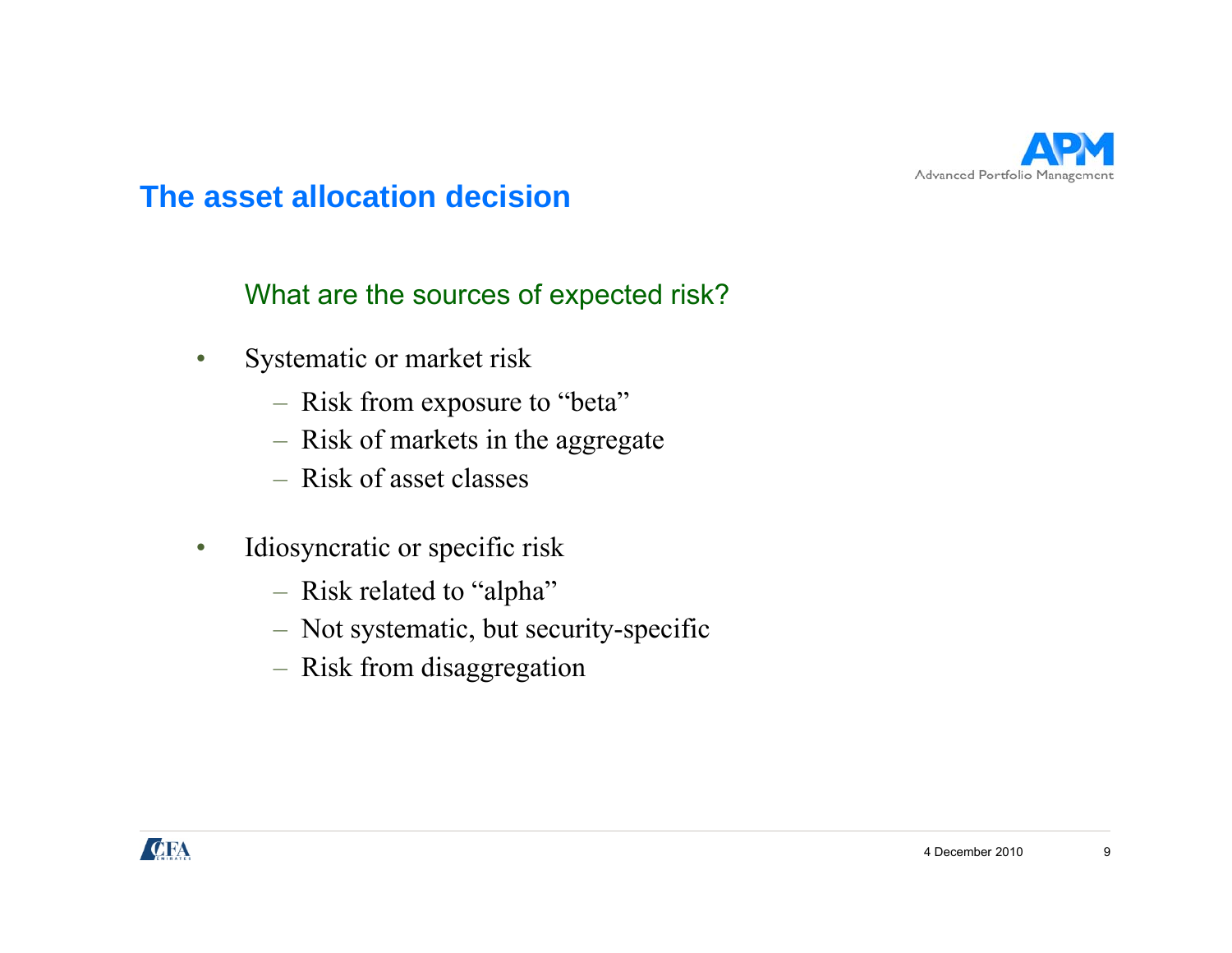# The asset allocation decision

## What are the sources of expected risk?

- Systematic or market risk
  - Risk from exposure to “beta”
  - Risk of markets in the aggregate
  - Risk of asset classes

- Idiosyncratic or specific risk
  - Risk related to “alpha”
  - Not systematic, but security-specific
  - Risk from disaggregation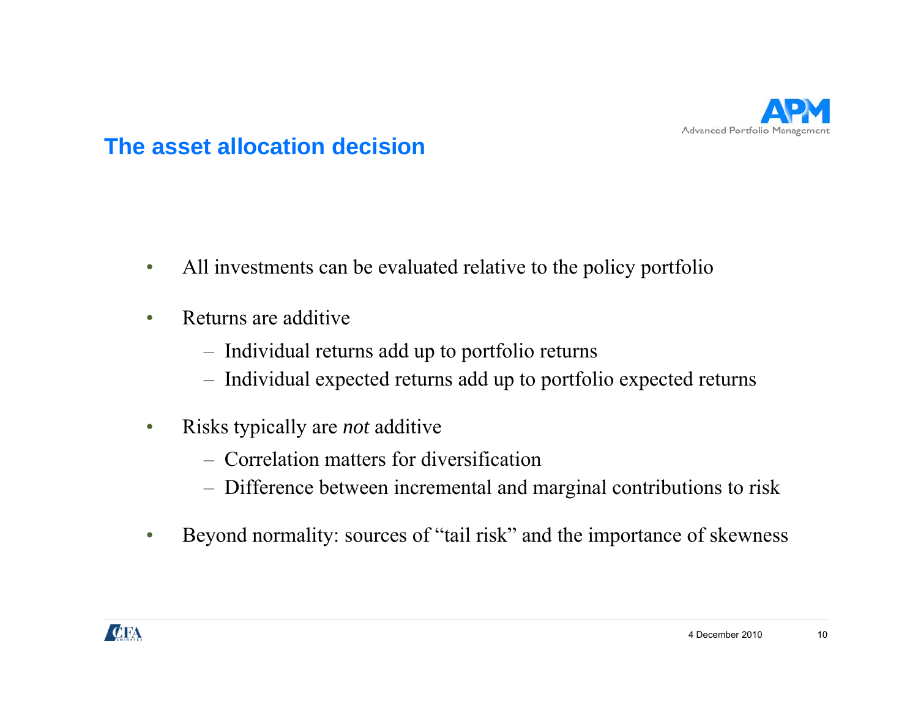## The asset allocation decision

- All investments can be evaluated relative to the policy portfolio
- Returns are additive
  - Individual returns add up to portfolio returns
  - Individual expected returns add up to portfolio expected returns
- Risks typically are *not* additive
  - Correlation matters for diversification
  - Difference between incremental and marginal contributions to risk
- Beyond normality: sources of "tail risk" and the importance of skewness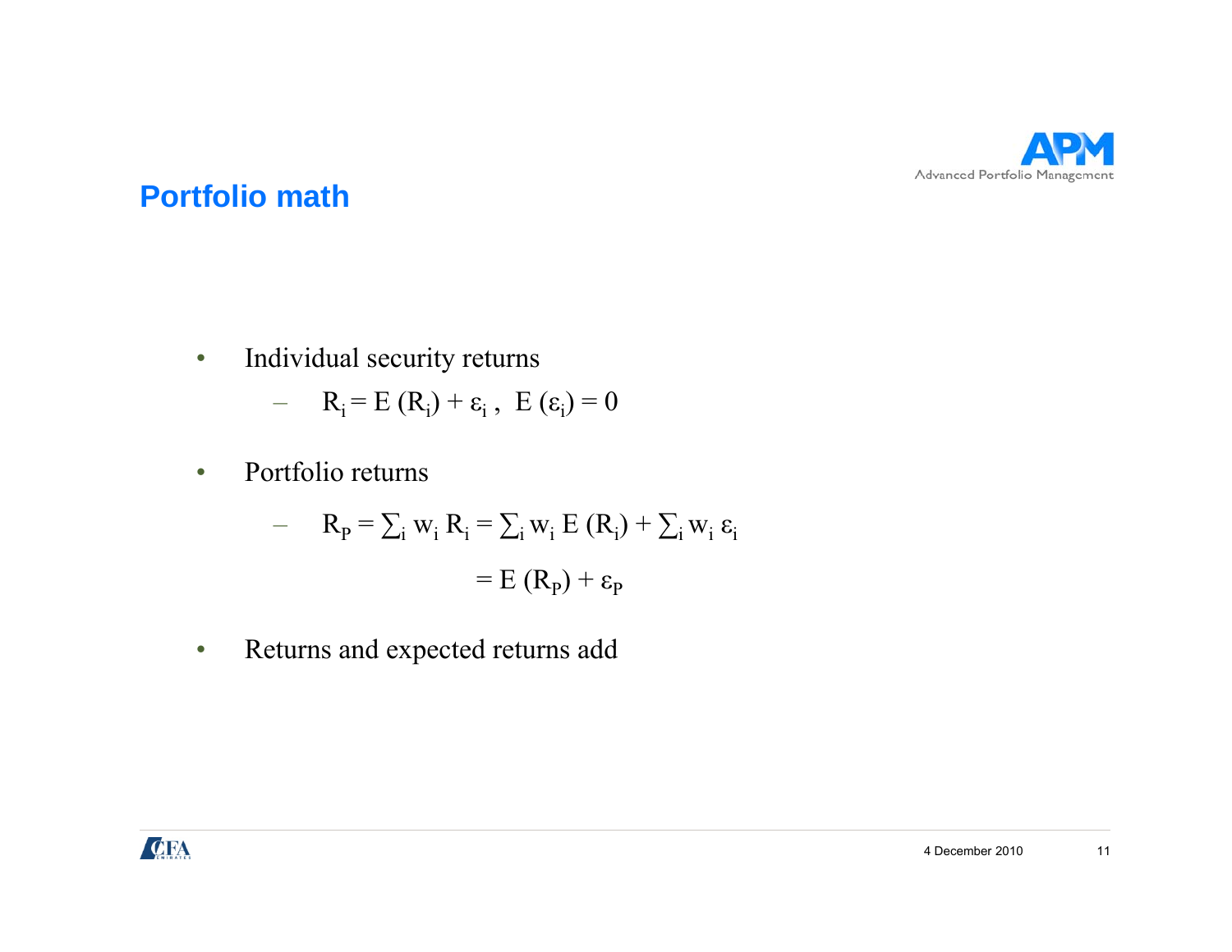# Portfolio math

- Individual security returns
  - $R_i = E(R_i) + \varepsilon_i$ , $E(\varepsilon_i) = 0$
- Portfolio returns
  - $R_P = \sum_i w_i R_i = \sum_i w_i E(R_i) + \sum_i w_i \varepsilon_i$

    $= E(R_P) + \varepsilon_P$
- Returns and expected returns add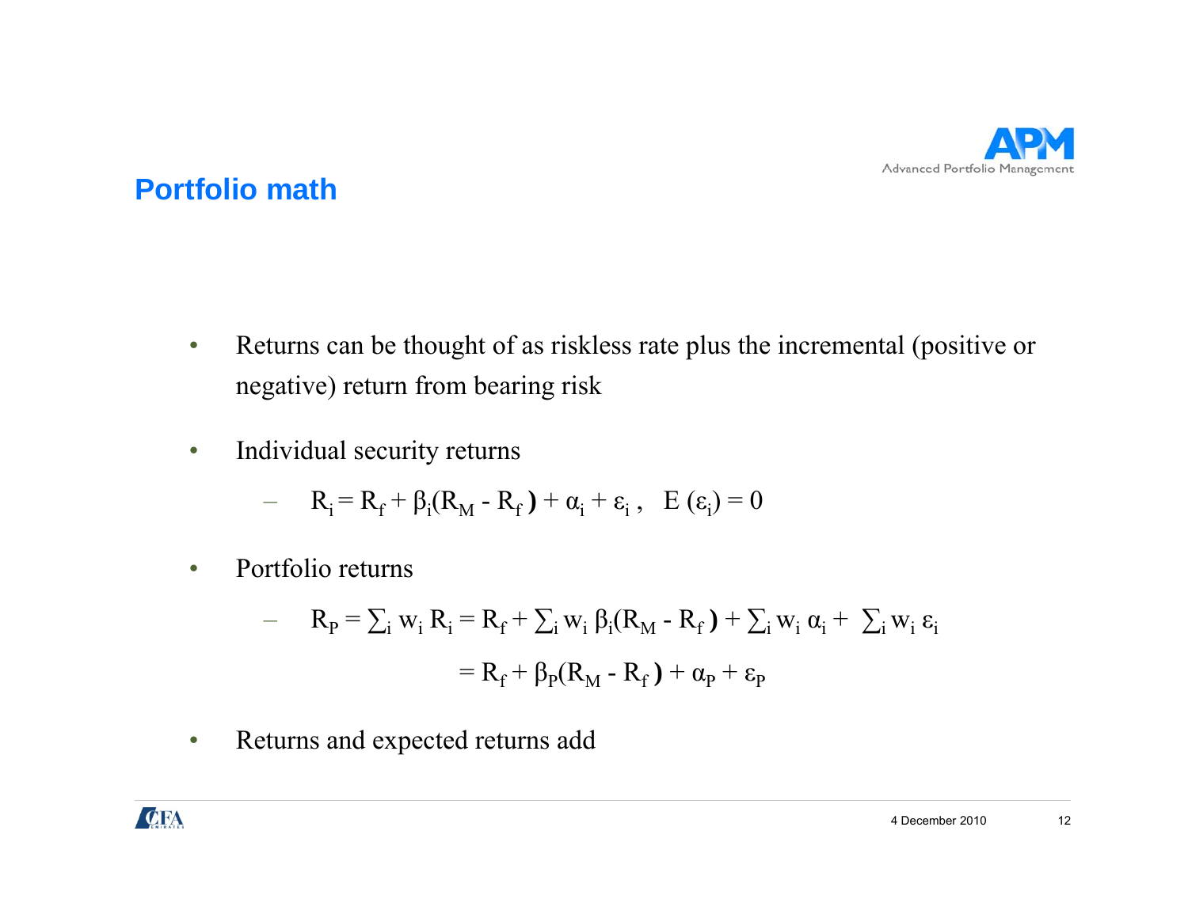## Portfolio math

- Returns can be thought of as riskless rate plus the incremental (positive or negative) return from bearing risk
- Individual security returns
  - $R_i = R_f + \beta_i(R_M - R_f) + \alpha_i + \varepsilon_i, \quad E(\varepsilon_i) = 0$
- Portfolio returns
  - $R_P = \sum_i w_i R_i = R_f + \sum_i w_i \beta_i(R_M - R_f) + \sum_i w_i \alpha_i + \sum_i w_i \varepsilon_i$

    $= R_f + \beta_P(R_M - R_f) + \alpha_P + \varepsilon_P$
- Returns and expected returns add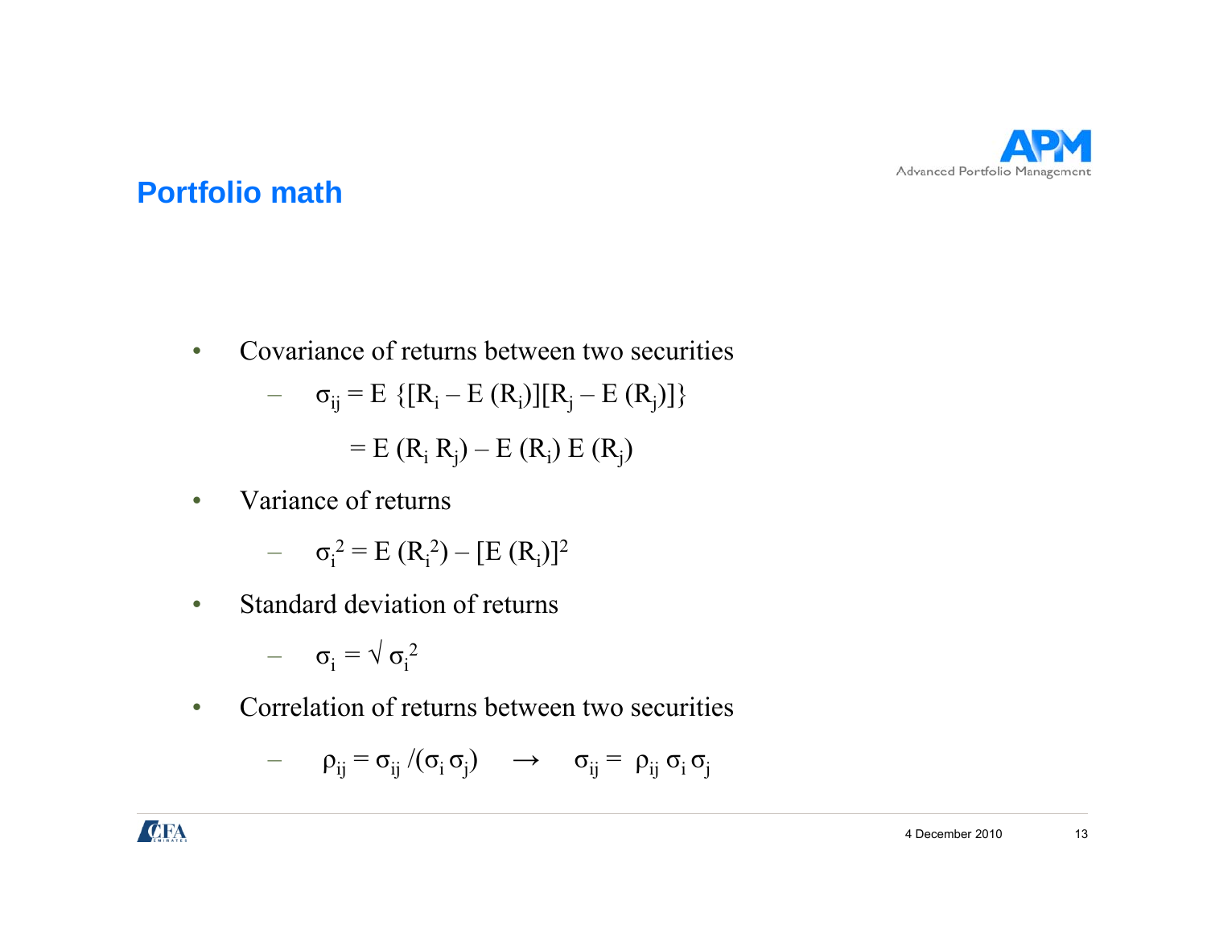# Portfolio math

- Covariance of returns between two securities
  - $\sigma_{ij} = E\,\{[R_i - E\,(R_i)][R_j - E\,(R_j)]\}$

    $= E\,(R_i\,R_j) - E\,(R_i)\,E\,(R_j)$
- Variance of returns
  - $\sigma_i^2 = E\,(R_i^2) - [E\,(R_i)]^2$
- Standard deviation of returns
  - $\sigma_i = \sqrt{\sigma_i^2}$
- Correlation of returns between two securities
  - $\rho_{ij} = \sigma_{ij}\,/(\sigma_i\,\sigma_j) \quad \rightarrow \quad \sigma_{ij} = \rho_{ij}\,\sigma_i\,\sigma_j$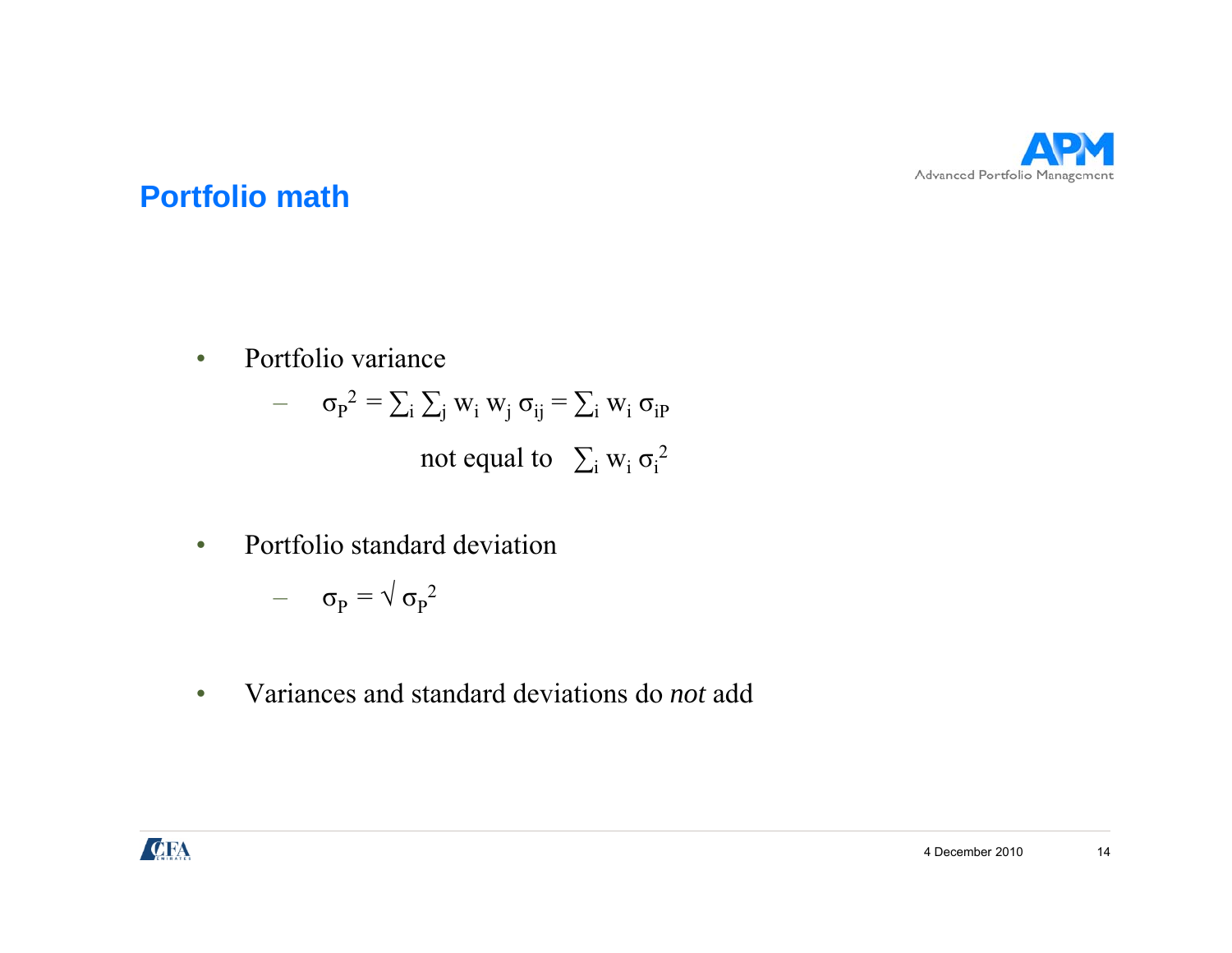# Portfolio math

- Portfolio variance
  - $\sigma_P^2 = \sum_i \sum_j w_i w_j \sigma_{ij} = \sum_i w_i \sigma_{iP}$

    not equal to $\sum_i w_i \sigma_i^2$

- Portfolio standard deviation
  - $\sigma_P = \sqrt{\sigma_P^2}$

- Variances and standard deviations do *not* add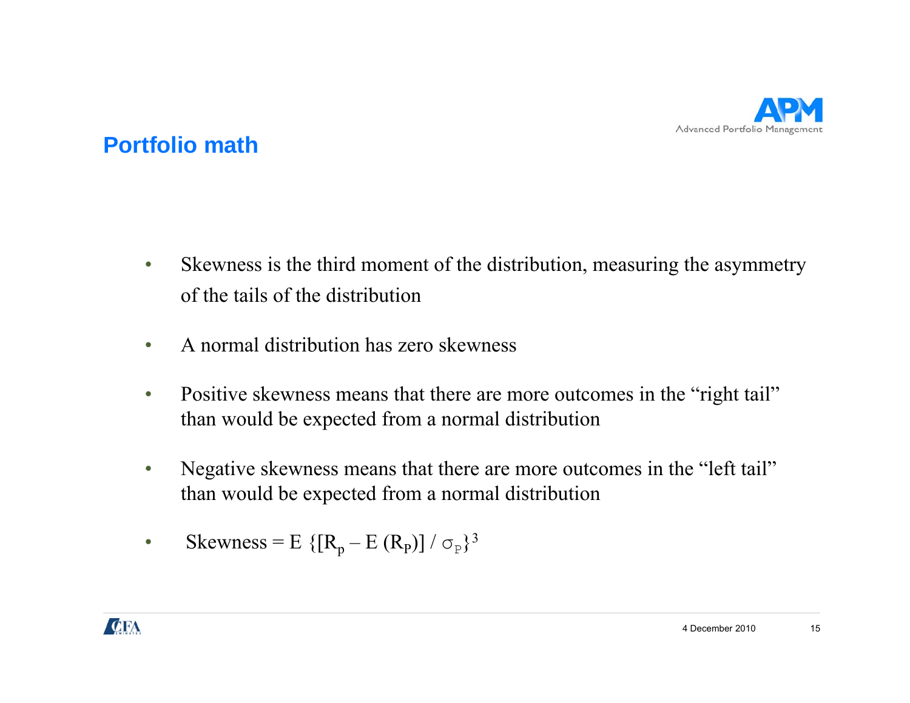## Portfolio math

- Skewness is the third moment of the distribution, measuring the asymmetry of the tails of the distribution
- A normal distribution has zero skewness
- Positive skewness means that there are more outcomes in the "right tail" than would be expected from a normal distribution
- Negative skewness means that there are more outcomes in the "left tail" than would be expected from a normal distribution
- $\text{Skewness} = E\{[R_p - E(R_P)] / \sigma_P\}^3$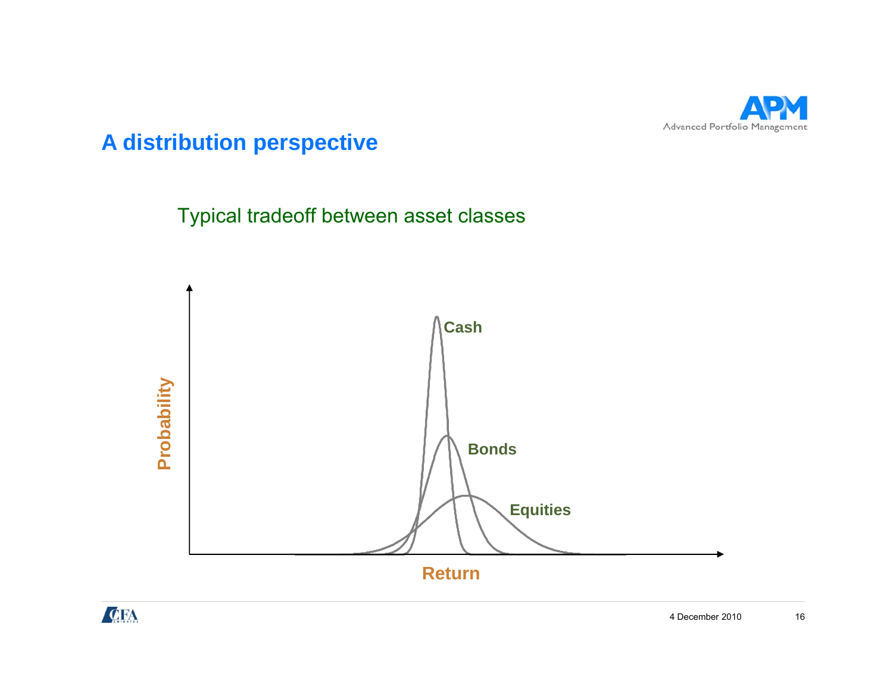# A distribution perspective

Typical tradeoff between asset classes

Probability

Cash

Bonds

Equities

Return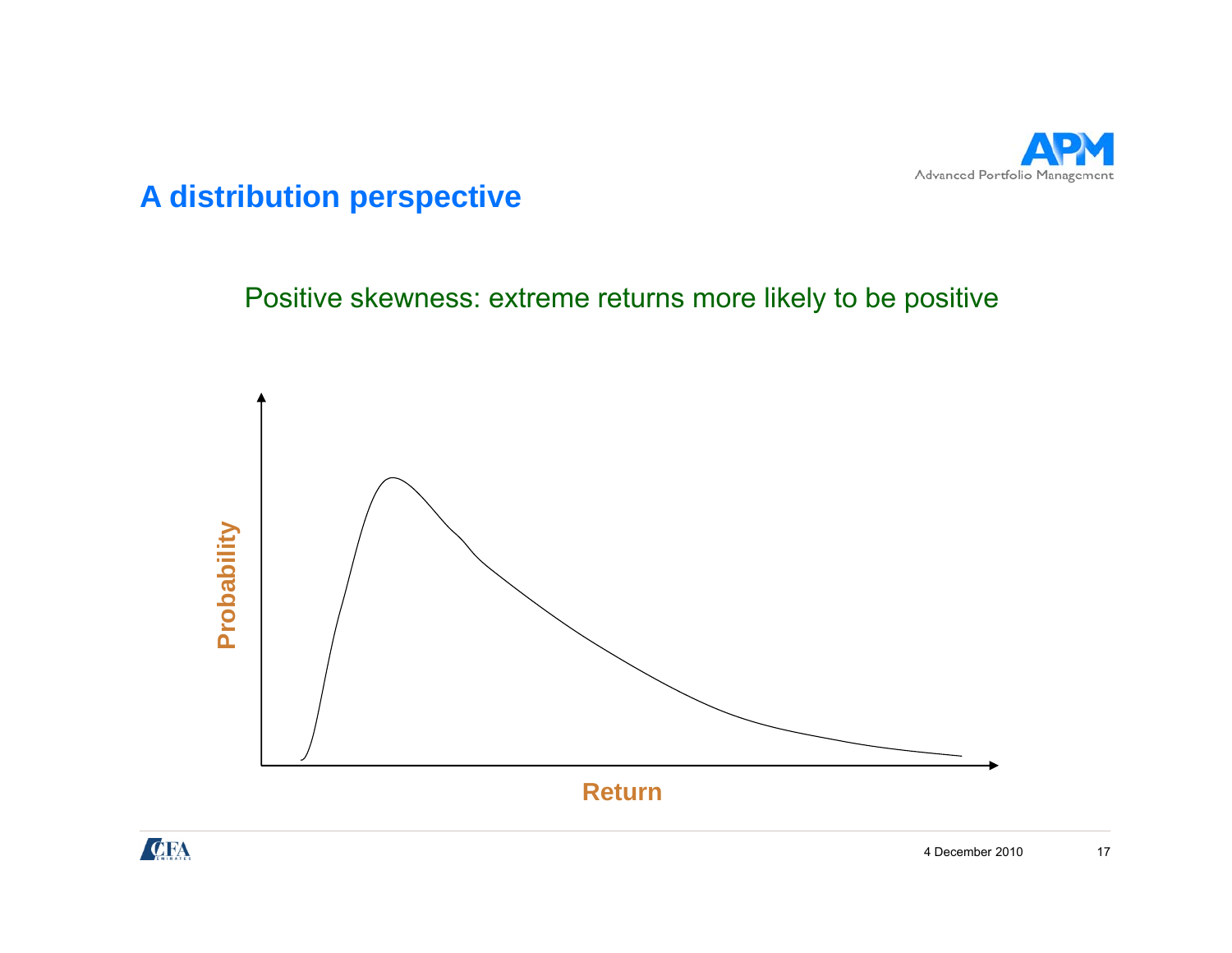## A distribution perspective

Positive skewness: extreme returns more likely to be positive

Probability

Return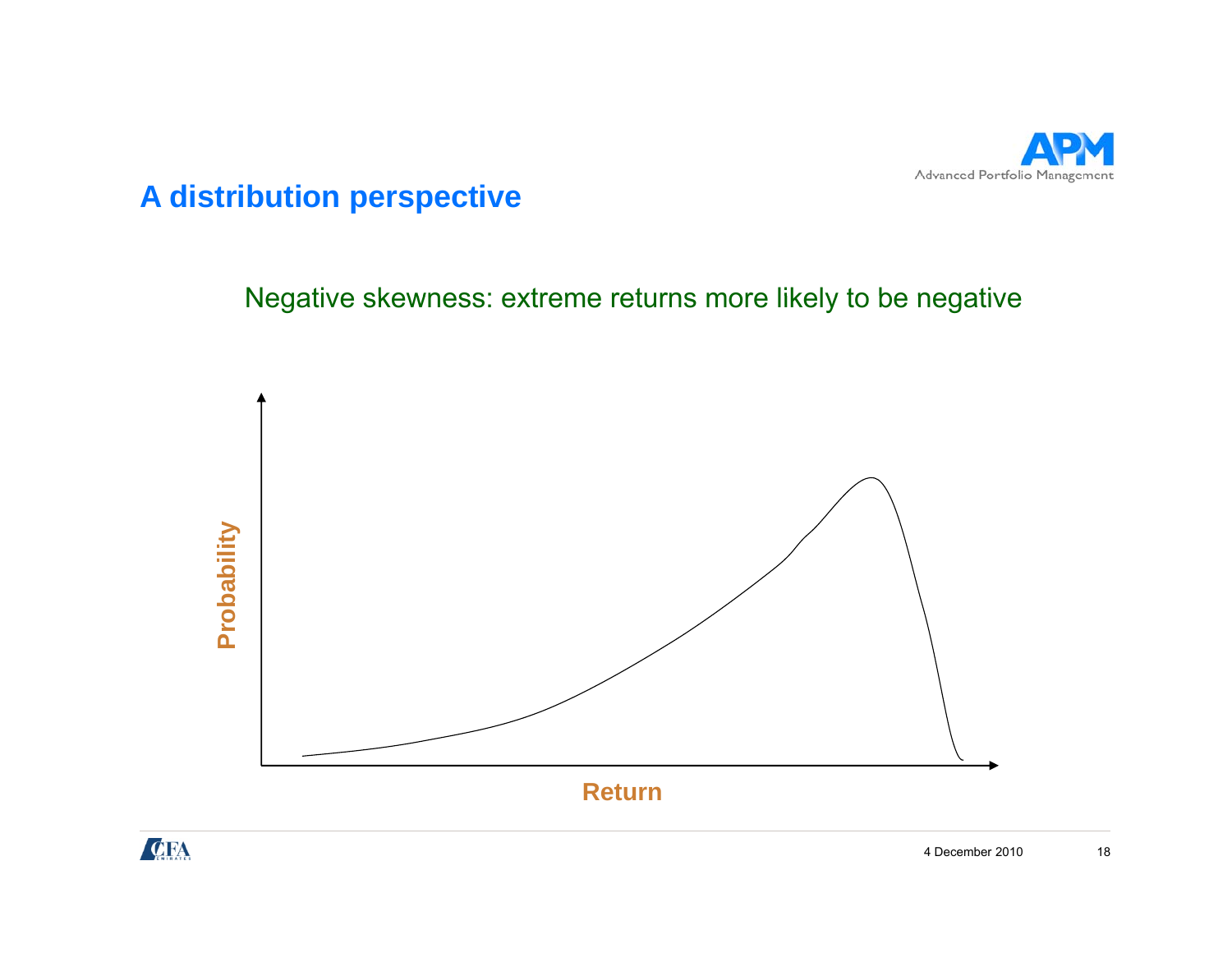## A distribution perspective

Negative skewness: extreme returns more likely to be negative

Probability

Return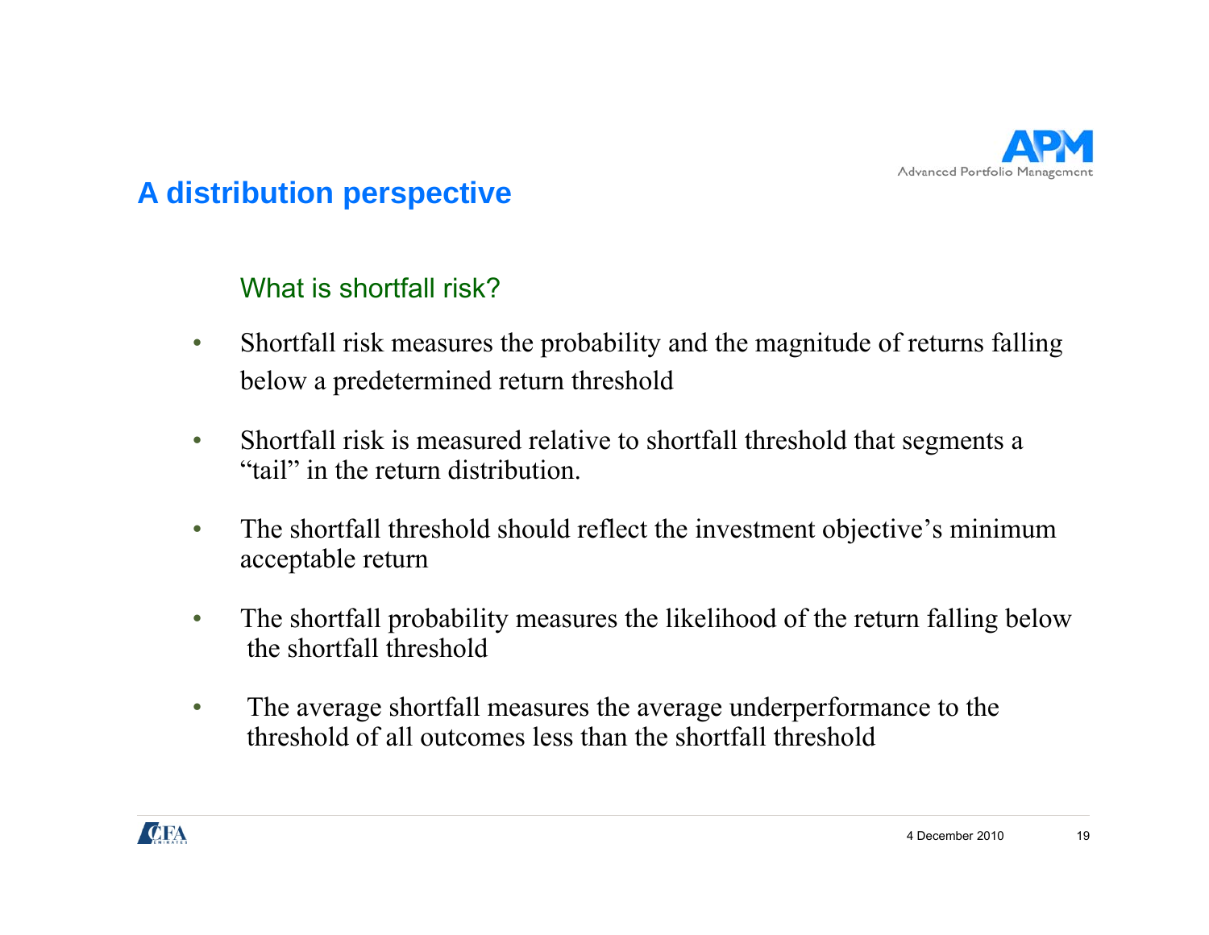## A distribution perspective

### What is shortfall risk?

- Shortfall risk measures the probability and the magnitude of returns falling below a predetermined return threshold
- Shortfall risk is measured relative to shortfall threshold that segments a “tail” in the return distribution.
- The shortfall threshold should reflect the investment objective’s minimum acceptable return
- The shortfall probability measures the likelihood of the return falling below the shortfall threshold
- The average shortfall measures the average underperformance to the threshold of all outcomes less than the shortfall threshold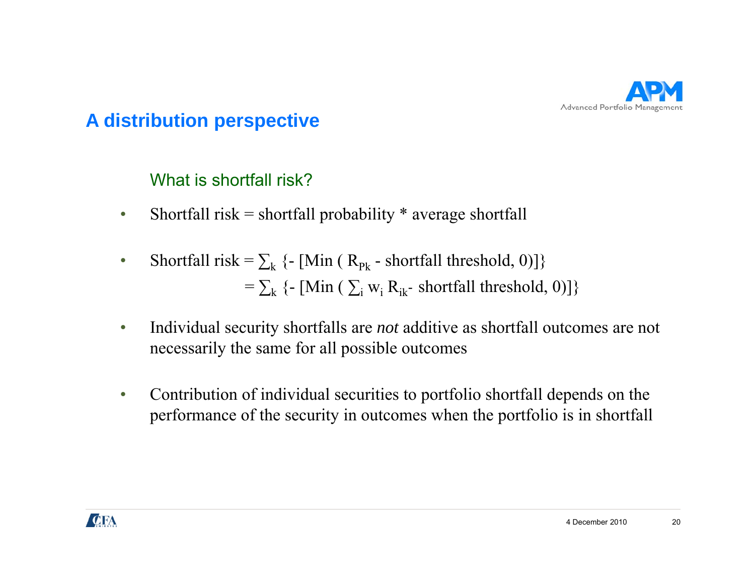## A distribution perspective

### What is shortfall risk?

- Shortfall risk = shortfall probability * average shortfall

- Shortfall risk = $\sum_k$ {- [Min ( $R_{Pk}$ - shortfall threshold, 0)]}
  = $\sum_k$ {- [Min ( $\sum_i w_i R_{ik}$- shortfall threshold, 0)]}

- Individual security shortfalls are *not* additive as shortfall outcomes are not necessarily the same for all possible outcomes

- Contribution of individual securities to portfolio shortfall depends on the performance of the security in outcomes when the portfolio is in shortfall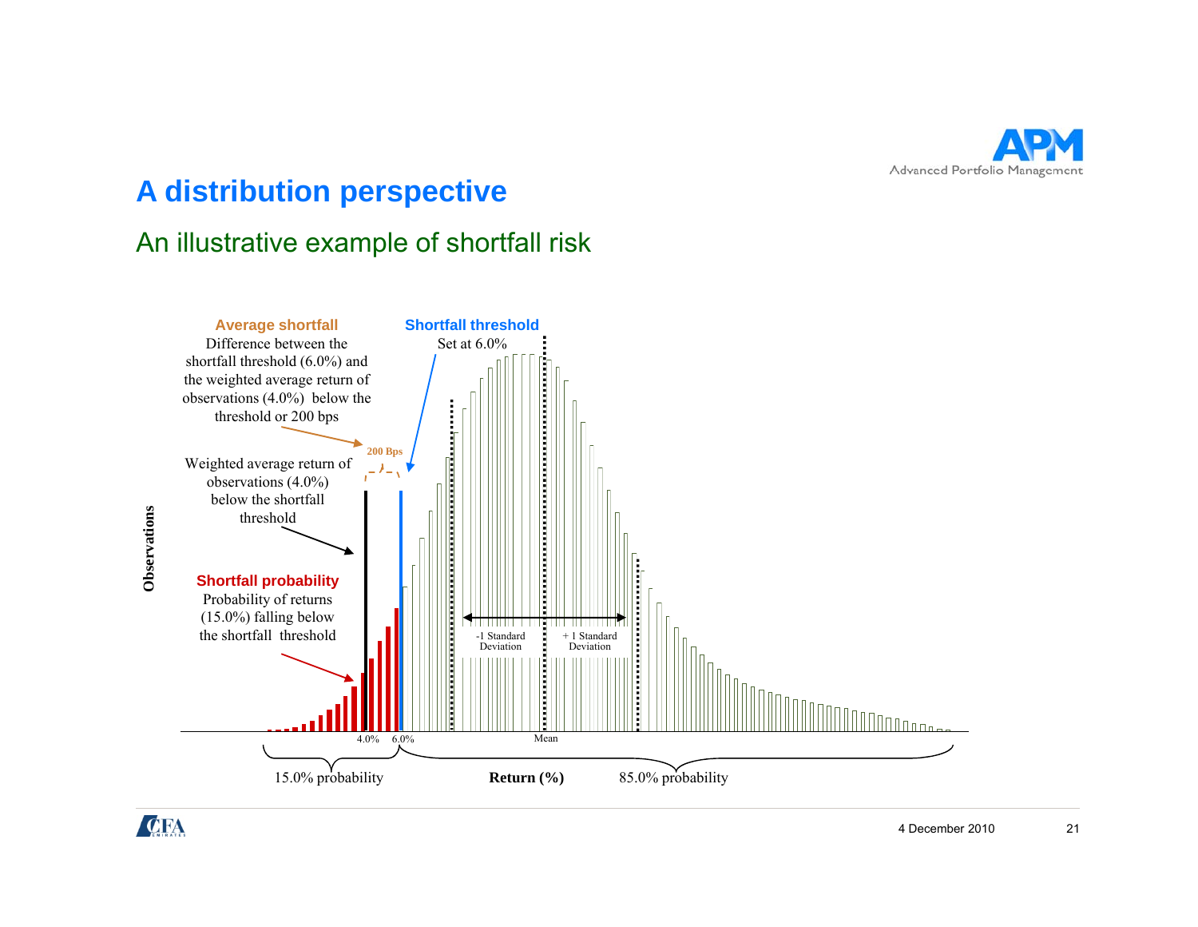# A distribution perspective

## An illustrative example of shortfall risk

**Average shortfall**
Difference between the shortfall threshold (6.0%) and the weighted average return of observations (4.0%) below the threshold or 200 bps

**Shortfall threshold**
Set at 6.0%

200 Bps

Weighted average return of observations (4.0%) below the shortfall threshold

**Shortfall probability**
Probability of returns (15.0%) falling below the shortfall threshold

-1 Standard Deviation

+ 1 Standard Deviation

Observations

4.0% 6.0% Mean

15.0% probability

**Return (%)**

85.0% probability

4 December 2010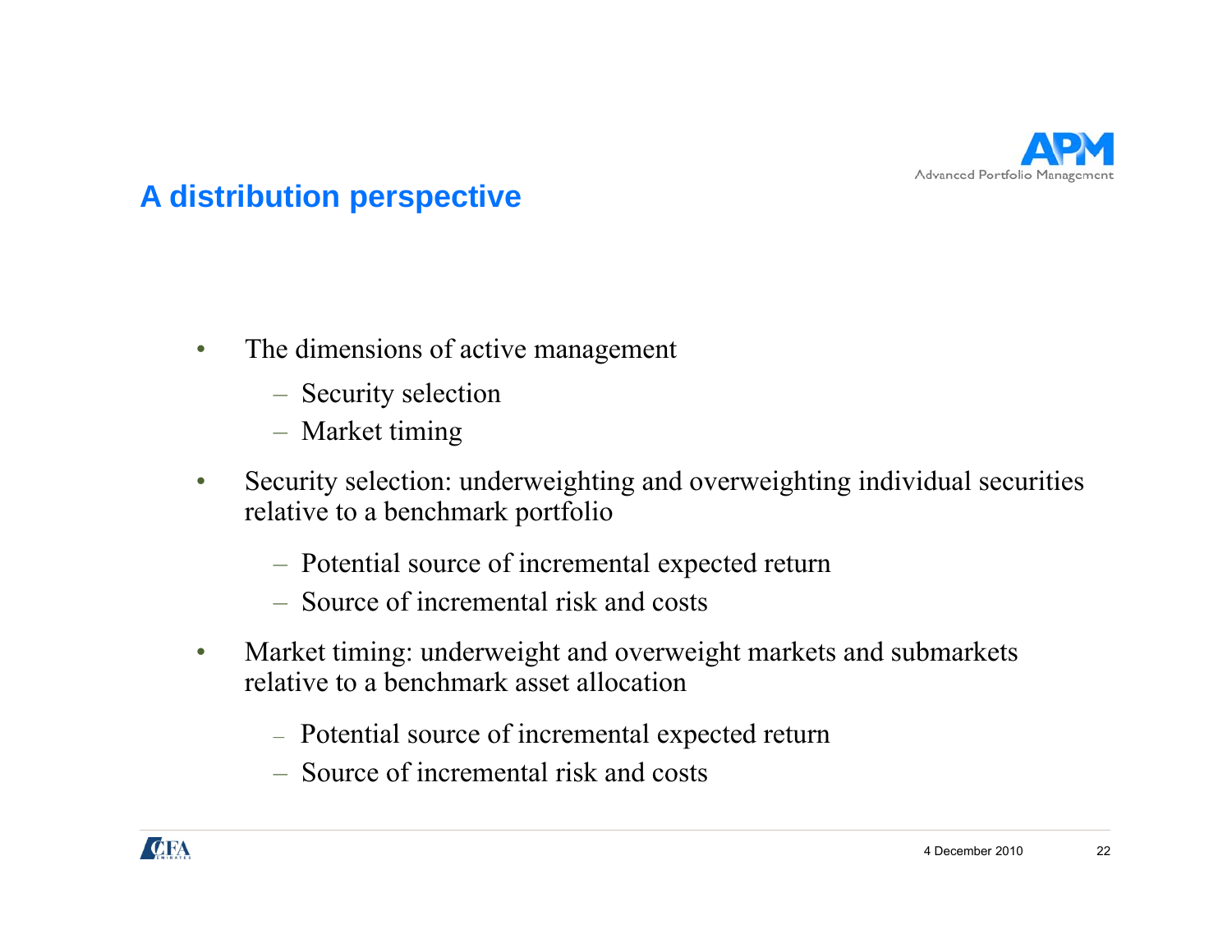## A distribution perspective

- The dimensions of active management
  - Security selection
  - Market timing
- Security selection: underweighting and overweighting individual securities relative to a benchmark portfolio
  - Potential source of incremental expected return
  - Source of incremental risk and costs
- Market timing: underweight and overweight markets and submarkets relative to a benchmark asset allocation
  - Potential source of incremental expected return
  - Source of incremental risk and costs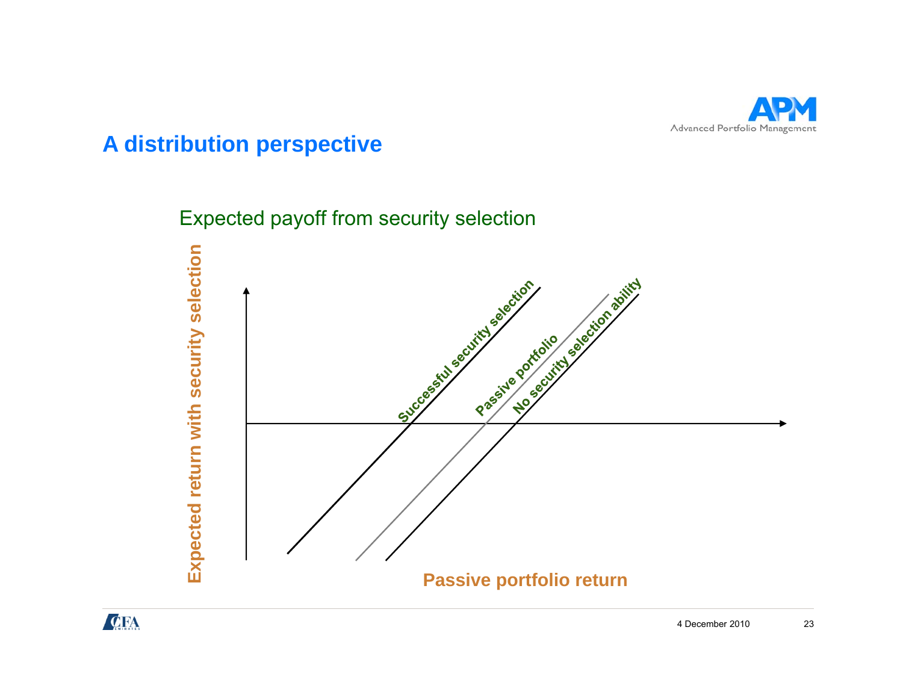# A distribution perspective

Expected payoff from security selection

Expected return with security selection

Successful security selection

Passive portfolio

No security selection ability

Passive portfolio return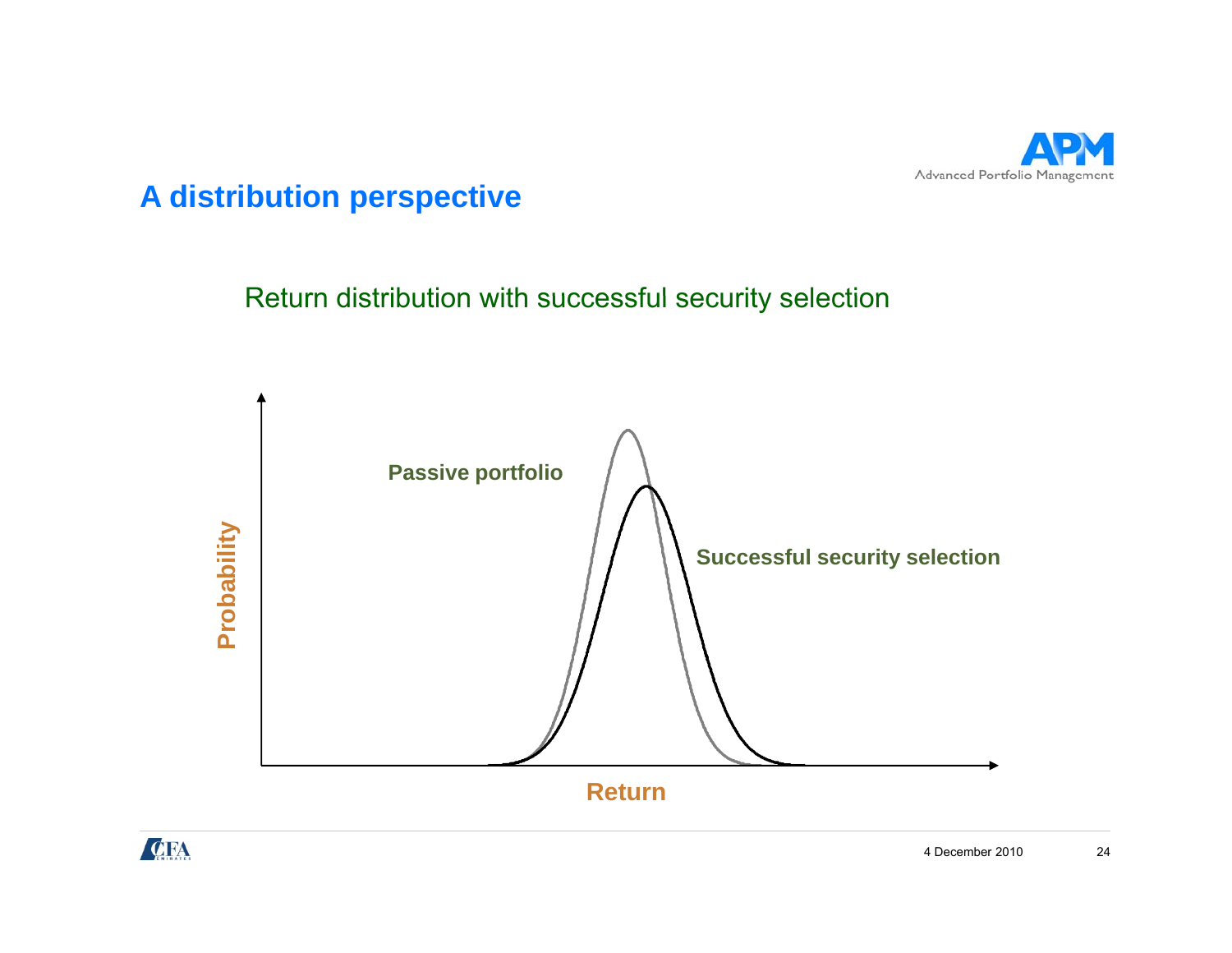## A distribution perspective

Return distribution with successful security selection

Passive portfolio

Successful security selection

Probability

Return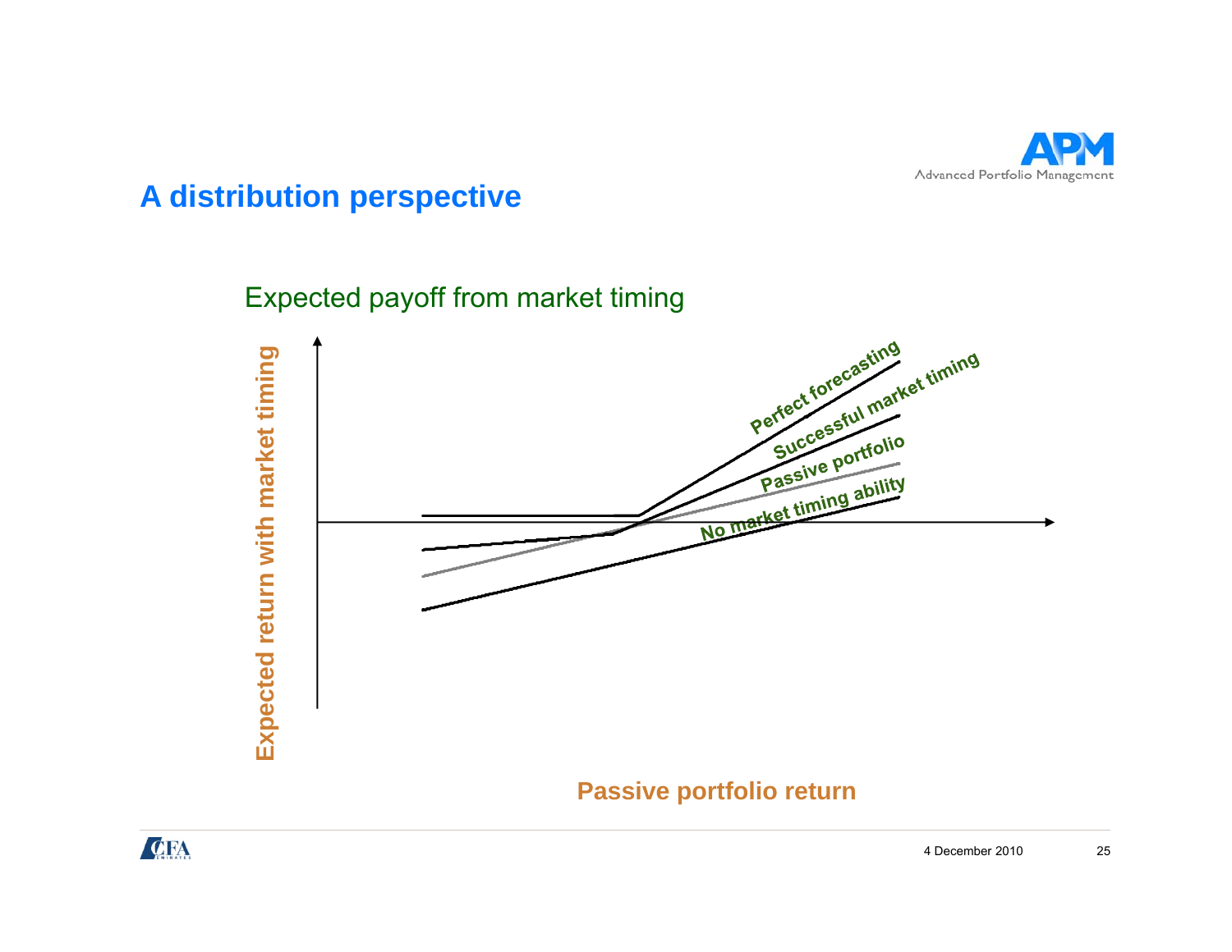# A distribution perspective

Expected payoff from market timing

Expected return with market timing

Perfect forecasting

Successful market timing

Passive portfolio

No market timing ability

Passive portfolio return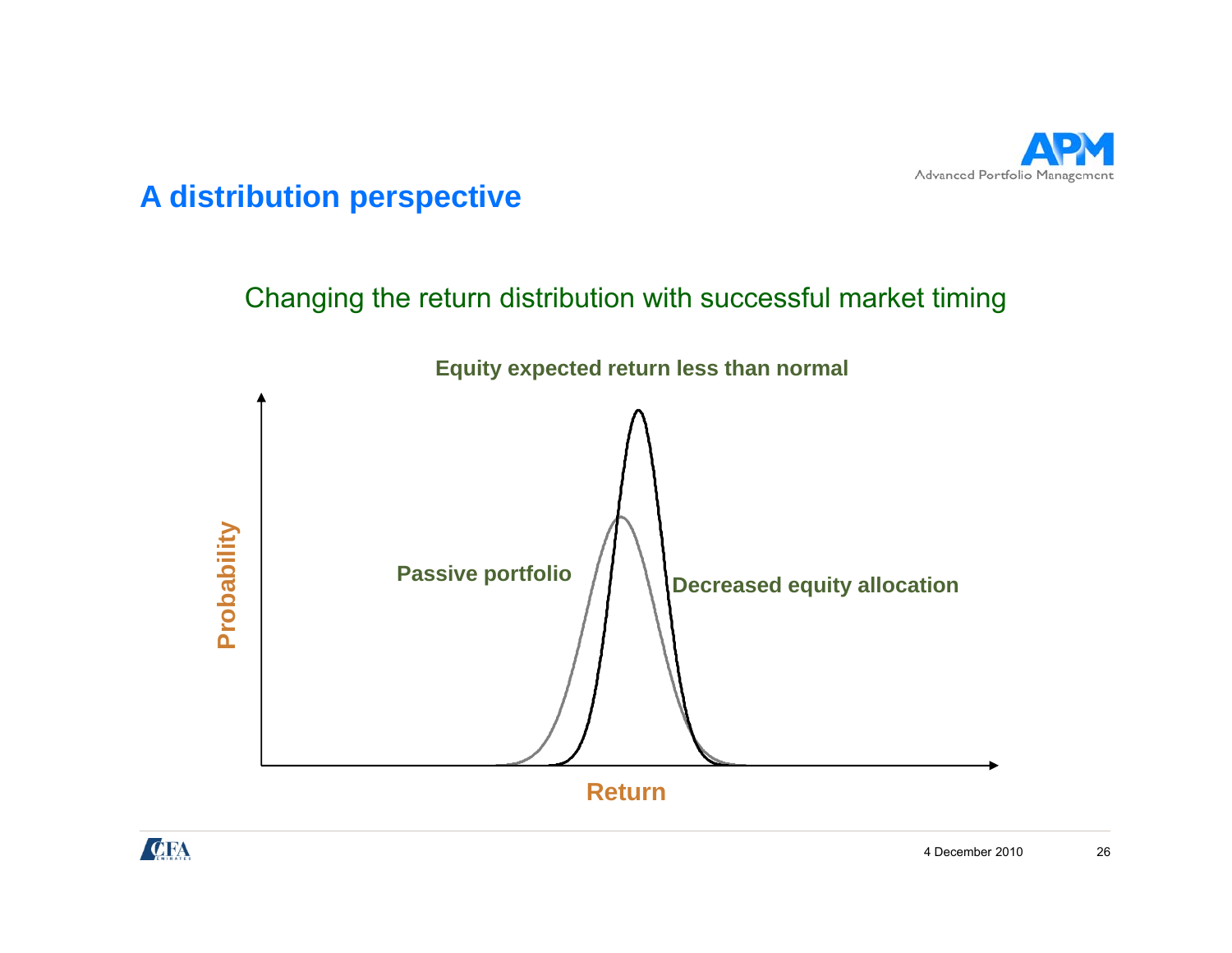# A distribution perspective

Changing the return distribution with successful market timing

**Equity expected return less than normal**

**Passive portfolio**

**Decreased equity allocation**

**Probability**

**Return**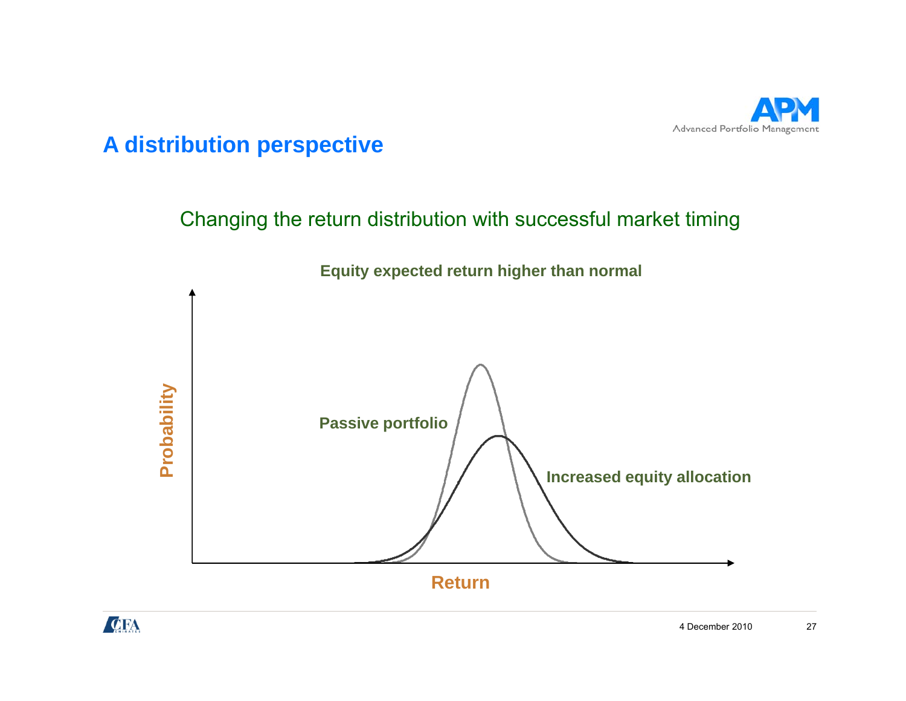# A distribution perspective

Changing the return distribution with successful market timing

**Equity expected return higher than normal**

**Passive portfolio**

**Increased equity allocation**

**Probability**

**Return**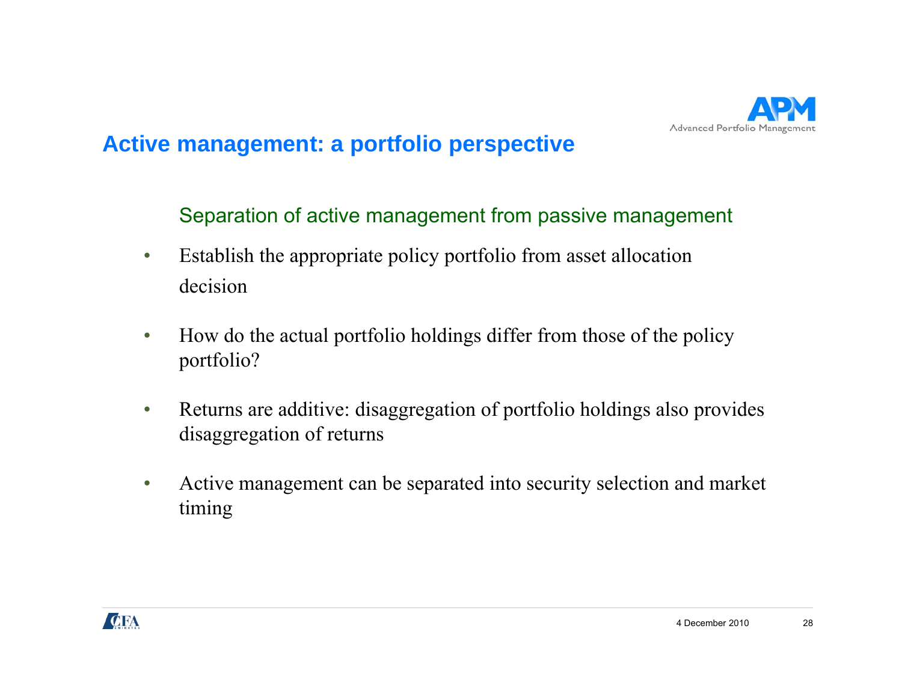# Active management: a portfolio perspective

## Separation of active management from passive management

- Establish the appropriate policy portfolio from asset allocation decision
- How do the actual portfolio holdings differ from those of the policy portfolio?
- Returns are additive: disaggregation of portfolio holdings also provides disaggregation of returns
- Active management can be separated into security selection and market timing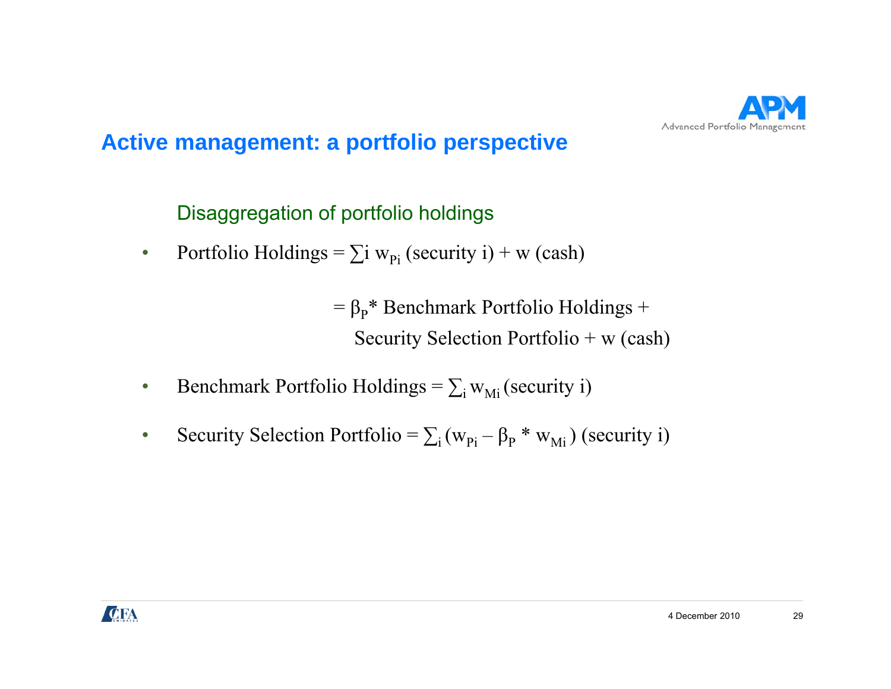## Active management: a portfolio perspective

### Disaggregation of portfolio holdings

- Portfolio Holdings = $\sum i \ w_{Pi}$ (security i) + w (cash)

  = $\beta_P$* Benchmark Portfolio Holdings + Security Selection Portfolio + w (cash)

- Benchmark Portfolio Holdings = $\sum_i w_{Mi}$ (security i)

- Security Selection Portfolio = $\sum_i (w_{Pi} - \beta_P * w_{Mi})$ (security i)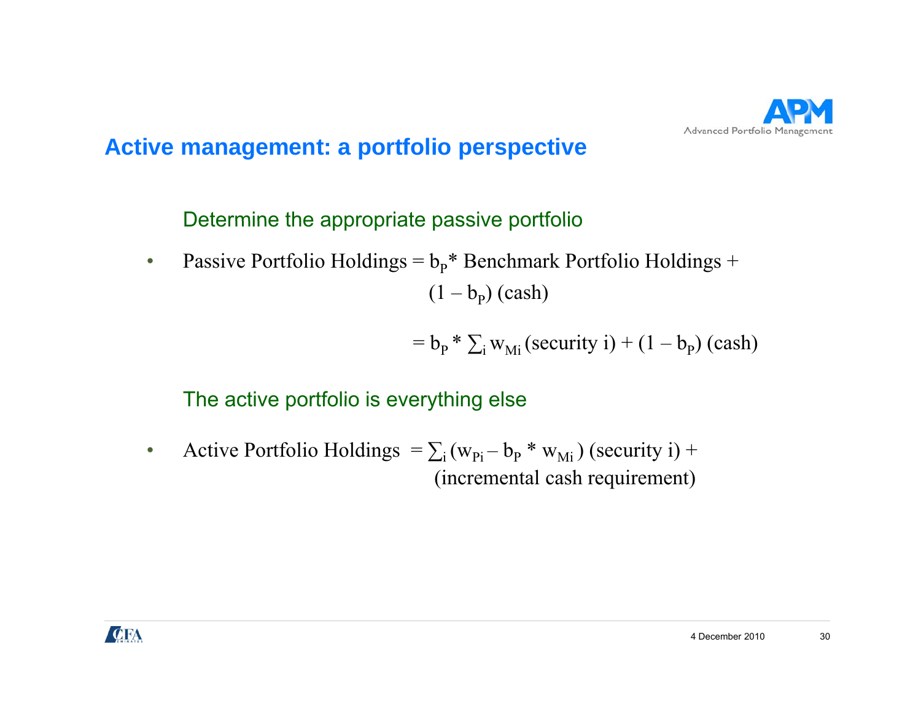## Active management: a portfolio perspective

Determine the appropriate passive portfolio

- Passive Portfolio Holdings = $b_P$* Benchmark Portfolio Holdings + $(1 - b_P)$ (cash)

  $= b_P * \sum_i w_{Mi}$ (security i) + $(1 - b_P)$ (cash)

The active portfolio is everything else

- Active Portfolio Holdings $= \sum_i (w_{Pi} - b_P * w_{Mi})$ (security i) + (incremental cash requirement)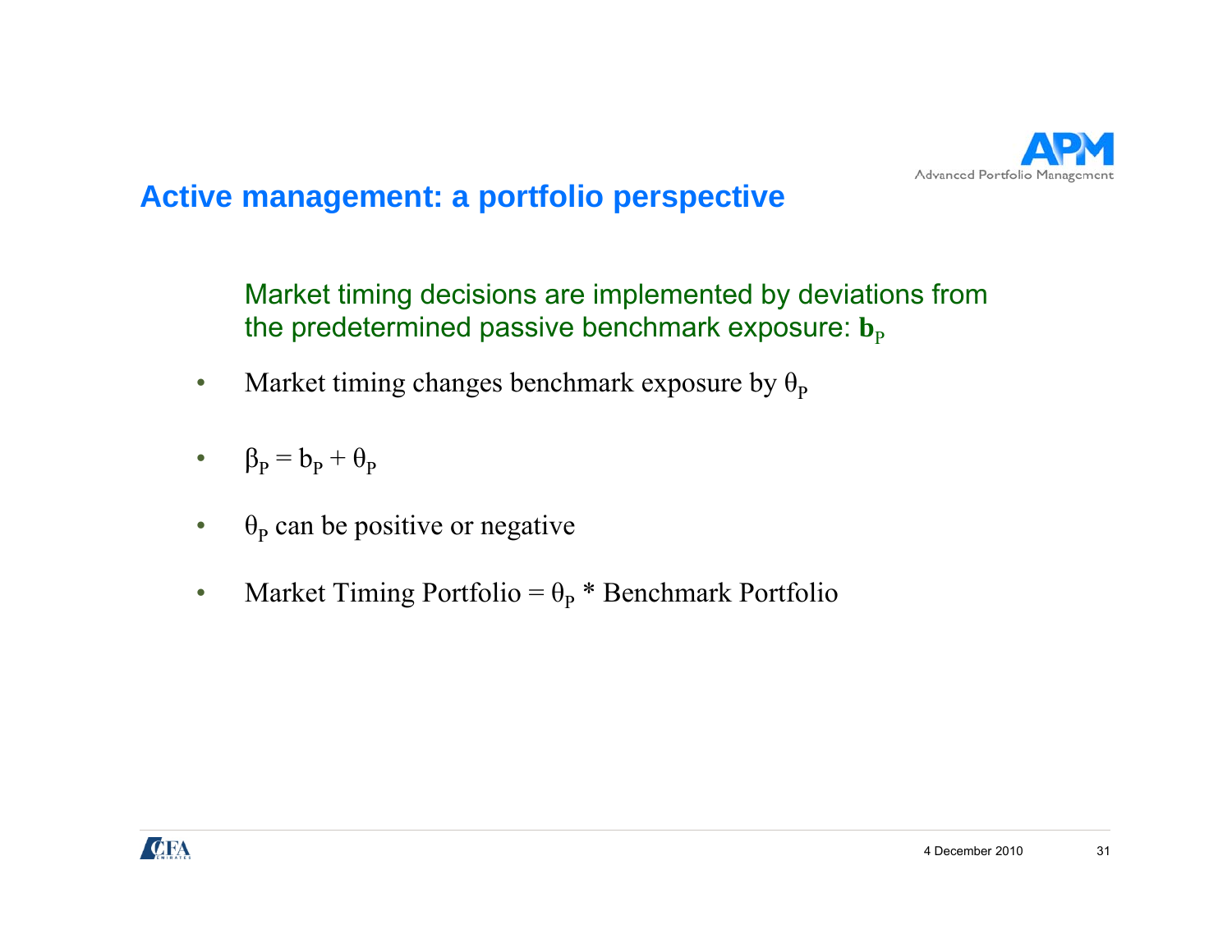## Active management: a portfolio perspective

Market timing decisions are implemented by deviations from the predetermined passive benchmark exposure: $\mathbf{b}_P$

- Market timing changes benchmark exposure by $\theta_P$
- $\beta_P = b_P + \theta_P$
- $\theta_P$ can be positive or negative
- Market Timing Portfolio = $\theta_P$ * Benchmark Portfolio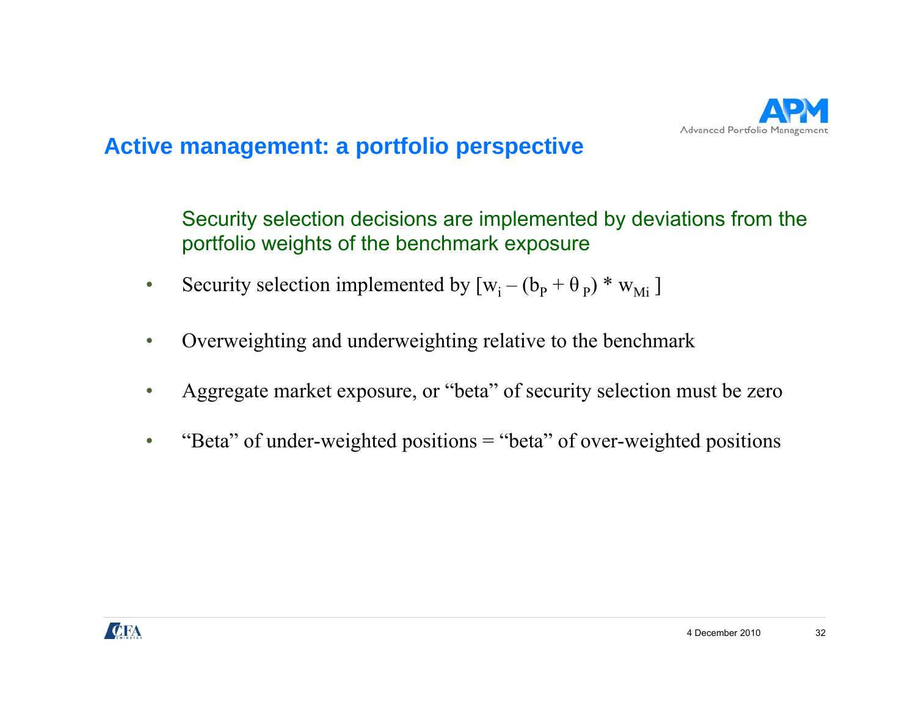## Active management: a portfolio perspective

Security selection decisions are implemented by deviations from the portfolio weights of the benchmark exposure

- Security selection implemented by $[w_i - (b_P + \theta_P) * w_{Mi}]$
- Overweighting and underweighting relative to the benchmark
- Aggregate market exposure, or "beta" of security selection must be zero
- "Beta" of under-weighted positions = "beta" of over-weighted positions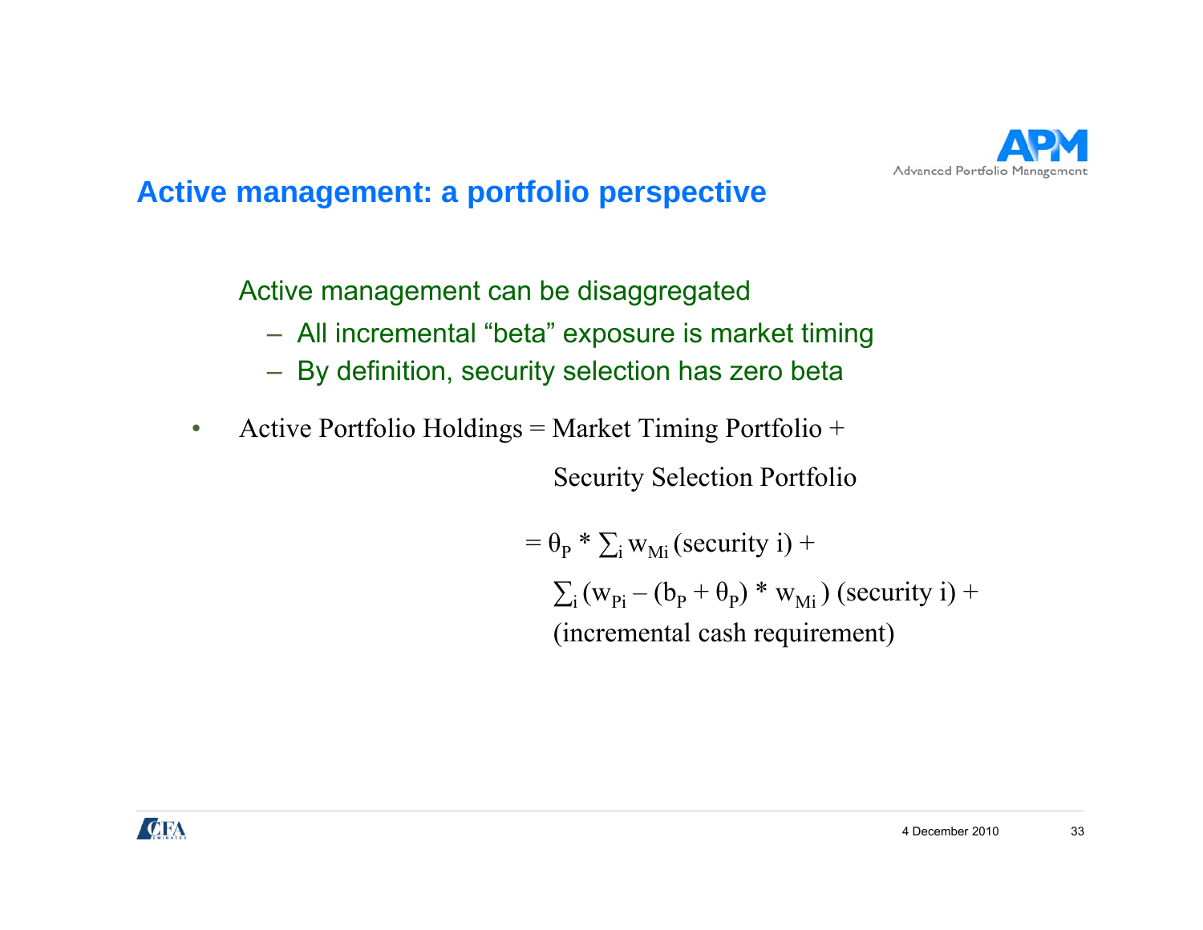## Active management: a portfolio perspective

Active management can be disaggregated

- All incremental "beta" exposure is market timing
- By definition, security selection has zero beta

- Active Portfolio Holdings = Market Timing Portfolio + Security Selection Portfolio

$$= \theta_P * \sum_i w_{Mi} \text{ (security i)} +$$

$$\sum_i (w_{Pi} - (b_P + \theta_P) * w_{Mi}) \text{ (security i)} +$$

$$\text{(incremental cash requirement)}$$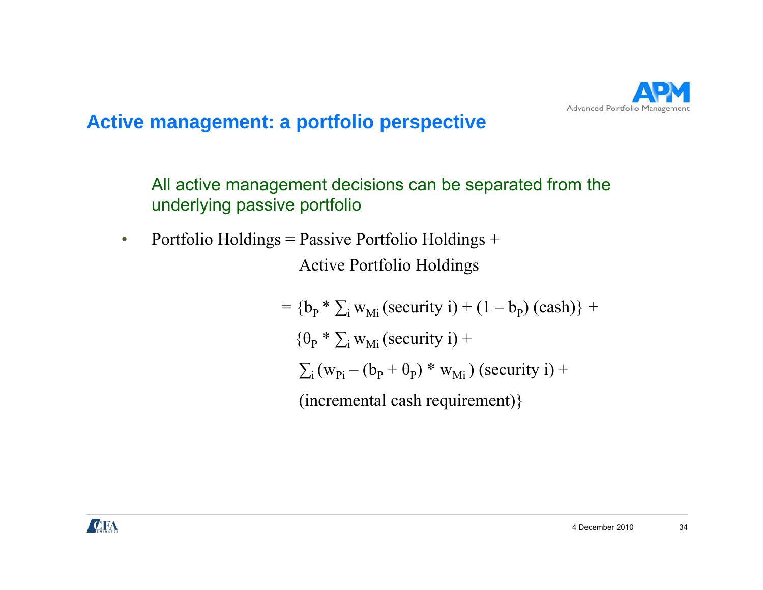## Active management: a portfolio perspective

All active management decisions can be separated from the underlying passive portfolio

- Portfolio Holdings = Passive Portfolio Holdings + Active Portfolio Holdings

$$= \{b_P * \sum_i w_{Mi} (\text{security } i) + (1 - b_P)(\text{cash})\} +$$

$$\{\theta_P * \sum_i w_{Mi} (\text{security } i) +$$

$$\sum_i (w_{Pi} - (b_P + \theta_P) * w_{Mi}) (\text{security } i) +$$

$$(\text{incremental cash requirement})\}$$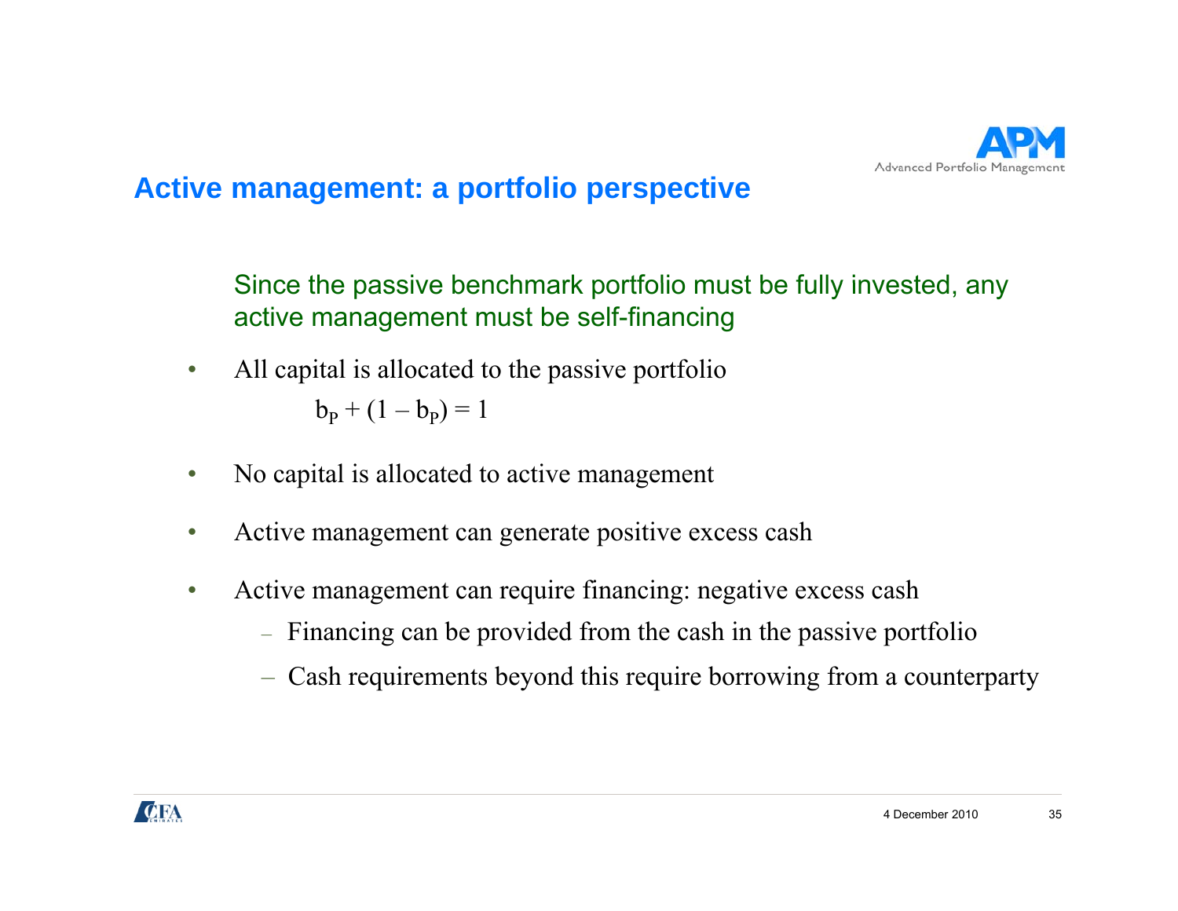## Active management: a portfolio perspective

Since the passive benchmark portfolio must be fully invested, any active management must be self-financing

- All capital is allocated to the passive portfolio

  $$b_P + (1 - b_P) = 1$$

- No capital is allocated to active management
- Active management can generate positive excess cash
- Active management can require financing: negative excess cash
  - Financing can be provided from the cash in the passive portfolio
  - Cash requirements beyond this require borrowing from a counterparty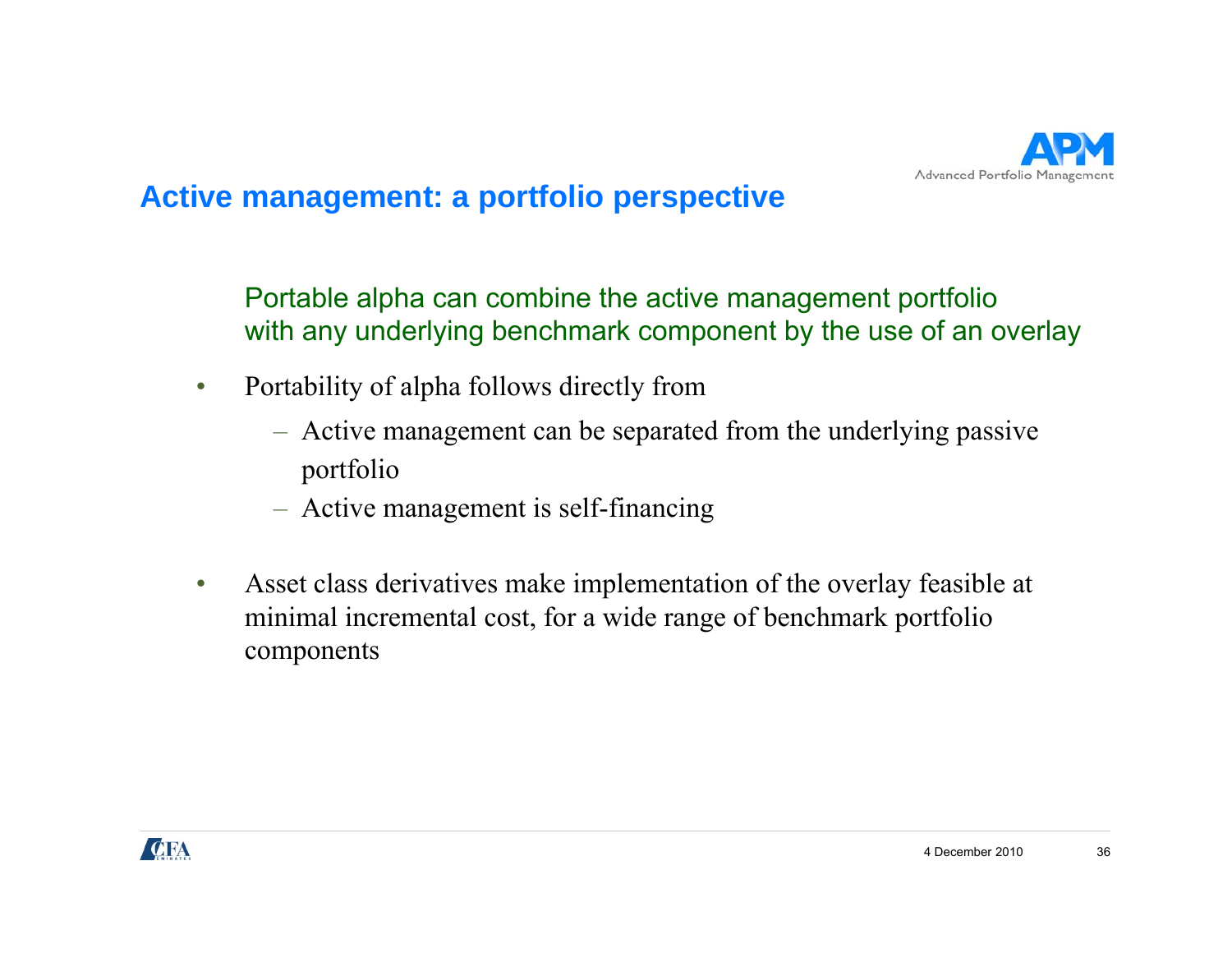## Active management: a portfolio perspective

Portable alpha can combine the active management portfolio with any underlying benchmark component by the use of an overlay

- Portability of alpha follows directly from
  - Active management can be separated from the underlying passive portfolio
  - Active management is self-financing
- Asset class derivatives make implementation of the overlay feasible at minimal incremental cost, for a wide range of benchmark portfolio components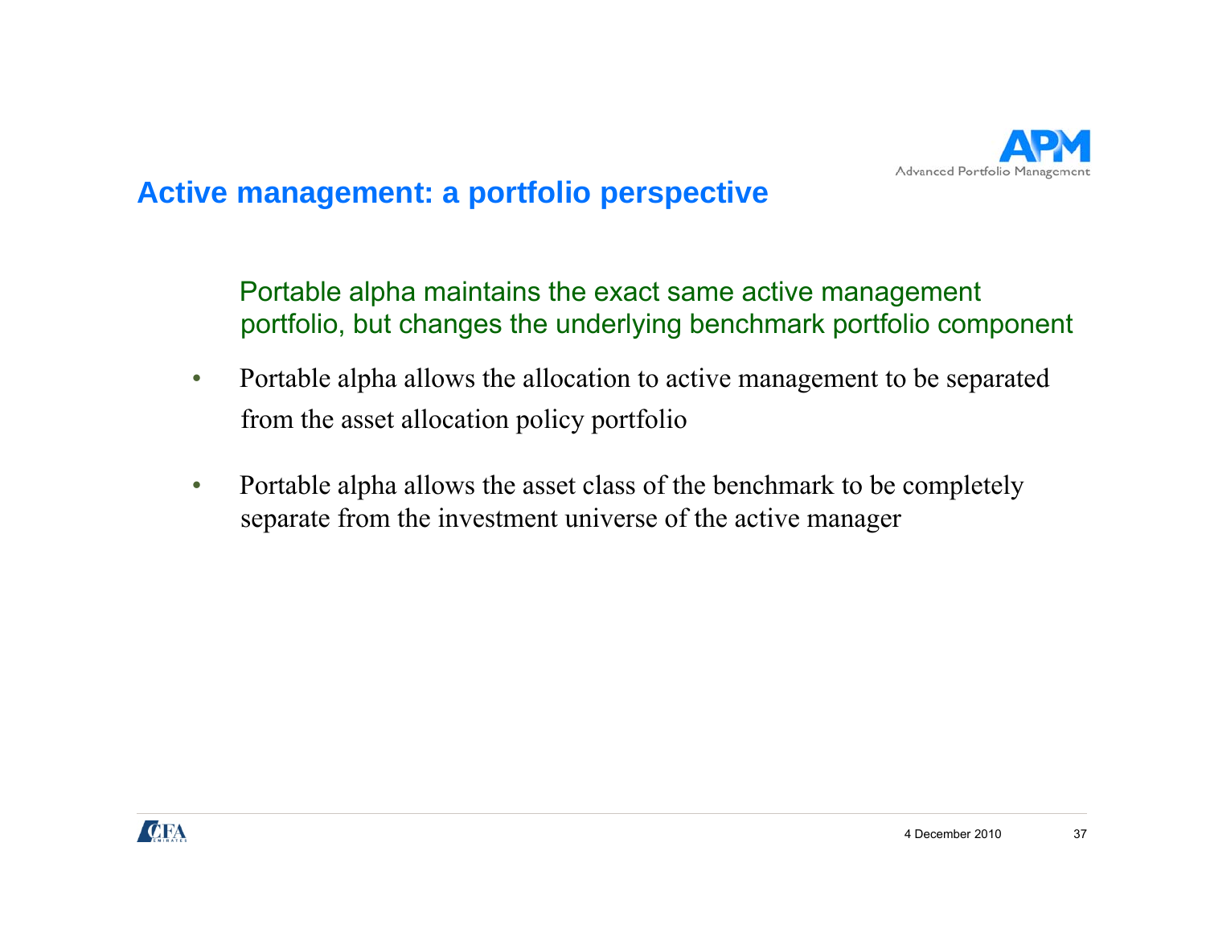## Active management: a portfolio perspective

Portable alpha maintains the exact same active management portfolio, but changes the underlying benchmark portfolio component

- Portable alpha allows the allocation to active management to be separated from the asset allocation policy portfolio
- Portable alpha allows the asset class of the benchmark to be completely separate from the investment universe of the active manager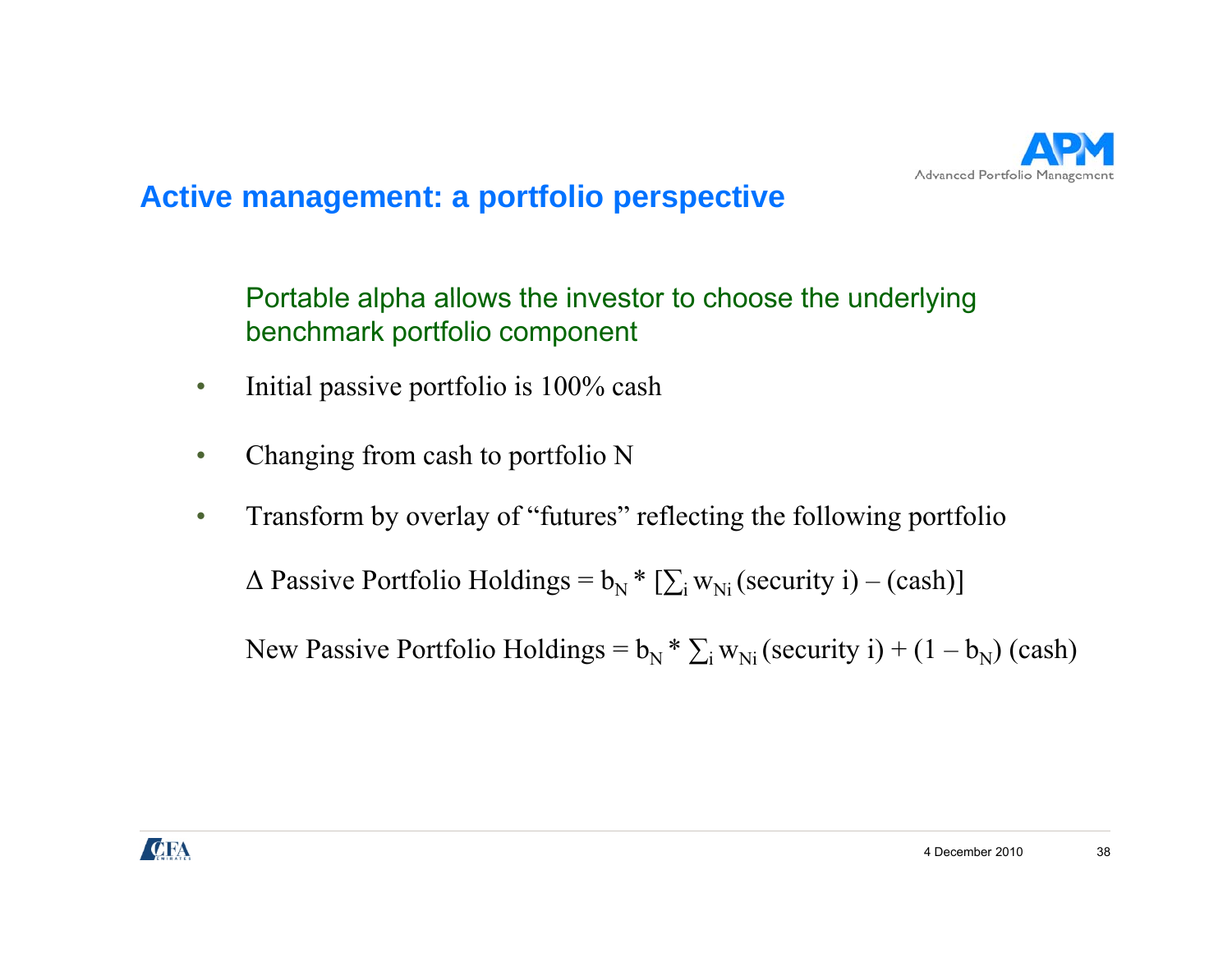## Active management: a portfolio perspective

Portable alpha allows the investor to choose the underlying benchmark portfolio component

- Initial passive portfolio is 100% cash
- Changing from cash to portfolio N
- Transform by overlay of "futures" reflecting the following portfolio

$$\Delta \text{ Passive Portfolio Holdings} = b_N * [\textstyle\sum_i w_{Ni}\,(\text{security } i) - (\text{cash})]$$

$$\text{New Passive Portfolio Holdings} = b_N * \textstyle\sum_i w_{Ni}\,(\text{security } i) + (1 - b_N)\,(\text{cash})$$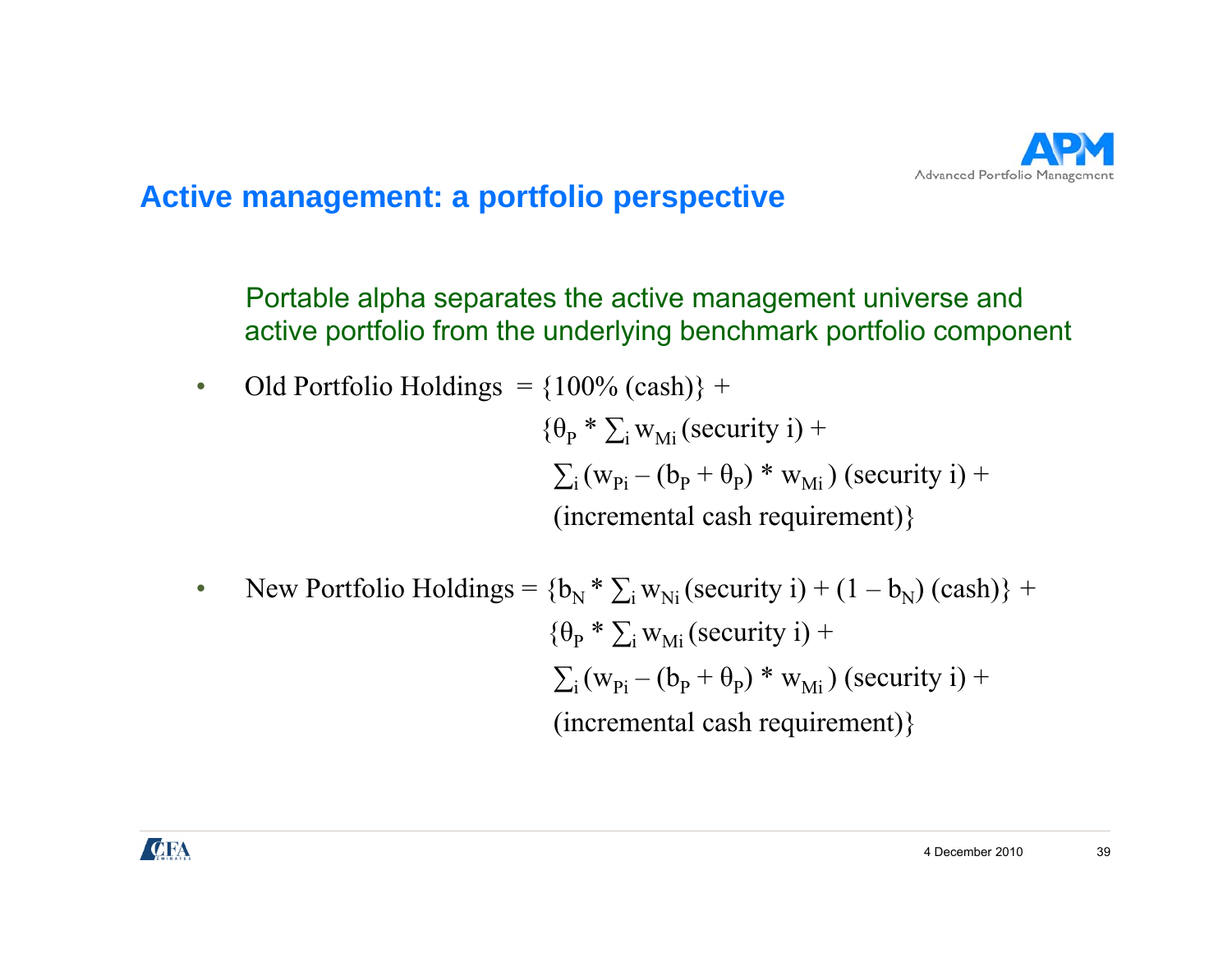## Active management: a portfolio perspective

Portable alpha separates the active management universe and active portfolio from the underlying benchmark portfolio component

- Old Portfolio Holdings = $\{100\% \text{ (cash)}\} +$
  $\{\theta_P * \sum_i w_{Mi} \text{ (security i)} +$
  $\sum_i (w_{Pi} - (b_P + \theta_P) * w_{Mi}) \text{ (security i)} +$
  $\text{(incremental cash requirement)}\}$

- New Portfolio Holdings = $\{b_N * \sum_i w_{Ni} \text{ (security i)} + (1 - b_N) \text{ (cash)}\} +$
  $\{\theta_P * \sum_i w_{Mi} \text{ (security i)} +$
  $\sum_i (w_{Pi} - (b_P + \theta_P) * w_{Mi}) \text{ (security i)} +$
  $\text{(incremental cash requirement)}\}$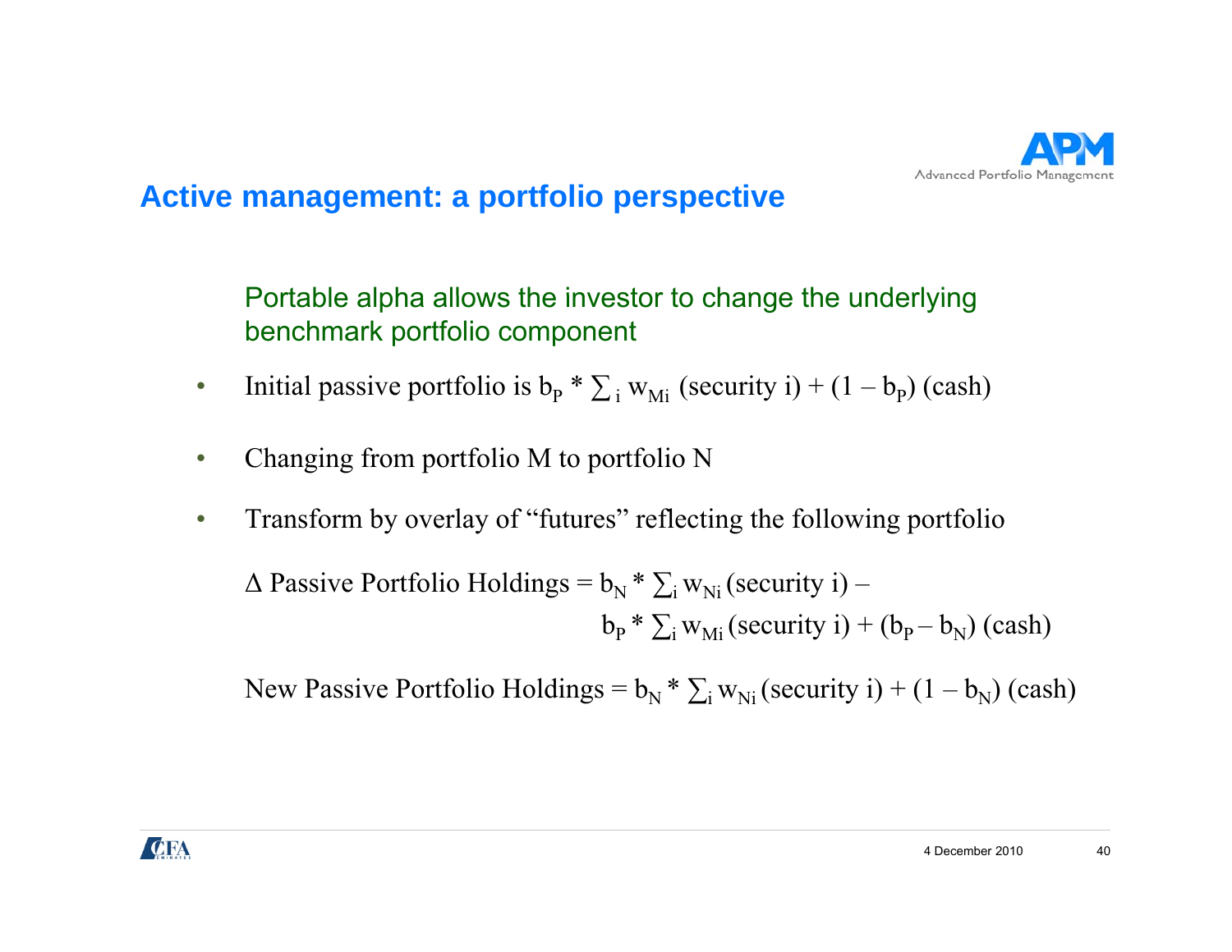## Active management: a portfolio perspective

Portable alpha allows the investor to change the underlying benchmark portfolio component

- Initial passive portfolio is $b_P * \sum_i w_{Mi}$ (security i) + $(1 - b_P)$ (cash)
- Changing from portfolio M to portfolio N
- Transform by overlay of "futures" reflecting the following portfolio

$$\Delta \text{ Passive Portfolio Holdings} = b_N * \sum_i w_{Ni} \text{(security i)} - b_P * \sum_i w_{Mi} \text{(security i)} + (b_P - b_N) \text{(cash)}$$

$$\text{New Passive Portfolio Holdings} = b_N * \sum_i w_{Ni} \text{(security i)} + (1 - b_N) \text{(cash)}$$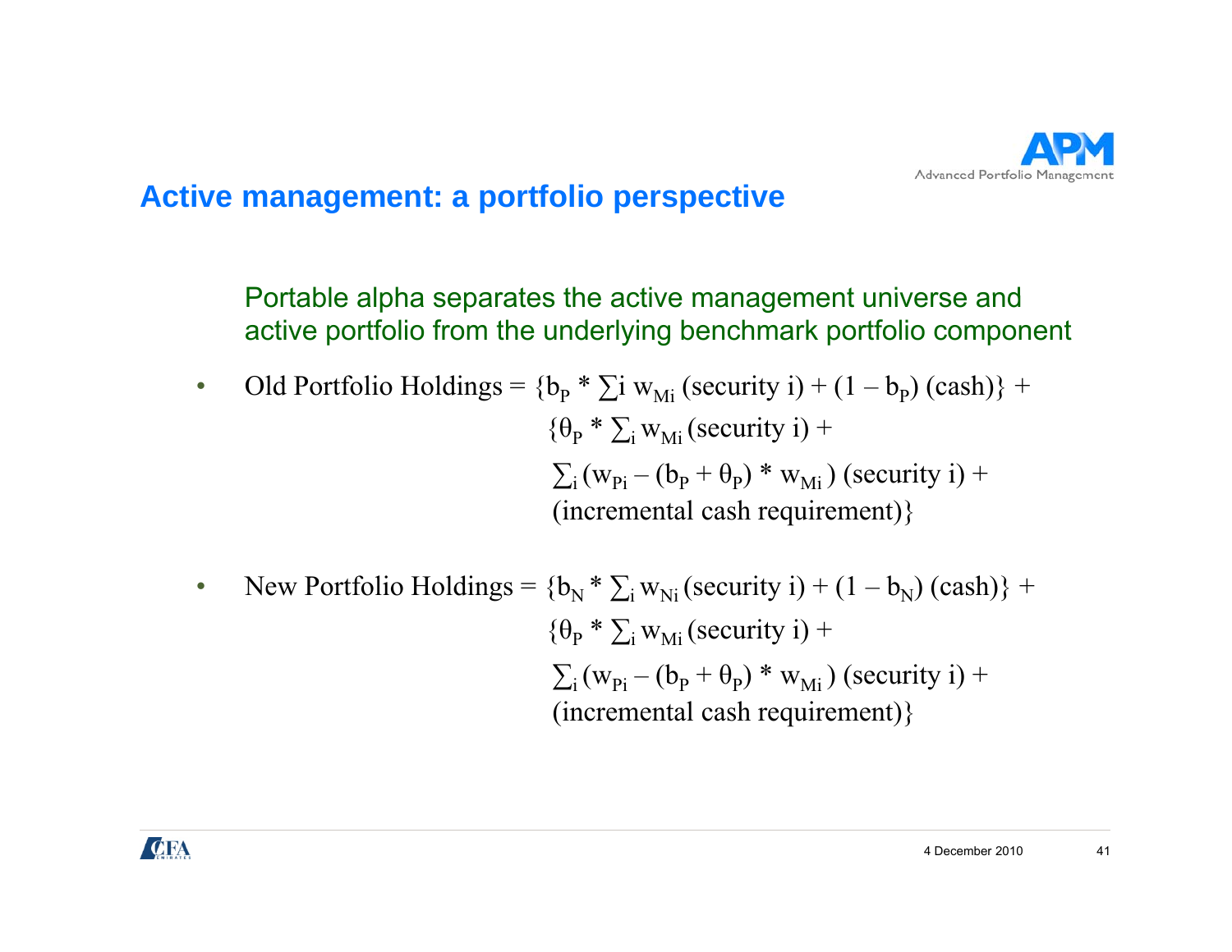## Active management: a portfolio perspective

Portable alpha separates the active management universe and active portfolio from the underlying benchmark portfolio component

- Old Portfolio Holdings = $\{b_P * \sum i\ w_{Mi}$ (security i) + $(1 - b_P)$ (cash)} +
  $\{\theta_P * \sum_i w_{Mi}$ (security i) +
  $\sum_i (w_{Pi} - (b_P + \theta_P) * w_{Mi})$ (security i) +
  (incremental cash requirement)}

- New Portfolio Holdings = $\{b_N * \sum_i w_{Ni}$ (security i) + $(1 - b_N)$ (cash)} +
  $\{\theta_P * \sum_i w_{Mi}$ (security i) +
  $\sum_i (w_{Pi} - (b_P + \theta_P) * w_{Mi})$ (security i) +
  (incremental cash requirement)}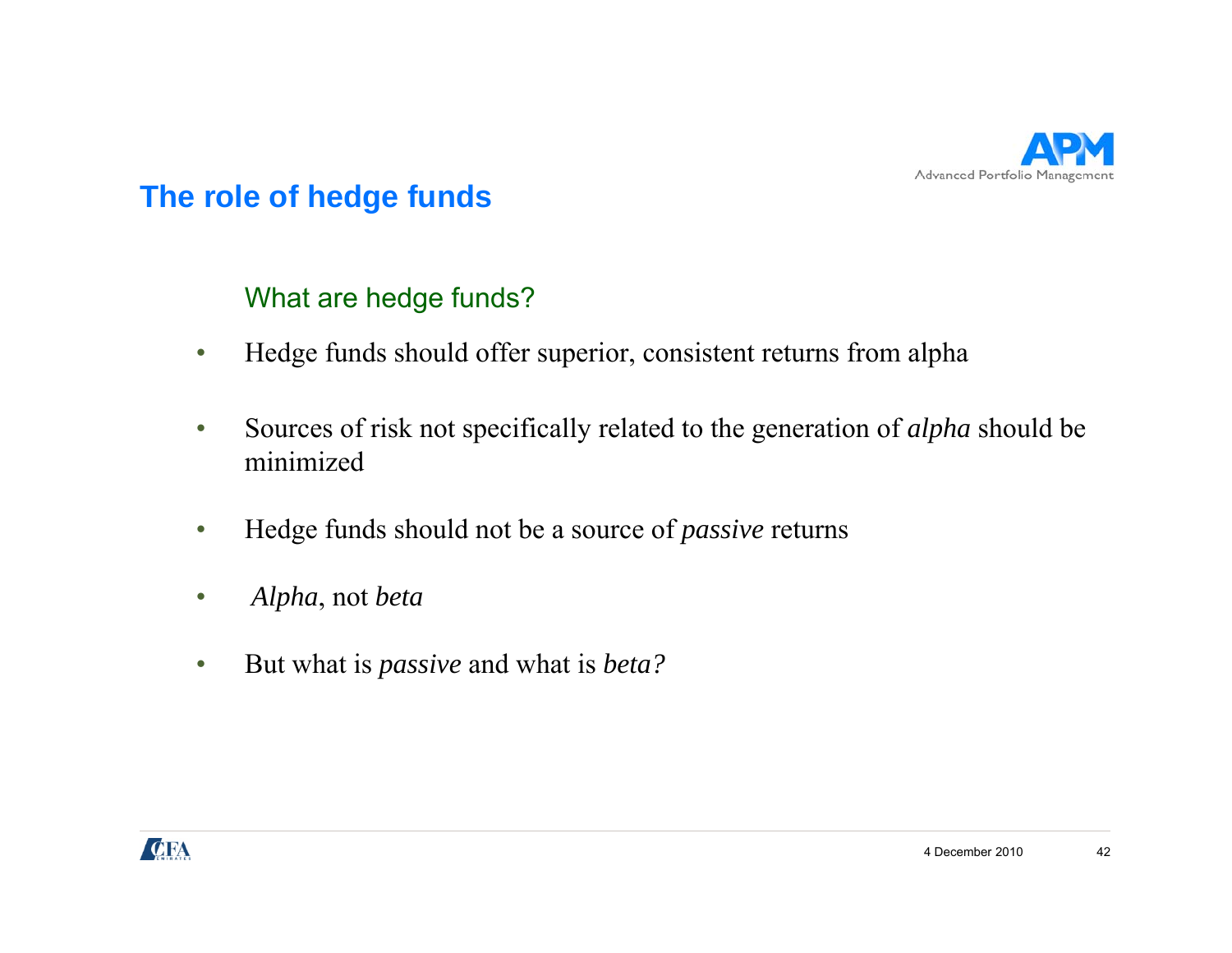# The role of hedge funds

## What are hedge funds?

- Hedge funds should offer superior, consistent returns from alpha
- Sources of risk not specifically related to the generation of *alpha* should be minimized
- Hedge funds should not be a source of *passive* returns
- *Alpha*, not *beta*
- But what is *passive* and what is *beta?*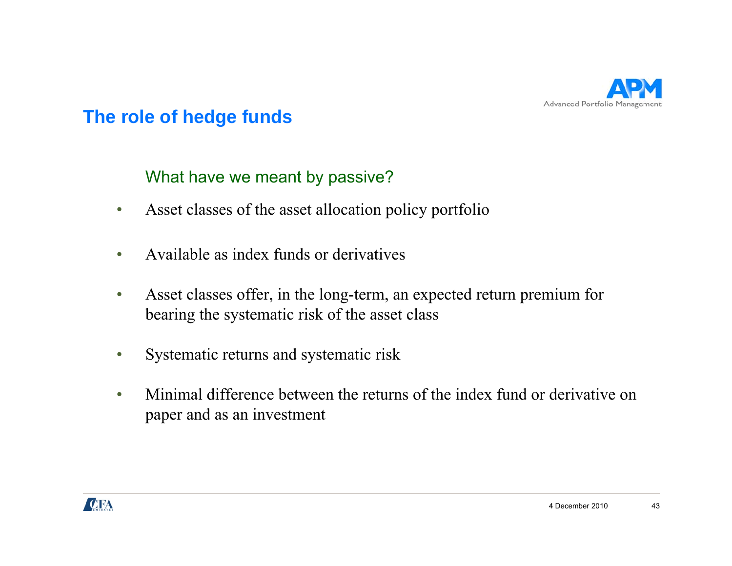## The role of hedge funds

### What have we meant by passive?

- Asset classes of the asset allocation policy portfolio
- Available as index funds or derivatives
- Asset classes offer, in the long-term, an expected return premium for bearing the systematic risk of the asset class
- Systematic returns and systematic risk
- Minimal difference between the returns of the index fund or derivative on paper and as an investment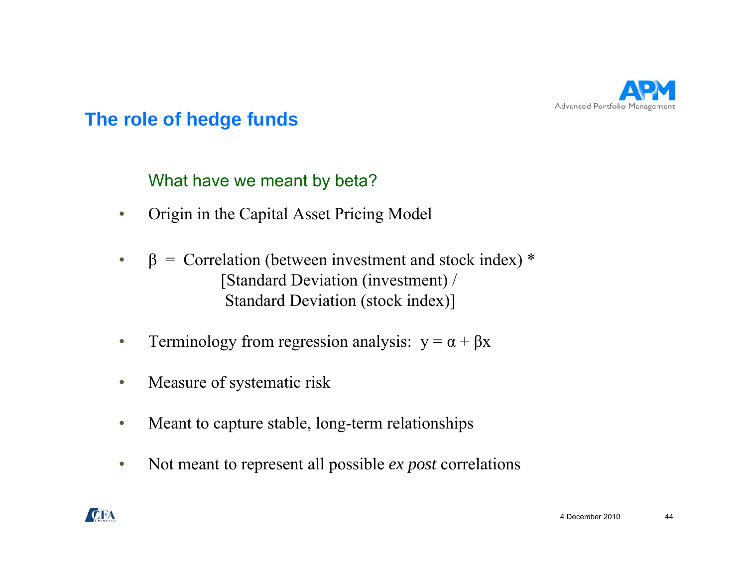## The role of hedge funds

### What have we meant by beta?

- Origin in the Capital Asset Pricing Model
- $\beta$ = Correlation (between investment and stock index) * [Standard Deviation (investment) / Standard Deviation (stock index)]
- Terminology from regression analysis: $y = \alpha + \beta x$
- Measure of systematic risk
- Meant to capture stable, long-term relationships
- Not meant to represent all possible *ex post* correlations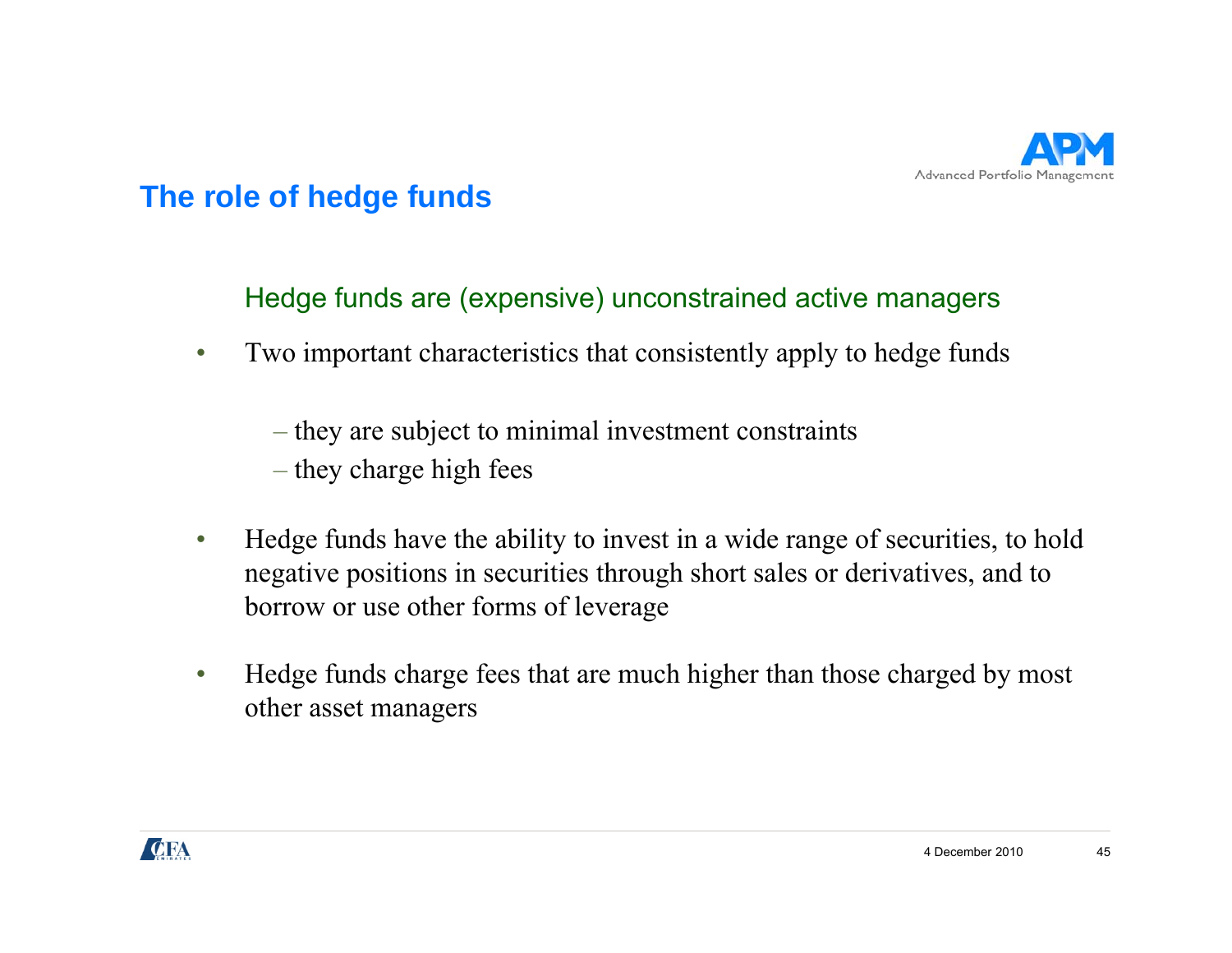## The role of hedge funds

Hedge funds are (expensive) unconstrained active managers

- Two important characteristics that consistently apply to hedge funds
  - they are subject to minimal investment constraints
  - they charge high fees
- Hedge funds have the ability to invest in a wide range of securities, to hold negative positions in securities through short sales or derivatives, and to borrow or use other forms of leverage
- Hedge funds charge fees that are much higher than those charged by most other asset managers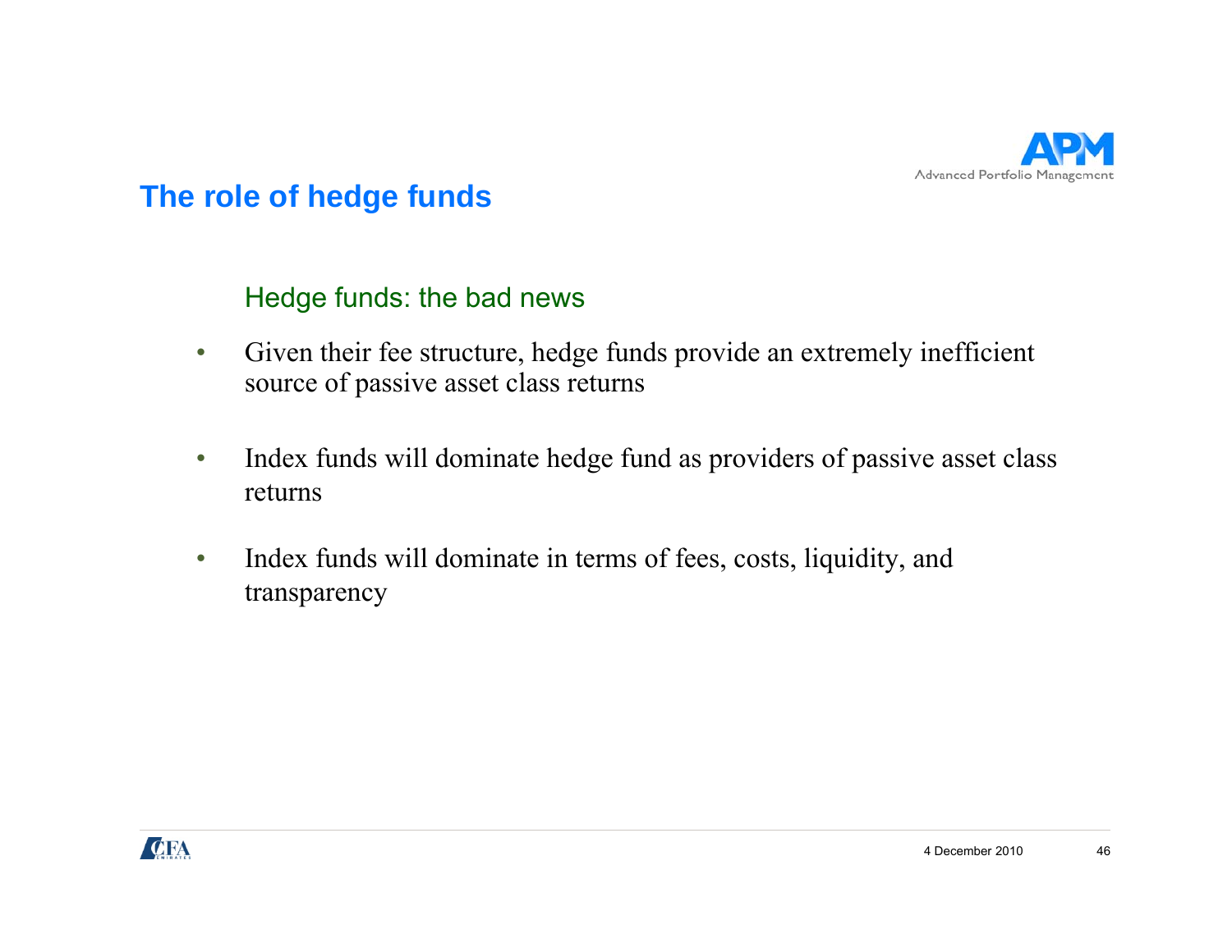## The role of hedge funds

### Hedge funds: the bad news

- Given their fee structure, hedge funds provide an extremely inefficient source of passive asset class returns
- Index funds will dominate hedge fund as providers of passive asset class returns
- Index funds will dominate in terms of fees, costs, liquidity, and transparency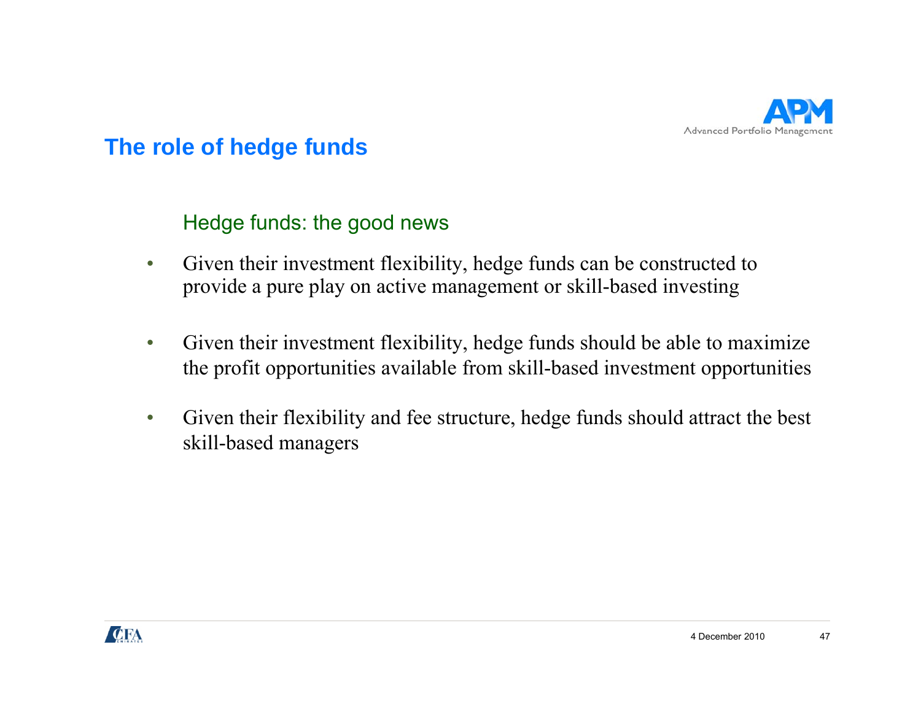## The role of hedge funds

### Hedge funds: the good news

- Given their investment flexibility, hedge funds can be constructed to provide a pure play on active management or skill-based investing
- Given their investment flexibility, hedge funds should be able to maximize the profit opportunities available from skill-based investment opportunities
- Given their flexibility and fee structure, hedge funds should attract the best skill-based managers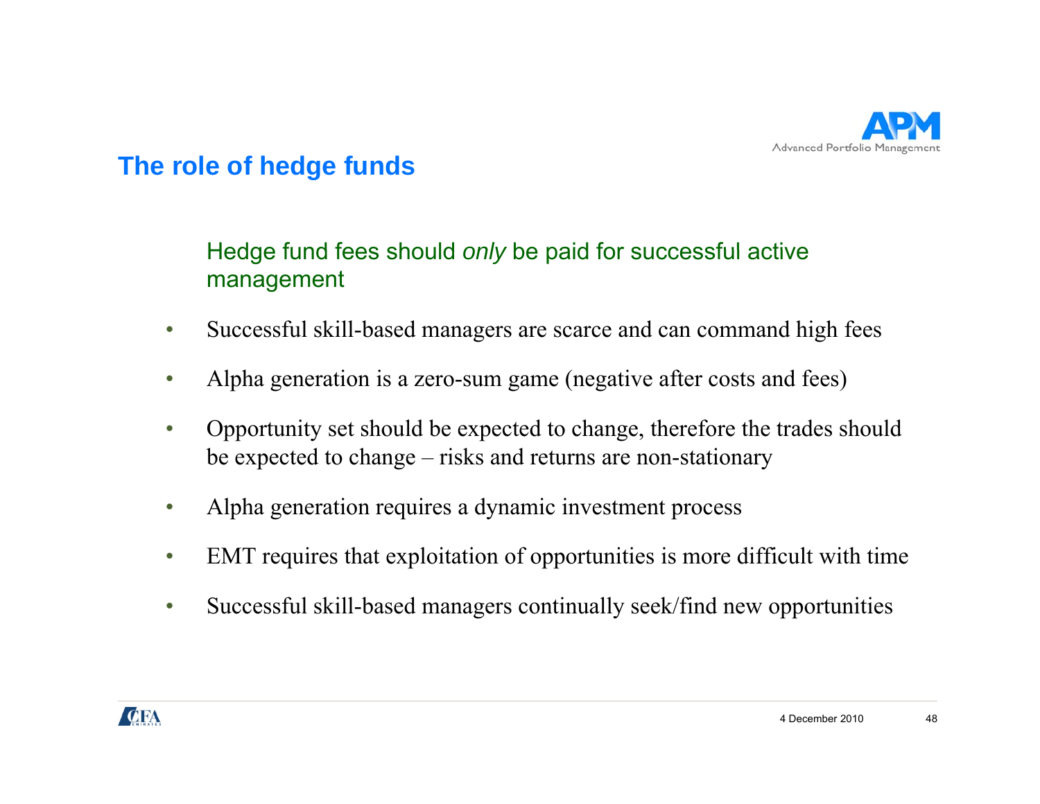## The role of hedge funds

Hedge fund fees should *only* be paid for successful active management

- Successful skill-based managers are scarce and can command high fees
- Alpha generation is a zero-sum game (negative after costs and fees)
- Opportunity set should be expected to change, therefore the trades should be expected to change – risks and returns are non-stationary
- Alpha generation requires a dynamic investment process
- EMT requires that exploitation of opportunities is more difficult with time
- Successful skill-based managers continually seek/find new opportunities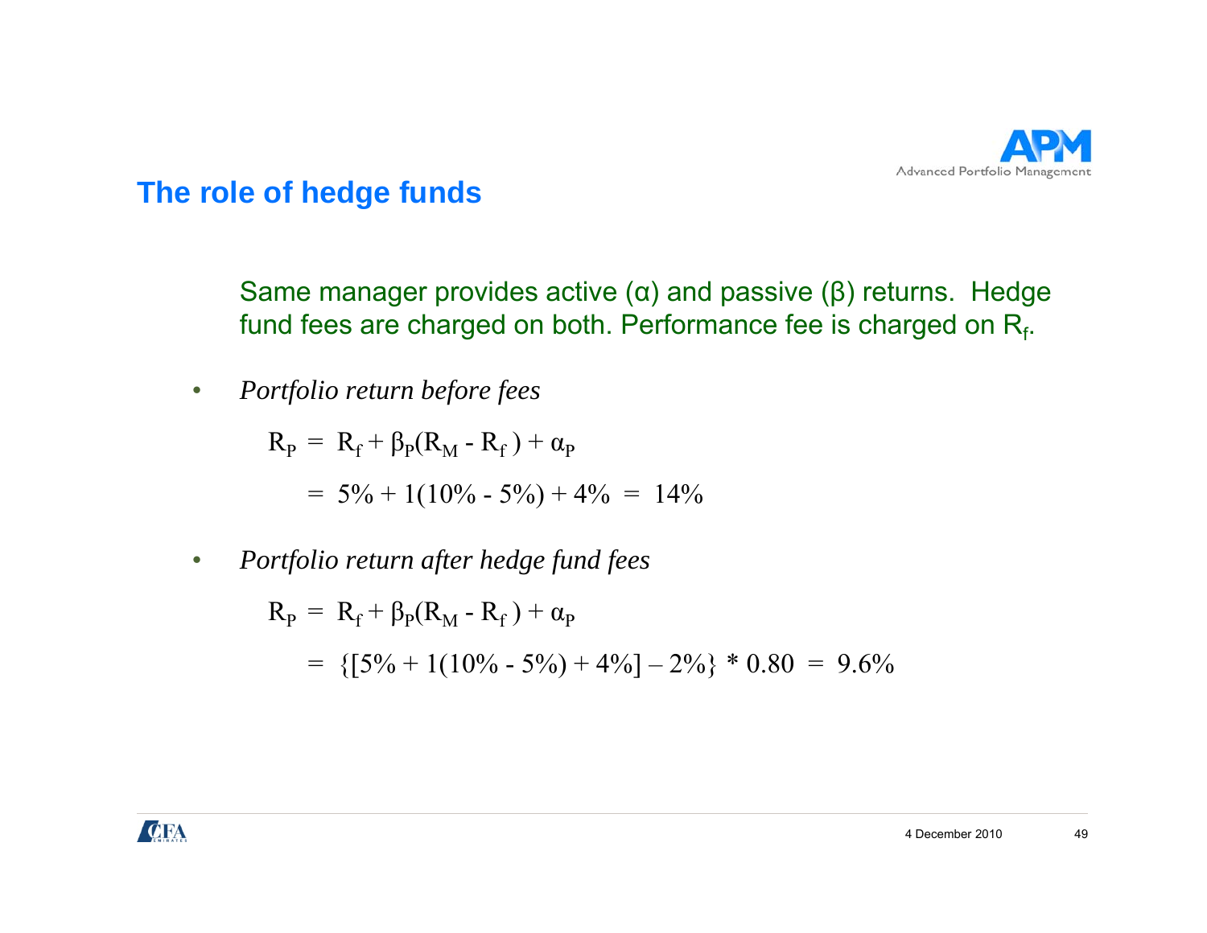## The role of hedge funds

Same manager provides active (α) and passive (β) returns. Hedge fund fees are charged on both. Performance fee is charged on $R_f$.

- *Portfolio return before fees*

$$R_P = R_f + \beta_P(R_M - R_f) + \alpha_P$$

$$= 5\% + 1(10\% - 5\%) + 4\% = 14\%$$

- *Portfolio return after hedge fund fees*

$$R_P = R_f + \beta_P(R_M - R_f) + \alpha_P$$

$$= \{[5\% + 1(10\% - 5\%) + 4\%] - 2\%\} * 0.80 = 9.6\%$$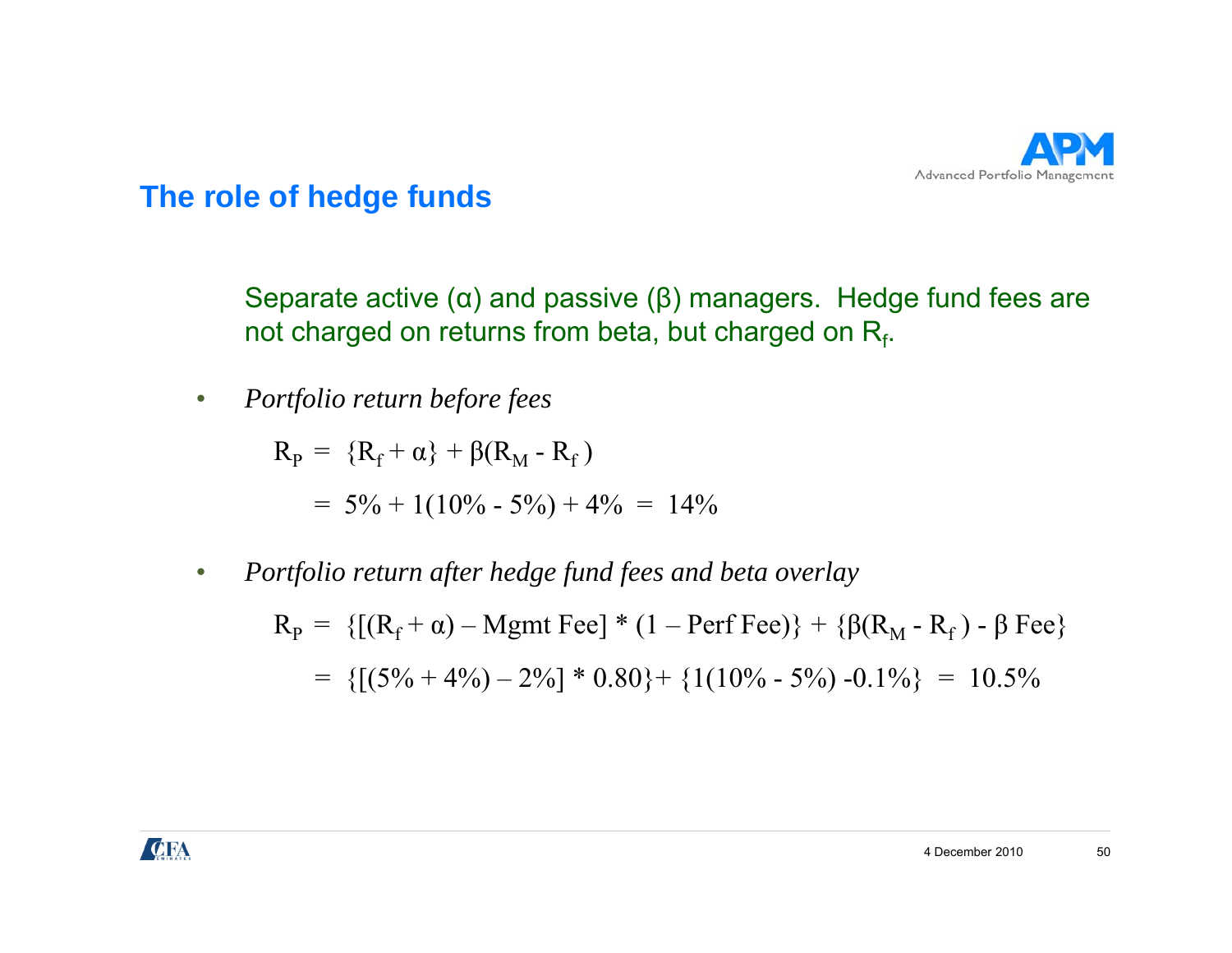## The role of hedge funds

Separate active (α) and passive (β) managers. Hedge fund fees are not charged on returns from beta, but charged on $R_f$.

- *Portfolio return before fees*

$$R_P = \{R_f + \alpha\} + \beta(R_M - R_f)$$

$$= 5\% + 1(10\% - 5\%) + 4\% = 14\%$$

- *Portfolio return after hedge fund fees and beta overlay*

$$R_P = \{[(R_f + \alpha) - \text{Mgmt Fee}] * (1 - \text{Perf Fee})\} + \{\beta(R_M - R_f) - \beta \text{ Fee}\}$$

$$= \{[(5\% + 4\%) - 2\%] * 0.80\} + \{1(10\% - 5\%) - 0.1\%\} = 10.5\%$$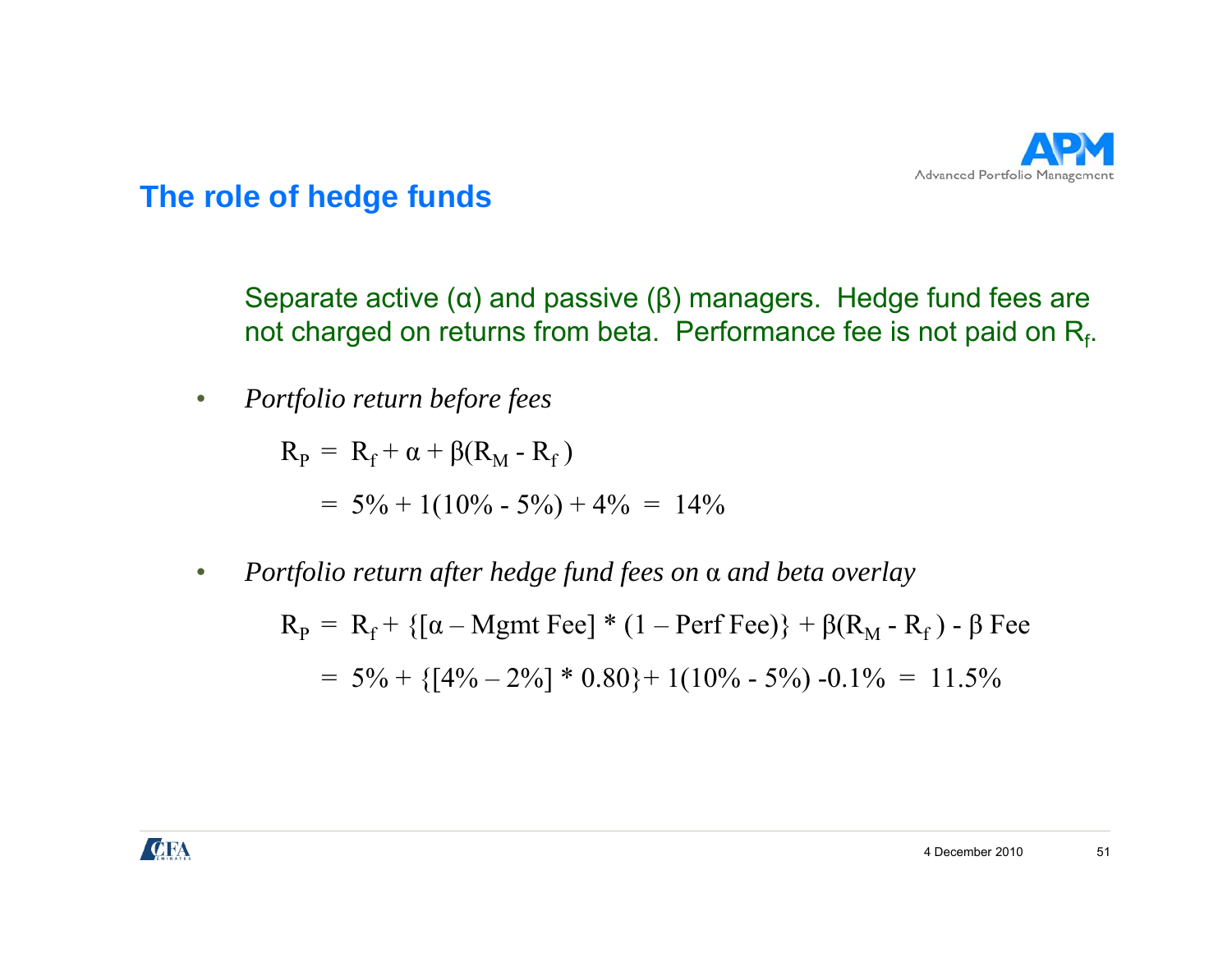## The role of hedge funds

Separate active (α) and passive (β) managers. Hedge fund fees are not charged on returns from beta. Performance fee is not paid on $R_f$.

- *Portfolio return before fees*

$$R_P = R_f + \alpha + \beta(R_M - R_f)$$

$$= 5\% + 1(10\% - 5\%) + 4\% = 14\%$$

- *Portfolio return after hedge fund fees on* α *and beta overlay*

$$R_P = R_f + \{[\alpha - \text{Mgmt Fee}] * (1 - \text{Perf Fee})\} + \beta(R_M - R_f) - \beta \text{ Fee}$$

$$= 5\% + \{[4\% - 2\%] * 0.80\} + 1(10\% - 5\%) - 0.1\% = 11.5\%$$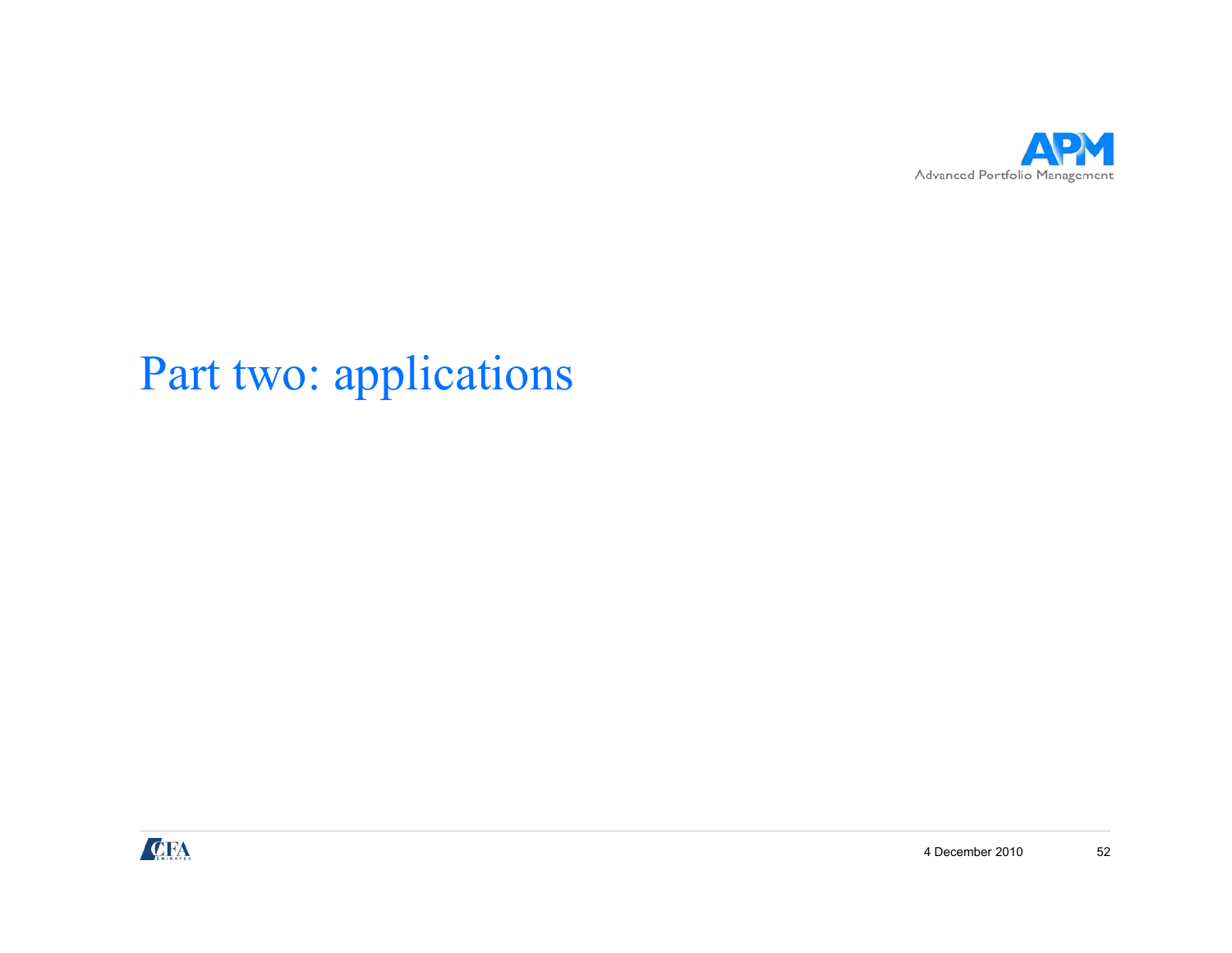# Part two: applications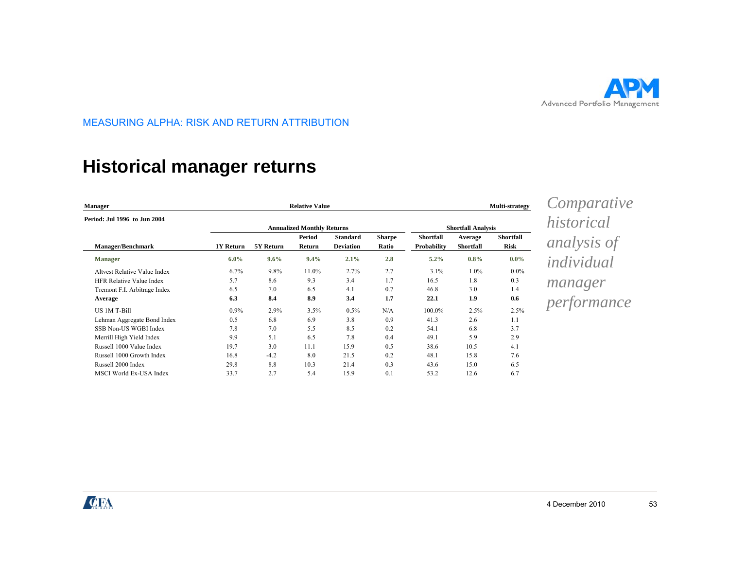MEASURING ALPHA: RISK AND RETURN ATTRIBUTION

# Historical manager returns

| **Manager** | | | **Relative Value** | | | | | **Multi-strategy** |
|---|---|---|---|---|---|---|---|---|
| **Period: Jul 1996 to Jun 2004** | | | | | | | | |
| | **Annualized Monthly Returns** | | | | | **Shortfall Analysis** | | |
| **Manager/Benchmark** | **1Y Return** | **5Y Return** | **Period Return** | **Standard Deviation** | **Sharpe Ratio** | **Shortfall Probability** | **Average Shortfall** | **Shortfall Risk** |
| **Manager** | **6.0%** | **9.6%** | **9.4%** | **2.1%** | **2.8** | **5.2%** | **0.8%** | **0.0%** |
| Altvest Relative Value Index | 6.7% | 9.8% | 11.0% | 2.7% | 2.7 | 3.1% | 1.0% | 0.0% |
| HFR Relative Value Index | 5.7 | 8.6 | 9.3 | 3.4 | 1.7 | 16.5 | 1.8 | 0.3 |
| Tremont F.I. Arbitrage Index | 6.5 | 7.0 | 6.5 | 4.1 | 0.7 | 46.8 | 3.0 | 1.4 |
| **Average** | **6.3** | **8.4** | **8.9** | **3.4** | **1.7** | **22.1** | **1.9** | **0.6** |
| US 1M T-Bill | 0.9% | 2.9% | 3.5% | 0.5% | N/A | 100.0% | 2.5% | 2.5% |
| Lehman Aggregate Bond Index | 0.5 | 6.8 | 6.9 | 3.8 | 0.9 | 41.3 | 2.6 | 1.1 |
| SSB Non-US WGBI Index | 7.8 | 7.0 | 5.5 | 8.5 | 0.2 | 54.1 | 6.8 | 3.7 |
| Merrill High Yield Index | 9.9 | 5.1 | 6.5 | 7.8 | 0.4 | 49.1 | 5.9 | 2.9 |
| Russell 1000 Value Index | 19.7 | 3.0 | 11.1 | 15.9 | 0.5 | 38.6 | 10.5 | 4.1 |
| Russell 1000 Growth Index | 16.8 | -4.2 | 8.0 | 21.5 | 0.2 | 48.1 | 15.8 | 7.6 |
| Russell 2000 Index | 29.8 | 8.8 | 10.3 | 21.4 | 0.3 | 43.6 | 15.0 | 6.5 |
| MSCI World Ex-USA Index | 33.7 | 2.7 | 5.4 | 15.9 | 0.1 | 53.2 | 12.6 | 6.7 |

*Comparative historical analysis of individual manager performance*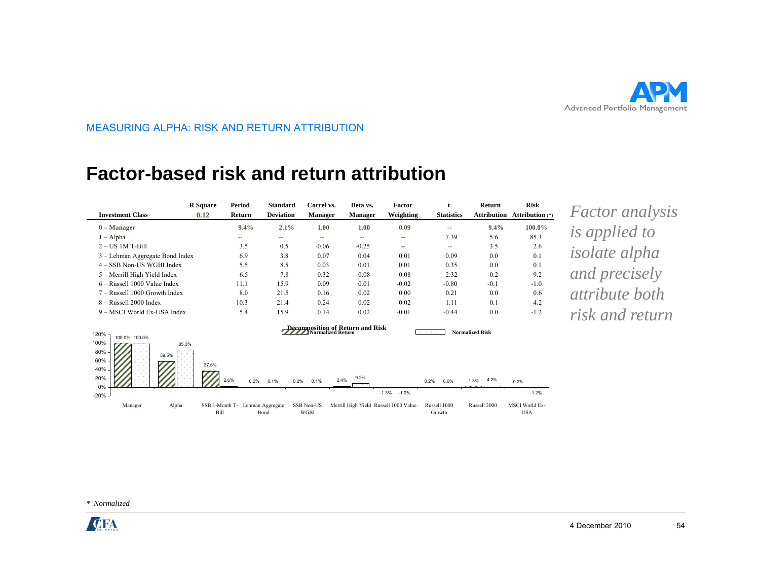MEASURING ALPHA: RISK AND RETURN ATTRIBUTION

# Factor-based risk and return attribution

| Investment Class | R Square 0.12 | Period Return | Standard Deviation | Correl vs. Manager | Beta vs. Manager | Factor Weighting | t Statistics | Return Attribution | Risk Attribution (*) |
|---|---|---|---|---|---|---|---|---|---|
| **0 – Manager** | | **9.4%** | **2.1%** | **1.00** | **1.00** | **0.09** | -- | **9.4%** | **100.0%** |
| 1 – Alpha | | -- | -- | -- | -- | -- | 7.39 | 5.6 | 85.3 |
| 2 – US 1M T-Bill | | 3.5 | 0.5 | -0.06 | -0.25 | -- | -- | 3.5 | 2.6 |
| 3 – Lehman Aggregate Bond Index | | 6.9 | 3.8 | 0.07 | 0.04 | 0.01 | 0.09 | 0.0 | 0.1 |
| 4 – SSB Non-US WGBI Index | | 5.5 | 8.5 | 0.03 | 0.01 | 0.01 | 0.35 | 0.0 | 0.1 |
| 5 – Merrill High Yield Index | | 6.5 | 7.8 | 0.32 | 0.08 | 0.08 | 2.32 | 0.2 | 9.2 |
| 6 – Russell 1000 Value Index | | 11.1 | 15.9 | 0.09 | 0.01 | -0.02 | -0.80 | -0.1 | -1.0 |
| 7 – Russell 1000 Growth Index | | 8.0 | 21.5 | 0.16 | 0.02 | 0.00 | 0.21 | 0.0 | 0.6 |
| 8 – Russell 2000 Index | | 10.3 | 21.4 | 0.24 | 0.02 | 0.02 | 1.11 | 0.1 | 4.2 |
| 9 – MSCI World Ex-USA Index | | 5.4 | 15.9 | 0.14 | 0.02 | -0.01 | -0.44 | 0.0 | -1.2 |

**Decomposition of Return and Risk**

| | Normalized Return | Normalized Risk |
|---|---|---|
| Manager | 100.0% | 100.0% |
| Alpha | 59.5% | 85.3% |
| SSB 1-Month T-Bill | 37.6% | 2.6% |
| Lehman Aggregate Bond | 0.2% | 0.1% |
| SSB Non-US WGBI | 0.2% | 0.1% |
| Merrill High Yield | 2.4% | 9.2% |
| Russell 1000 Value | -1.3% | -1.0% |
| Russell 1000 Growth | 0.2% | 0.6% |
| Russell 2000 | 1.3% | 4.2% |
| MSCI World Ex-USA | -0.2% | -1.2% |

*Factor analysis is applied to isolate alpha and precisely attribute both risk and return*

\* *Normalized*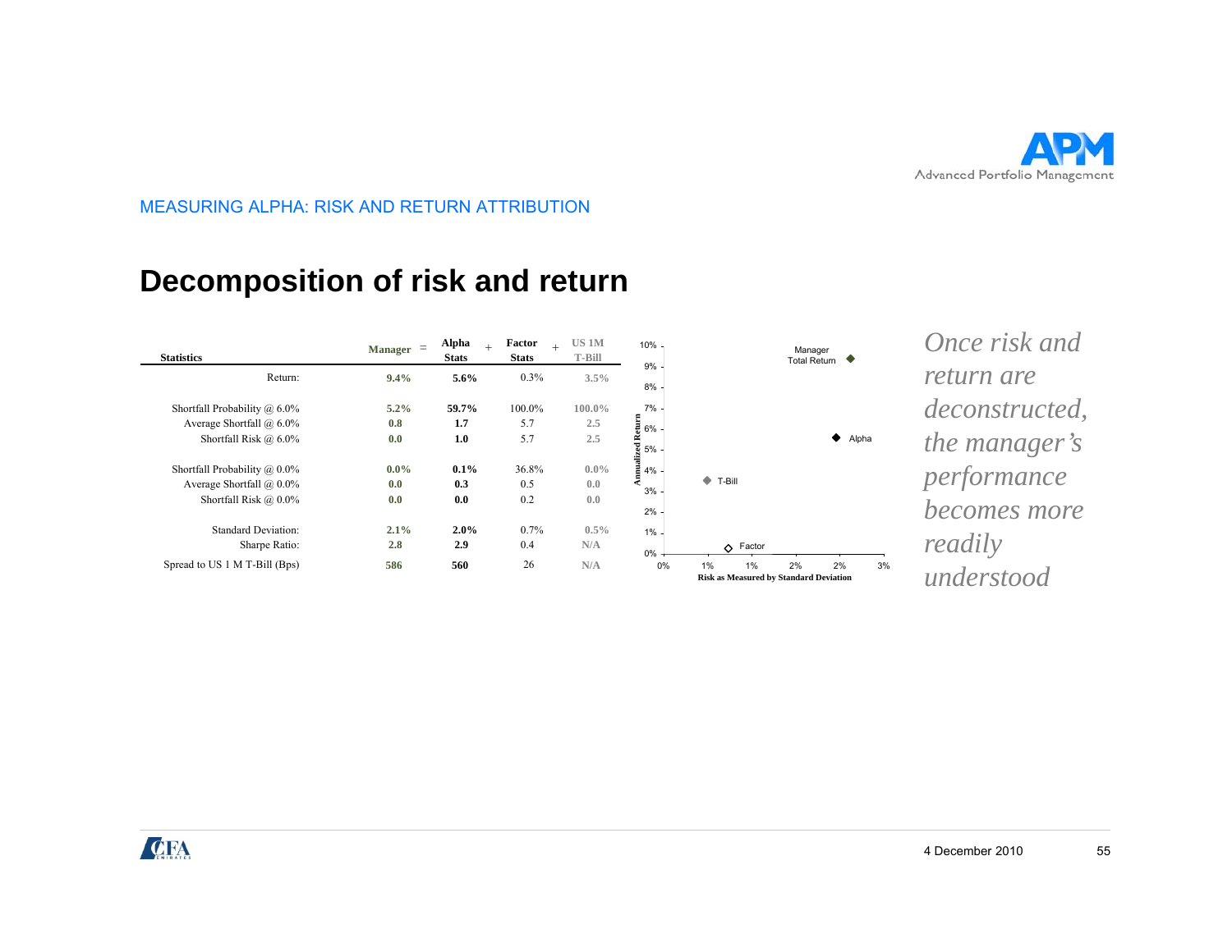MEASURING ALPHA: RISK AND RETURN ATTRIBUTION

# Decomposition of risk and return

| Statistics | Manager | = | Alpha Stats | + | Factor Stats | + | US 1M T-Bill |
|---|---|---|---|---|---|---|---|
| Return: | 9.4% | | 5.6% | | 0.3% | | 3.5% |
| Shortfall Probability @ 6.0% | 5.2% | | 59.7% | | 100.0% | | 100.0% |
| Average Shortfall @ 6.0% | 0.8 | | 1.7 | | 5.7 | | 2.5 |
| Shortfall Risk @ 6.0% | 0.0 | | 1.0 | | 5.7 | | 2.5 |
| Shortfall Probability @ 0.0% | 0.0% | | 0.1% | | 36.8% | | 0.0% |
| Average Shortfall @ 0.0% | 0.0 | | 0.3 | | 0.5 | | 0.0 |
| Shortfall Risk @ 0.0% | 0.0 | | 0.0 | | 0.2 | | 0.0 |
| Standard Deviation: | 2.1% | | 2.0% | | 0.7% | | 0.5% |
| Sharpe Ratio: | 2.8 | | 2.9 | | 0.4 | | N/A |
| Spread to US 1 M T-Bill (Bps) | 586 | | 560 | | 26 | | N/A |

Chart: Annualized Return (0%–10%) vs. Risk as Measured by Standard Deviation (0%–3%). Points: Manager Total Return, Alpha, T-Bill, Factor.

*Once risk and return are deconstructed, the manager's performance becomes more readily understood*

4 December 2010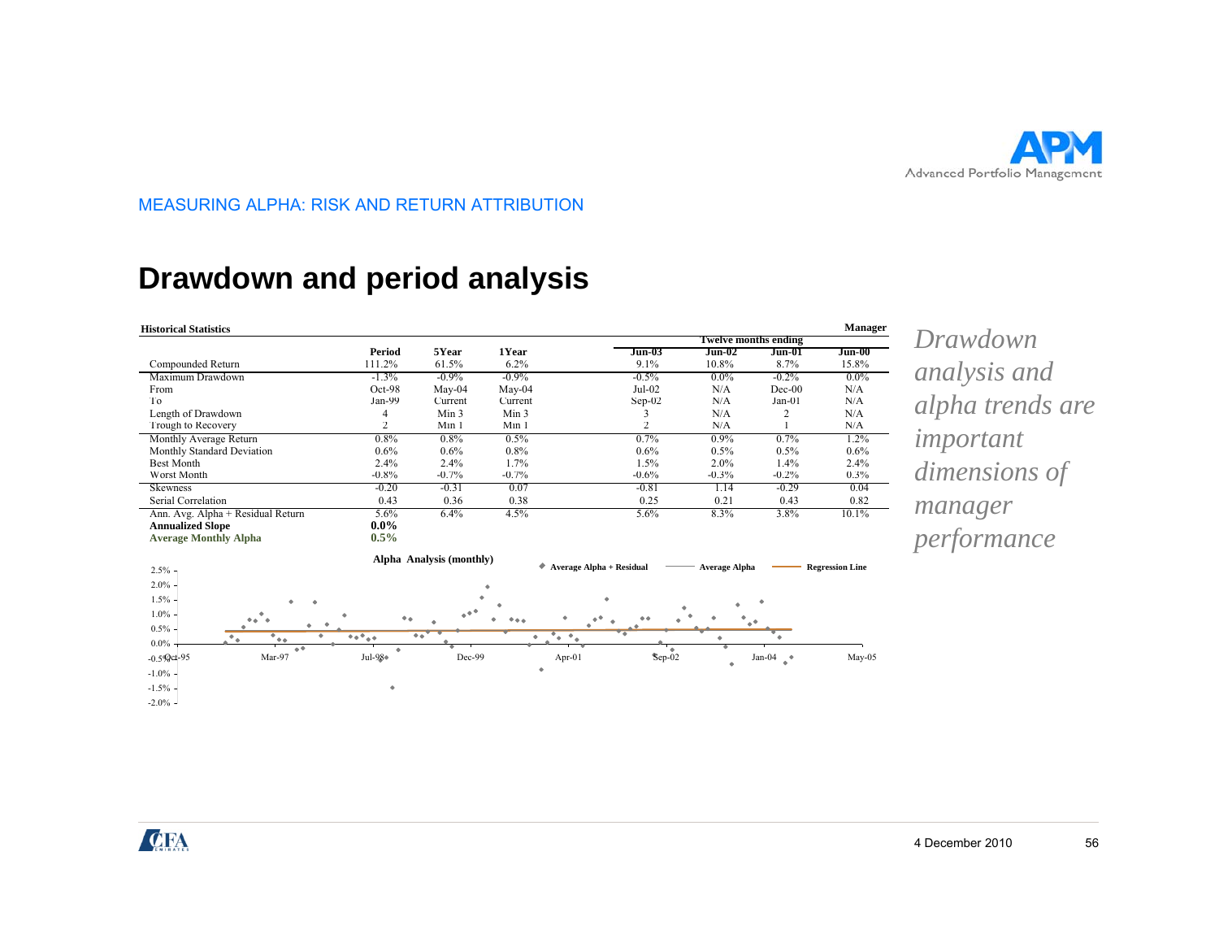MEASURING ALPHA: RISK AND RETURN ATTRIBUTION

# Drawdown and period analysis

**Historical Statistics** — **Manager**

| | Period | 5Year | 1Year | Jun-03 | Jun-02 | Jun-01 | Jun-00 |
|---|---|---|---|---|---|---|---|
| | | | | Twelve months ending | | | |
| Compounded Return | 111.2% | 61.5% | 6.2% | 9.1% | 10.8% | 8.7% | 15.8% |
| Maximum Drawdown | -1.3% | -0.9% | -0.9% | -0.5% | 0.0% | -0.2% | 0.0% |
| From | Oct-98 | May-04 | May-04 | Jul-02 | N/A | Dec-00 | N/A |
| To | Jan-99 | Current | Current | Sep-02 | N/A | Jan-01 | N/A |
| Length of Drawdown | 4 | Min 3 | Min 3 | 3 | N/A | 2 | N/A |
| Trough to Recovery | 2 | Min 1 | Min 1 | 2 | N/A | 1 | N/A |
| Monthly Average Return | 0.8% | 0.8% | 0.5% | 0.7% | 0.9% | 0.7% | 1.2% |
| Monthly Standard Deviation | 0.6% | 0.6% | 0.8% | 0.6% | 0.5% | 0.5% | 0.6% |
| Best Month | 2.4% | 2.4% | 1.7% | 1.5% | 2.0% | 1.4% | 2.4% |
| Worst Month | -0.8% | -0.7% | -0.7% | -0.6% | -0.3% | -0.2% | 0.3% |
| Skewness | -0.20 | -0.31 | 0.07 | -0.81 | 1.14 | -0.29 | 0.04 |
| Serial Correlation | 0.43 | 0.36 | 0.38 | 0.25 | 0.21 | 0.43 | 0.82 |
| Ann. Avg. Alpha + Residual Return | 5.6% | 6.4% | 4.5% | 5.6% | 8.3% | 3.8% | 10.1% |
| **Annualized Slope** | **0.0%** | | | | | | |
| **Average Monthly Alpha** | **0.5%** | | | | | | |

**Alpha Analysis (monthly)**

Legend: Average Alpha + Residual; Average Alpha; Regression Line

Y-axis: 2.5%, 2.0%, 1.5%, 1.0%, 0.5%, 0.0%, -0.5%, -1.0%, -1.5%, -2.0%

X-axis: Oct-95, Mar-97, Jul-98, Dec-99, Apr-01, Sep-02, Jan-04, May-05

*Drawdown analysis and alpha trends are important dimensions of manager performance*

4 December 2010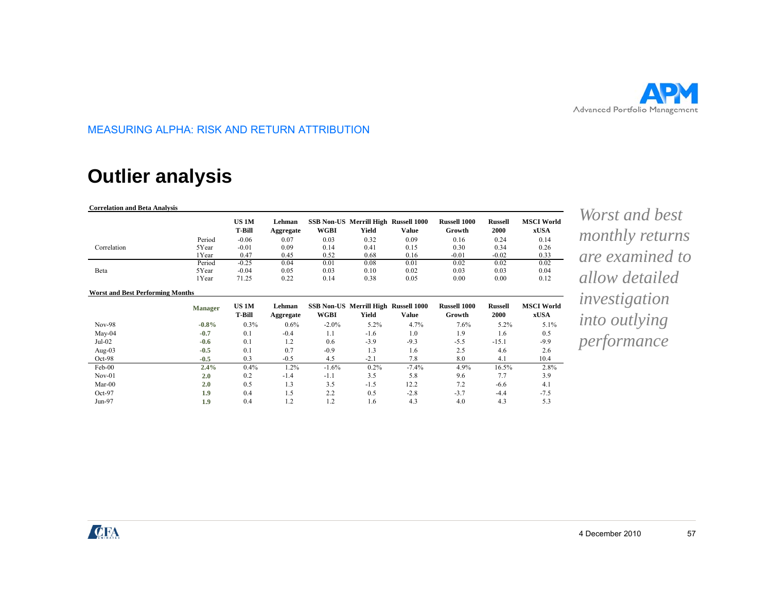MEASURING ALPHA: RISK AND RETURN ATTRIBUTION

# Outlier analysis

**Correlation and Beta Analysis**

| | | US 1M T-Bill | Lehman Aggregate | SSB Non-US WGBI | Merrill High Yield | Russell 1000 Value | Russell 1000 Growth | Russell 2000 | MSCI World xUSA |
|---|---|---|---|---|---|---|---|---|---|
| | Period | -0.06 | 0.07 | 0.03 | 0.32 | 0.09 | 0.16 | 0.24 | 0.14 |
| Correlation | 5Year | -0.01 | 0.09 | 0.14 | 0.41 | 0.15 | 0.30 | 0.34 | 0.26 |
| | 1Year | 0.47 | 0.45 | 0.52 | 0.68 | 0.16 | -0.01 | -0.02 | 0.33 |
| | Period | -0.25 | 0.04 | 0.01 | 0.08 | 0.01 | 0.02 | 0.02 | 0.02 |
| Beta | 5Year | -0.04 | 0.05 | 0.03 | 0.10 | 0.02 | 0.03 | 0.03 | 0.04 |
| | 1Year | 71.25 | 0.22 | 0.14 | 0.38 | 0.05 | 0.00 | 0.00 | 0.12 |

**Worst and Best Performing Months**

| | Manager | US 1M T-Bill | Lehman Aggregate | SSB Non-US WGBI | Merrill High Yield | Russell 1000 Value | Russell 1000 Growth | Russell 2000 | MSCI World xUSA |
|---|---|---|---|---|---|---|---|---|---|
| Nov-98 | **-0.8%** | 0.3% | 0.6% | -2.0% | 5.2% | 4.7% | 7.6% | 5.2% | 5.1% |
| May-04 | **-0.7** | 0.1 | -0.4 | 1.1 | -1.6 | 1.0 | 1.9 | 1.6 | 0.5 |
| Jul-02 | **-0.6** | 0.1 | 1.2 | 0.6 | -3.9 | -9.3 | -5.5 | -15.1 | -9.9 |
| Aug-03 | **-0.5** | 0.1 | 0.7 | -0.9 | 1.3 | 1.6 | 2.5 | 4.6 | 2.6 |
| Oct-98 | **-0.5** | 0.3 | -0.5 | 4.5 | -2.1 | 7.8 | 8.0 | 4.1 | 10.4 |
| Feb-00 | **2.4%** | 0.4% | 1.2% | -1.6% | 0.2% | -7.4% | 4.9% | 16.5% | 2.8% |
| Nov-01 | **2.0** | 0.2 | -1.4 | -1.1 | 3.5 | 5.8 | 9.6 | 7.7 | 3.9 |
| Mar-00 | **2.0** | 0.5 | 1.3 | 3.5 | -1.5 | 12.2 | 7.2 | -6.6 | 4.1 |
| Oct-97 | **1.9** | 0.4 | 1.5 | 2.2 | 0.5 | -2.8 | -3.7 | -4.4 | -7.5 |
| Jun-97 | **1.9** | 0.4 | 1.2 | 1.2 | 1.6 | 4.3 | 4.0 | 4.3 | 5.3 |

*Worst and best monthly returns are examined to allow detailed investigation into outlying performance*

4 December 2010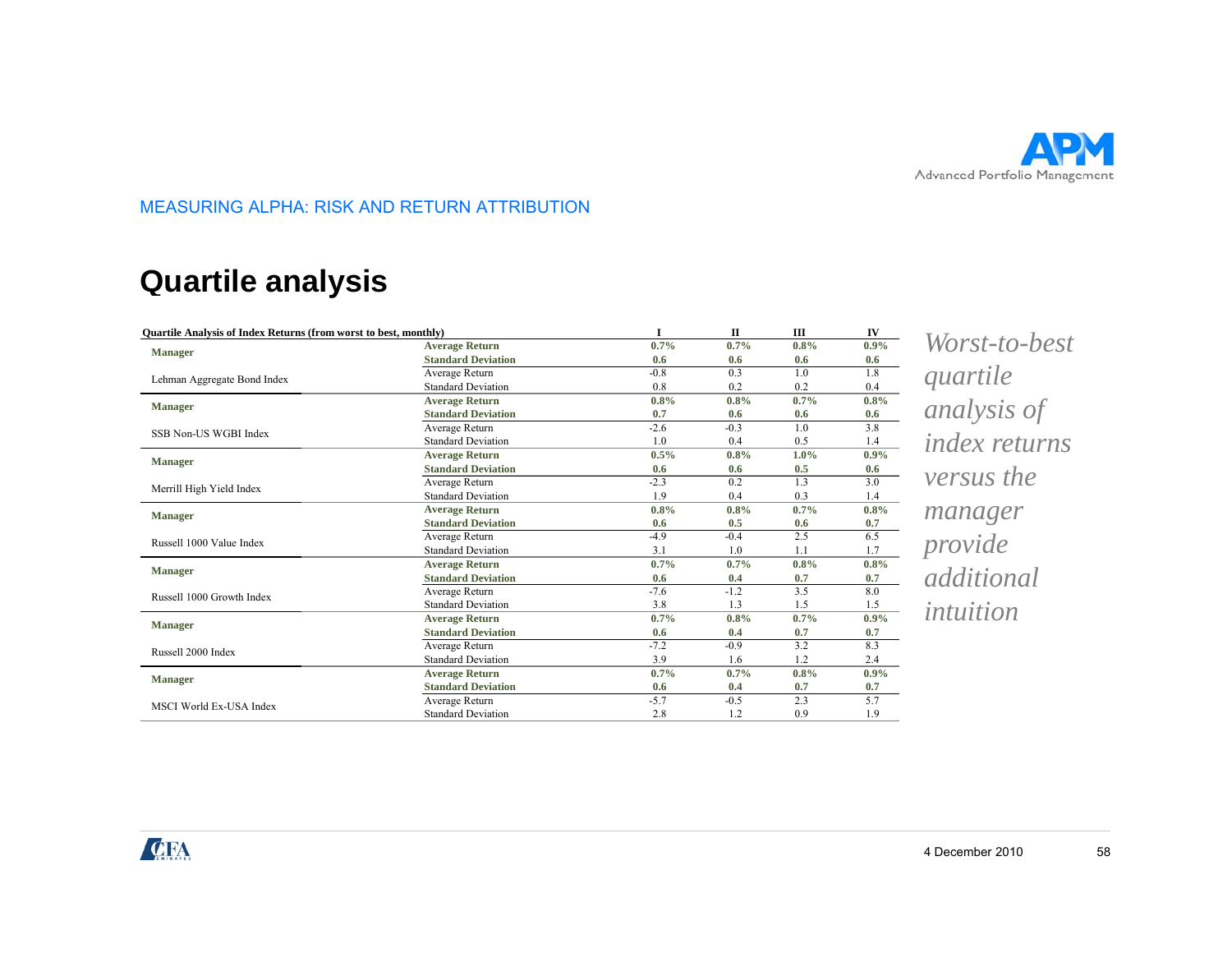MEASURING ALPHA: RISK AND RETURN ATTRIBUTION

# Quartile analysis

| Quartile Analysis of Index Returns (from worst to best, monthly) | | I | II | III | IV |
|---|---|---|---|---|---|
| **Manager** | **Average Return** | **0.7%** | **0.7%** | **0.8%** | **0.9%** |
| | **Standard Deviation** | **0.6** | **0.6** | **0.6** | **0.6** |
| Lehman Aggregate Bond Index | Average Return | -0.8 | 0.3 | 1.0 | 1.8 |
| | Standard Deviation | 0.8 | 0.2 | 0.2 | 0.4 |
| **Manager** | **Average Return** | **0.8%** | **0.8%** | **0.7%** | **0.8%** |
| | **Standard Deviation** | **0.7** | **0.6** | **0.6** | **0.6** |
| SSB Non-US WGBI Index | Average Return | -2.6 | -0.3 | 1.0 | 3.8 |
| | Standard Deviation | 1.0 | 0.4 | 0.5 | 1.4 |
| **Manager** | **Average Return** | **0.5%** | **0.8%** | **1.0%** | **0.9%** |
| | **Standard Deviation** | **0.6** | **0.6** | **0.5** | **0.6** |
| Merrill High Yield Index | Average Return | -2.3 | 0.2 | 1.3 | 3.0 |
| | Standard Deviation | 1.9 | 0.4 | 0.3 | 1.4 |
| **Manager** | **Average Return** | **0.8%** | **0.8%** | **0.7%** | **0.8%** |
| | **Standard Deviation** | **0.6** | **0.5** | **0.6** | **0.7** |
| Russell 1000 Value Index | Average Return | -4.9 | -0.4 | 2.5 | 6.5 |
| | Standard Deviation | 3.1 | 1.0 | 1.1 | 1.7 |
| **Manager** | **Average Return** | **0.7%** | **0.7%** | **0.8%** | **0.8%** |
| | **Standard Deviation** | **0.6** | **0.4** | **0.7** | **0.7** |
| Russell 1000 Growth Index | Average Return | -7.6 | -1.2 | 3.5 | 8.0 |
| | Standard Deviation | 3.8 | 1.3 | 1.5 | 1.5 |
| **Manager** | **Average Return** | **0.7%** | **0.8%** | **0.7%** | **0.9%** |
| | **Standard Deviation** | **0.6** | **0.4** | **0.7** | **0.7** |
| Russell 2000 Index | Average Return | -7.2 | -0.9 | 3.2 | 8.3 |
| | Standard Deviation | 3.9 | 1.6 | 1.2 | 2.4 |
| **Manager** | **Average Return** | **0.7%** | **0.7%** | **0.8%** | **0.9%** |
| | **Standard Deviation** | **0.6** | **0.4** | **0.7** | **0.7** |
| MSCI World Ex-USA Index | Average Return | -5.7 | -0.5 | 2.3 | 5.7 |
| | Standard Deviation | 2.8 | 1.2 | 0.9 | 1.9 |

*Worst-to-best quartile analysis of index returns versus the manager provide additional intuition*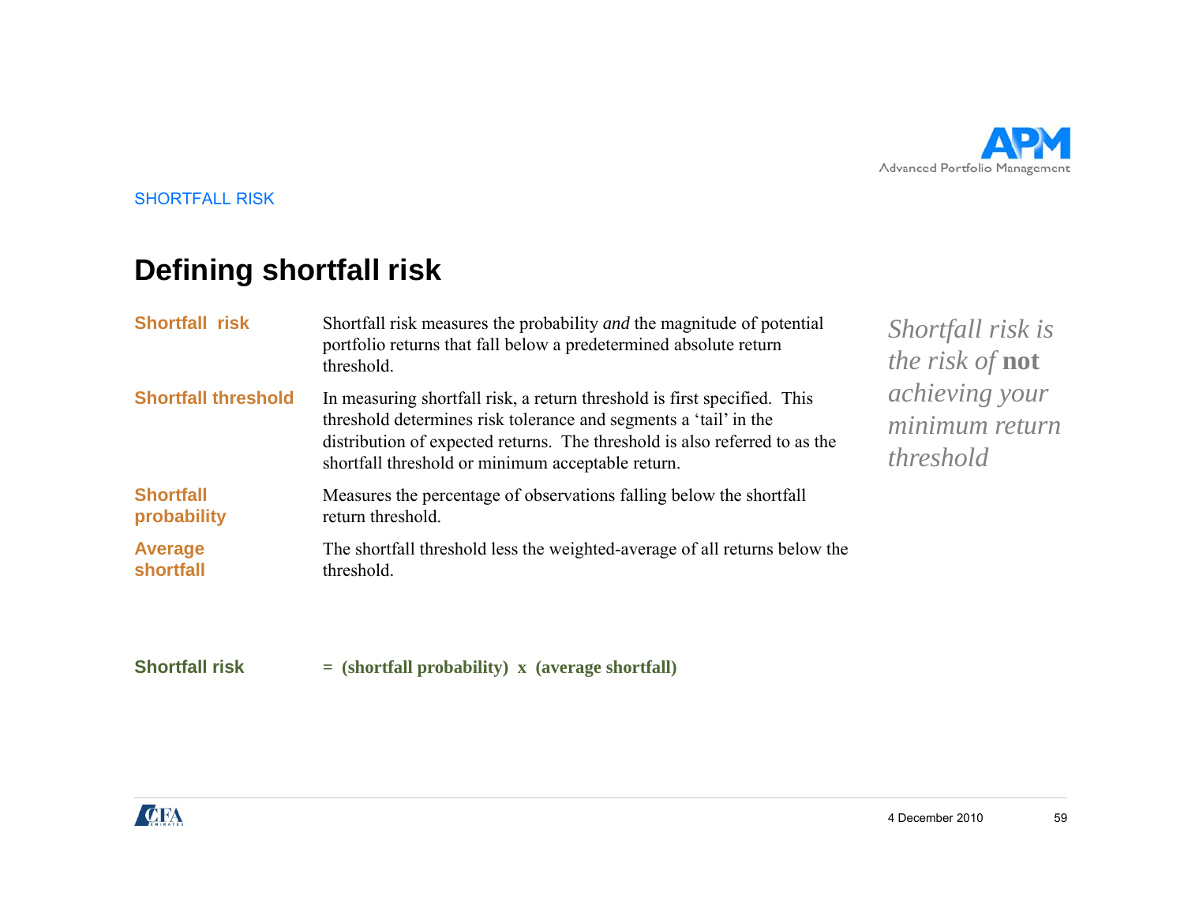SHORTFALL RISK

# Defining shortfall risk

| | |
|---|---|
| **Shortfall risk** | Shortfall risk measures the probability *and* the magnitude of potential portfolio returns that fall below a predetermined absolute return threshold. |
| **Shortfall threshold** | In measuring shortfall risk, a return threshold is first specified. This threshold determines risk tolerance and segments a 'tail' in the distribution of expected returns. The threshold is also referred to as the shortfall threshold or minimum acceptable return. |
| **Shortfall probability** | Measures the percentage of observations falling below the shortfall return threshold. |
| **Average shortfall** | The shortfall threshold less the weighted-average of all returns below the threshold. |

*Shortfall risk is the risk of* ***not*** *achieving your minimum return threshold*

**Shortfall risk** = **(shortfall probability) x (average shortfall)**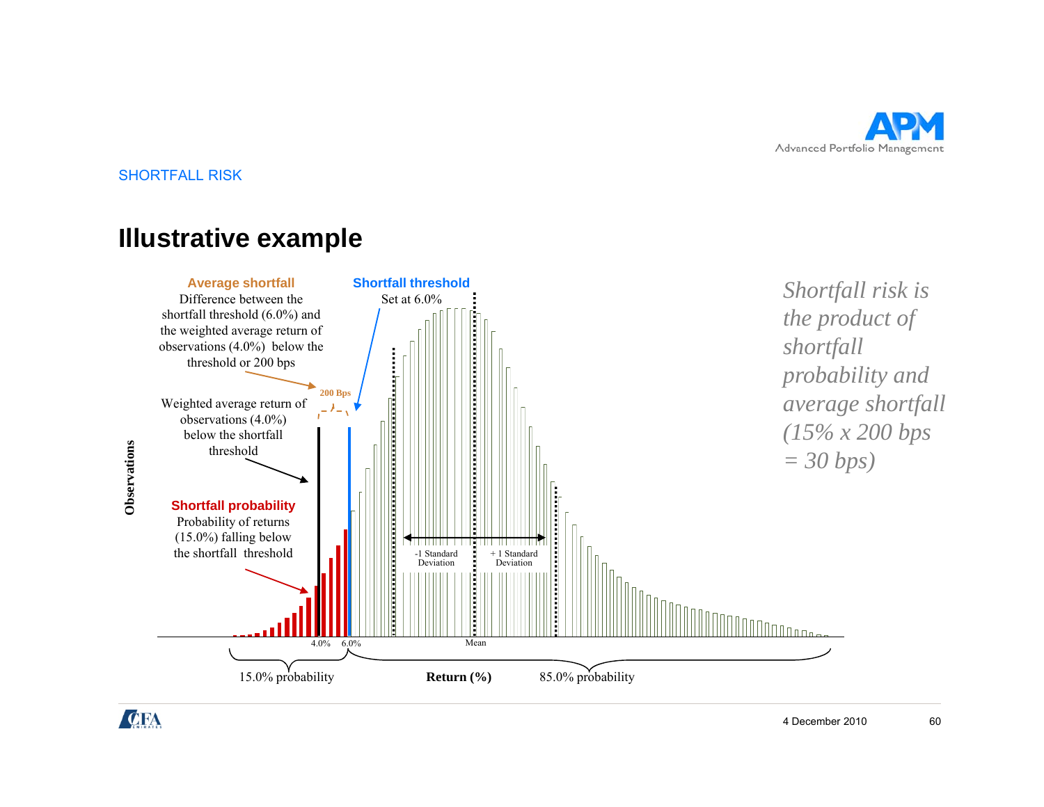SHORTFALL RISK

# Illustrative example

**Average shortfall**
Difference between the shortfall threshold (6.0%) and the weighted average return of observations (4.0%) below the threshold or 200 bps

**Shortfall threshold**
Set at 6.0%

200 Bps

Weighted average return of observations (4.0%) below the shortfall threshold

**Shortfall probability**
Probability of returns (15.0%) falling below the shortfall threshold

-1 Standard Deviation

+ 1 Standard Deviation

Observations

4.0% 6.0% Mean

15.0% probability **Return (%)** 85.0% probability

*Shortfall risk is the product of shortfall probability and average shortfall (15% x 200 bps = 30 bps)*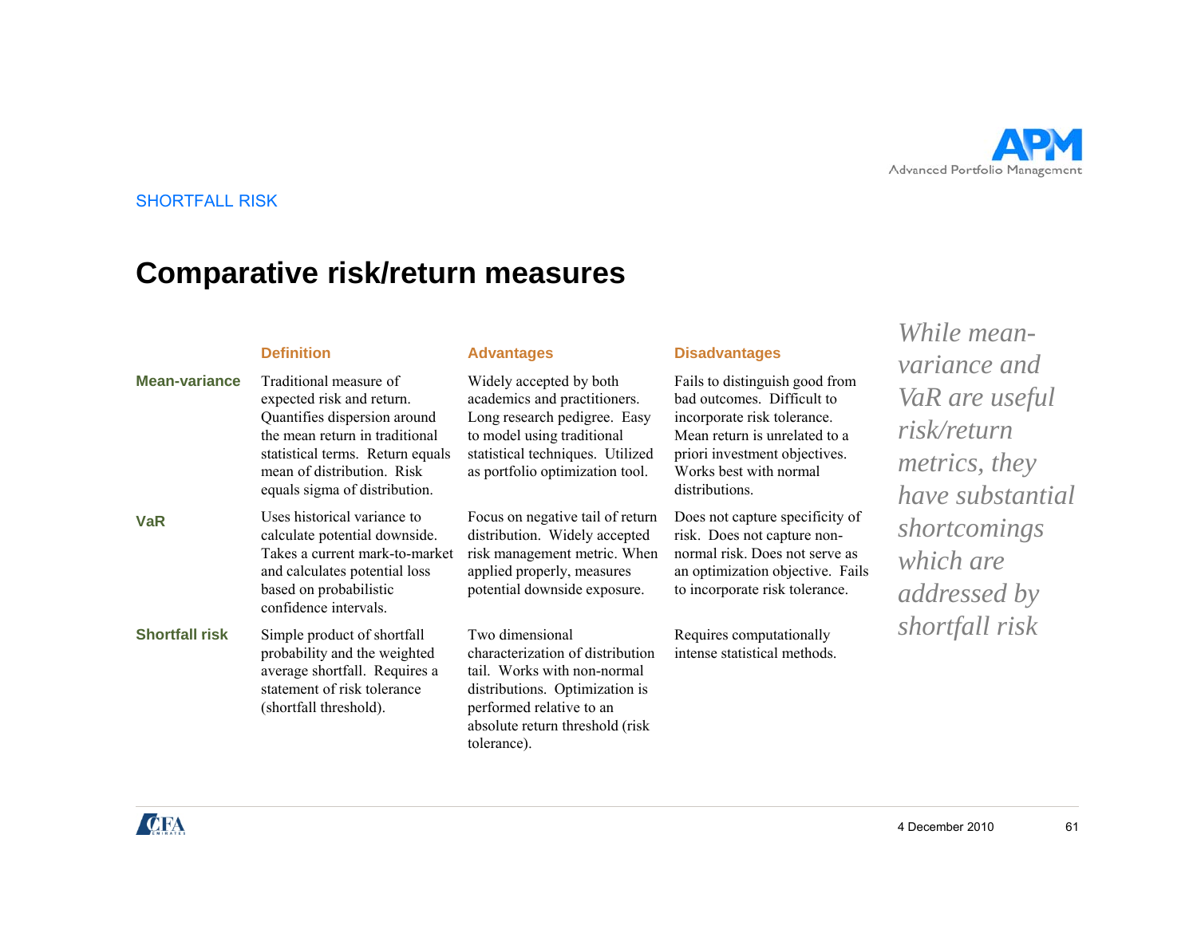SHORTFALL RISK

# Comparative risk/return measures

| | Definition | Advantages | Disadvantages |
|---|---|---|---|
| **Mean-variance** | Traditional measure of expected risk and return. Quantifies dispersion around the mean return in traditional statistical terms. Return equals mean of distribution. Risk equals sigma of distribution. | Widely accepted by both academics and practitioners. Long research pedigree. Easy to model using traditional statistical techniques. Utilized as portfolio optimization tool. | Fails to distinguish good from bad outcomes. Difficult to incorporate risk tolerance. Mean return is unrelated to a priori investment objectives. Works best with normal distributions. |
| **VaR** | Uses historical variance to calculate potential downside. Takes a current mark-to-market and calculates potential loss based on probabilistic confidence intervals. | Focus on negative tail of return distribution. Widely accepted risk management metric. When applied properly, measures potential downside exposure. | Does not capture specificity of risk. Does not capture non-normal risk. Does not serve as an optimization objective. Fails to incorporate risk tolerance. |
| **Shortfall risk** | Simple product of shortfall probability and the weighted average shortfall. Requires a statement of risk tolerance (shortfall threshold). | Two dimensional characterization of distribution tail. Works with non-normal distributions. Optimization is performed relative to an absolute return threshold (risk tolerance). | Requires computationally intense statistical methods. |

*While mean-variance and VaR are useful risk/return metrics, they have substantial shortcomings which are addressed by shortfall risk*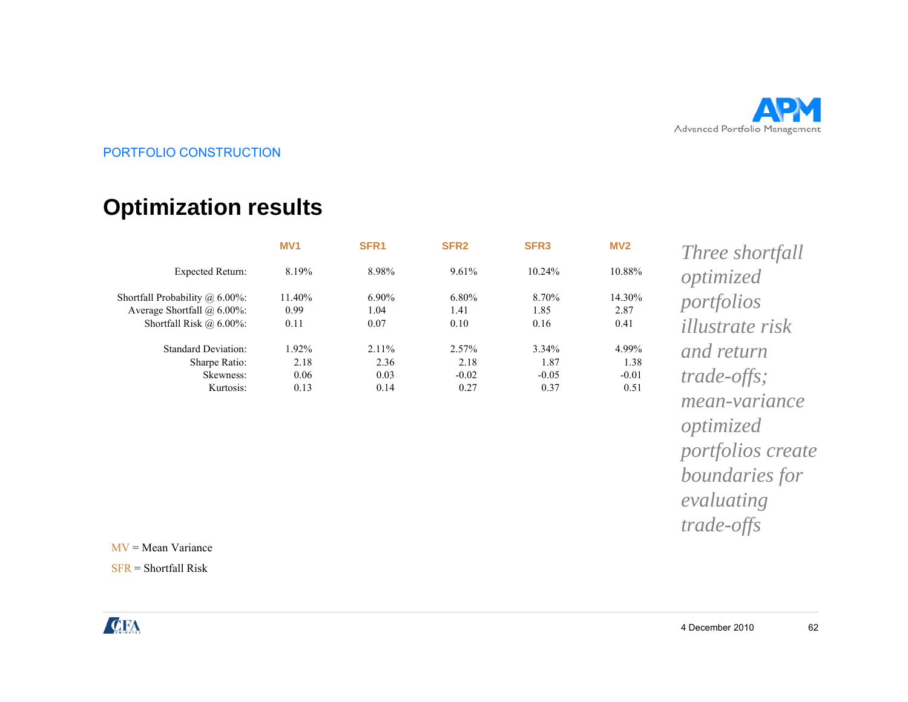PORTFOLIO CONSTRUCTION

# Optimization results

| | MV1 | SFR1 | SFR2 | SFR3 | MV2 |
|---|---|---|---|---|---|
| Expected Return: | 8.19% | 8.98% | 9.61% | 10.24% | 10.88% |
| Shortfall Probability @ 6.00%: | 11.40% | 6.90% | 6.80% | 8.70% | 14.30% |
| Average Shortfall @ 6.00%: | 0.99 | 1.04 | 1.41 | 1.85 | 2.87 |
| Shortfall Risk @ 6.00%: | 0.11 | 0.07 | 0.10 | 0.16 | 0.41 |
| Standard Deviation: | 1.92% | 2.11% | 2.57% | 3.34% | 4.99% |
| Sharpe Ratio: | 2.18 | 2.36 | 2.18 | 1.87 | 1.38 |
| Skewness: | 0.06 | 0.03 | -0.02 | -0.05 | -0.01 |
| Kurtosis: | 0.13 | 0.14 | 0.27 | 0.37 | 0.51 |

*Three shortfall optimized portfolios illustrate risk and return trade-offs; mean-variance optimized portfolios create boundaries for evaluating trade-offs*

MV = Mean Variance

SFR = Shortfall Risk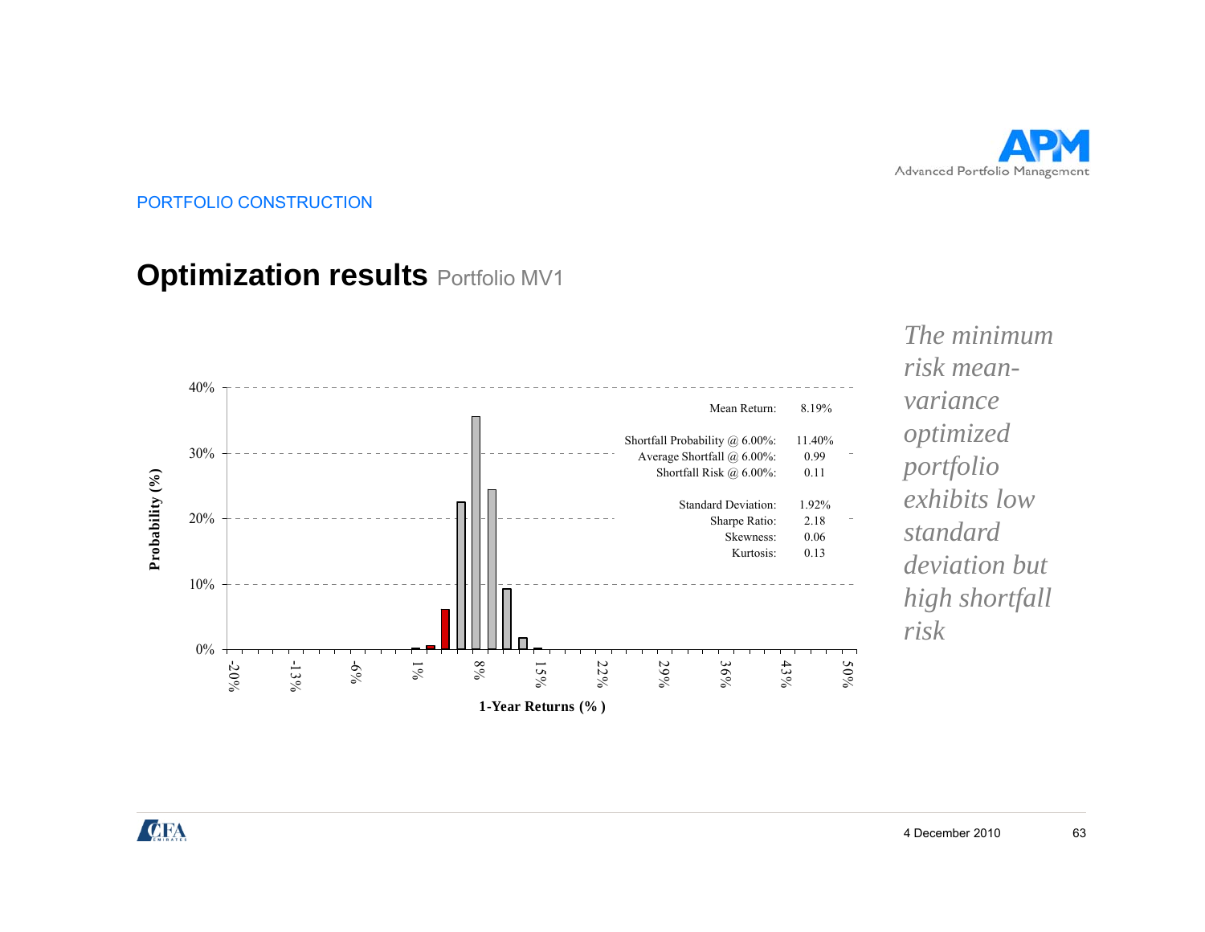PORTFOLIO CONSTRUCTION

# Optimization results Portfolio MV1

| | |
|---|---|
| Mean Return: | 8.19% |
| Shortfall Probability @ 6.00%: | 11.40% |
| Average Shortfall @ 6.00%: | 0.99 |
| Shortfall Risk @ 6.00%: | 0.11 |
| Standard Deviation: | 1.92% |
| Sharpe Ratio: | 2.18 |
| Skewness: | 0.06 |
| Kurtosis: | 0.13 |

Probability (%)

1-Year Returns (% )

*The minimum risk mean-variance optimized portfolio exhibits low standard deviation but high shortfall risk*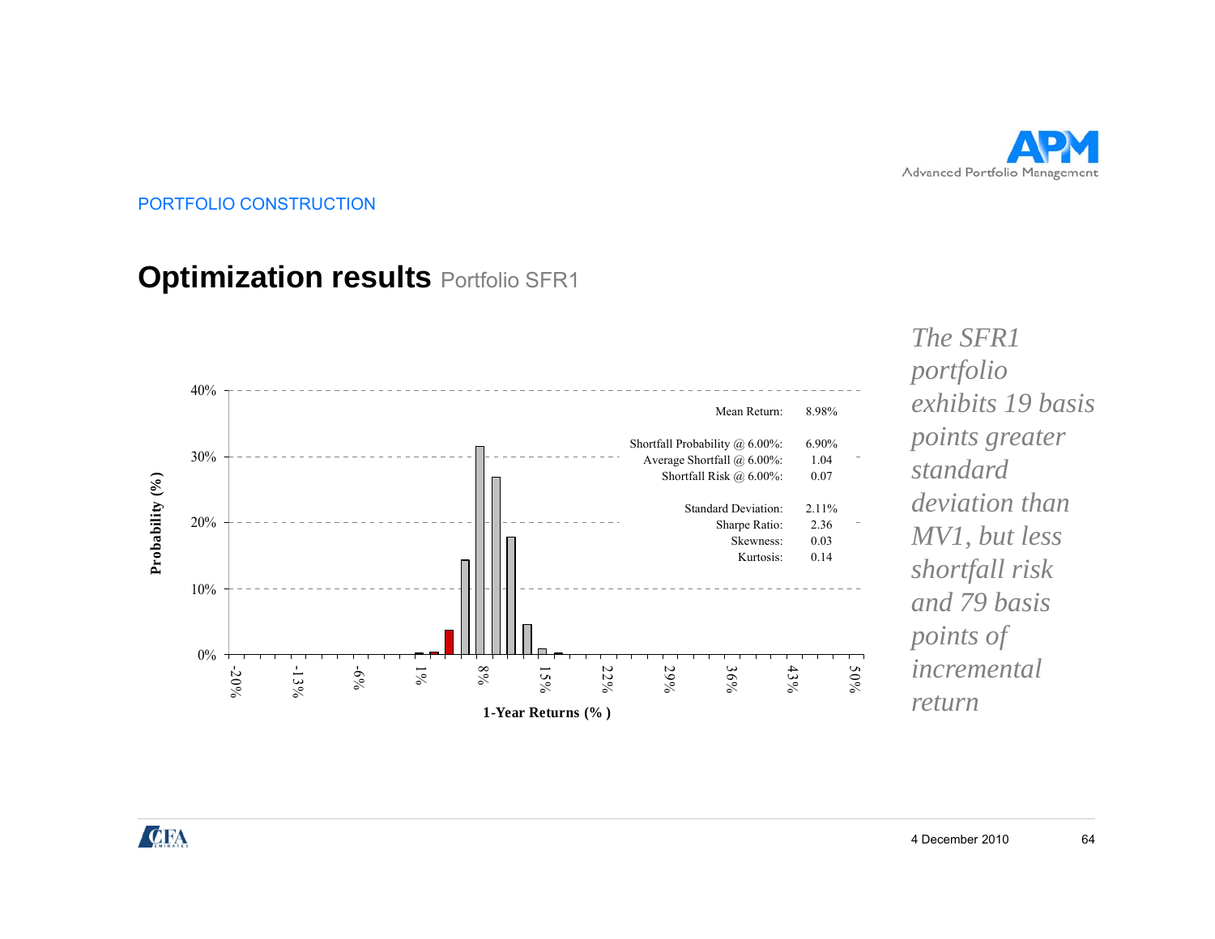PORTFOLIO CONSTRUCTION

# Optimization results Portfolio SFR1

| | |
|---|---|
| Mean Return: | 8.98% |
| Shortfall Probability @ 6.00%: | 6.90% |
| Average Shortfall @ 6.00%: | 1.04 |
| Shortfall Risk @ 6.00%: | 0.07 |
| Standard Deviation: | 2.11% |
| Sharpe Ratio: | 2.36 |
| Skewness: | 0.03 |
| Kurtosis: | 0.14 |

Probability (%) — 1-Year Returns (%)

*The SFR1 portfolio exhibits 19 basis points greater standard deviation than MV1, but less shortfall risk and 79 basis points of incremental return*

4 December 2010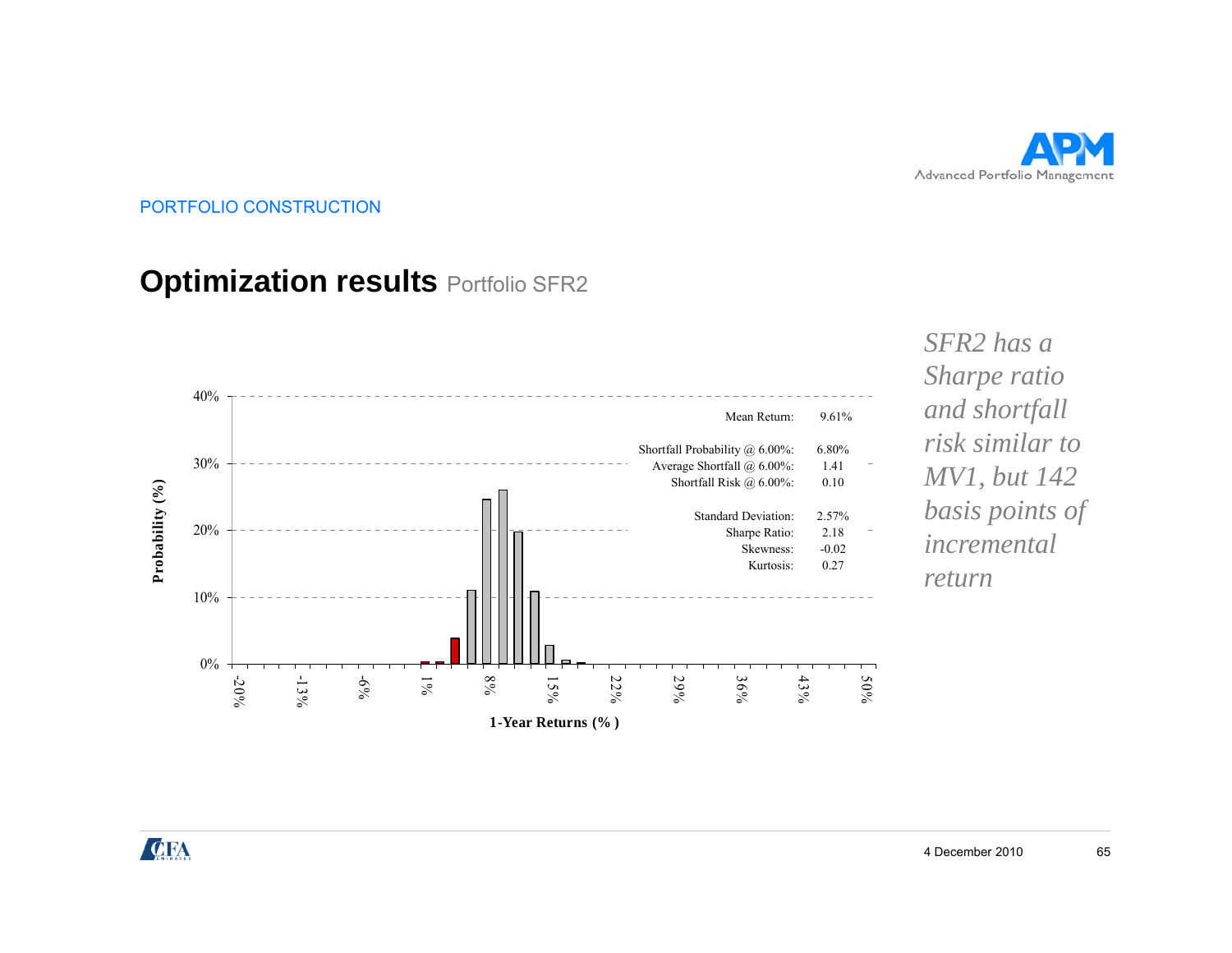PORTFOLIO CONSTRUCTION

# Optimization results Portfolio SFR2

| | |
|---|---|
| Mean Return: | 9.61% |
| Shortfall Probability @ 6.00%: | 6.80% |
| Average Shortfall @ 6.00%: | 1.41 |
| Shortfall Risk @ 6.00%: | 0.10 |
| Standard Deviation: | 2.57% |
| Sharpe Ratio: | 2.18 |
| Skewness: | -0.02 |
| Kurtosis: | 0.27 |

Probability (%)

1-Year Returns (% )

*SFR2 has a Sharpe ratio and shortfall risk similar to MV1, but 142 basis points of incremental return*

4 December 2010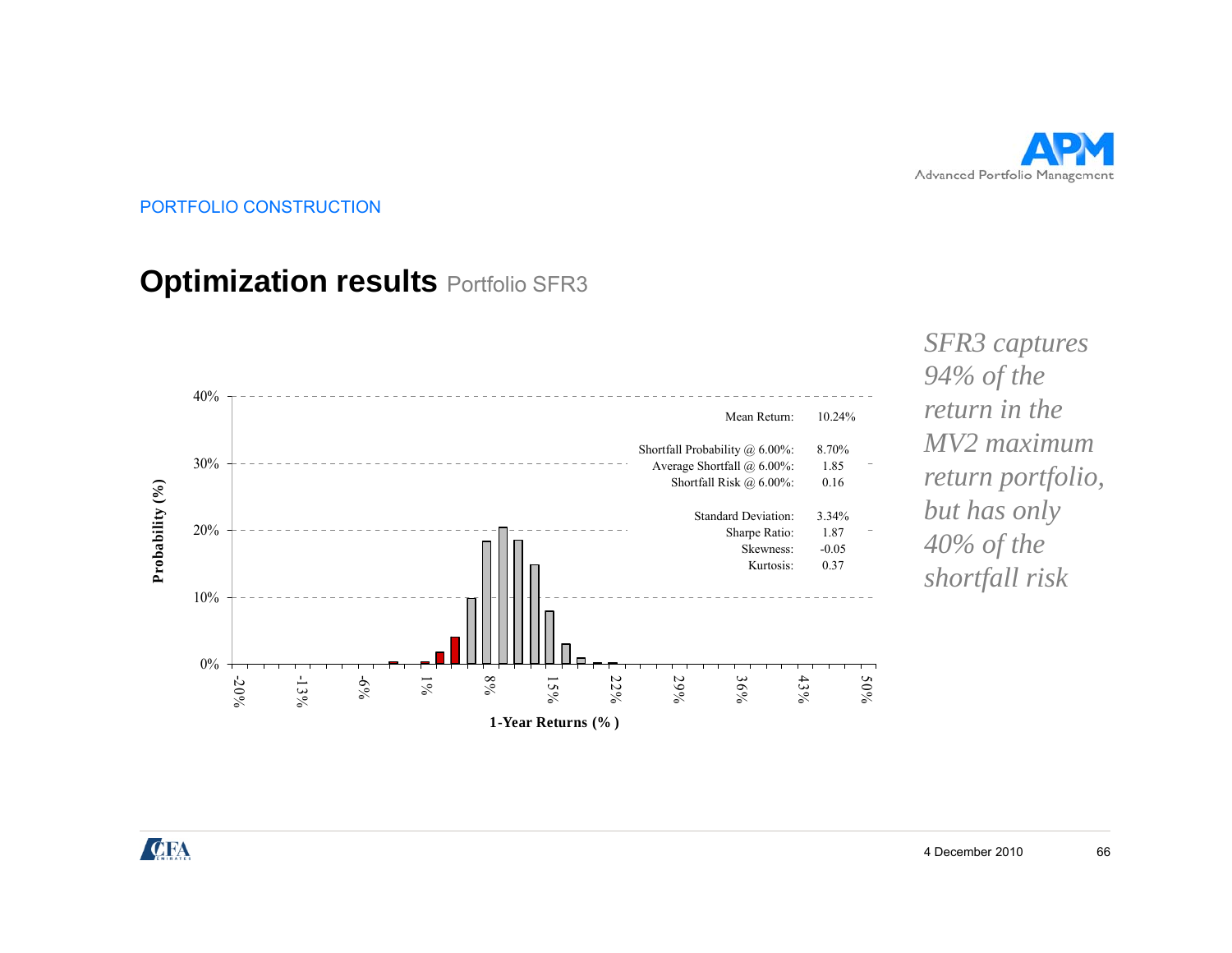PORTFOLIO CONSTRUCTION

# Optimization results Portfolio SFR3

| | |
|---|---|
| Mean Return: | 10.24% |
| Shortfall Probability @ 6.00%: | 8.70% |
| Average Shortfall @ 6.00%: | 1.85 |
| Shortfall Risk @ 6.00%: | 0.16 |
| Standard Deviation: | 3.34% |
| Sharpe Ratio: | 1.87 |
| Skewness: | -0.05 |
| Kurtosis: | 0.37 |

Probability (%)

1-Year Returns (% )

*SFR3 captures 94% of the return in the MV2 maximum return portfolio, but has only 40% of the shortfall risk*

4 December 2010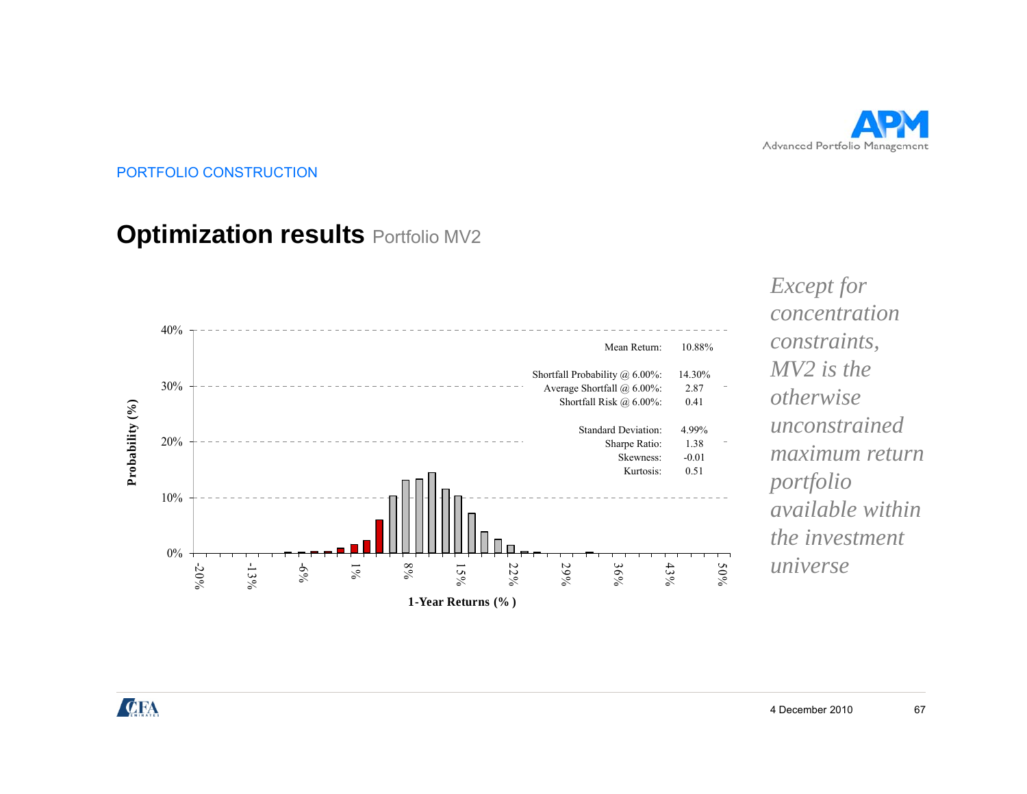PORTFOLIO CONSTRUCTION

# Optimization results Portfolio MV2

| | |
|---|---|
| Mean Return: | 10.88% |
| Shortfall Probability @ 6.00%: | 14.30% |
| Average Shortfall @ 6.00%: | 2.87 |
| Shortfall Risk @ 6.00%: | 0.41 |
| Standard Deviation: | 4.99% |
| Sharpe Ratio: | 1.38 |
| Skewness: | -0.01 |
| Kurtosis: | 0.51 |

Probability (%)

1-Year Returns (% )

*Except for concentration constraints, MV2 is the otherwise unconstrained maximum return portfolio available within the investment universe*

4 December 2010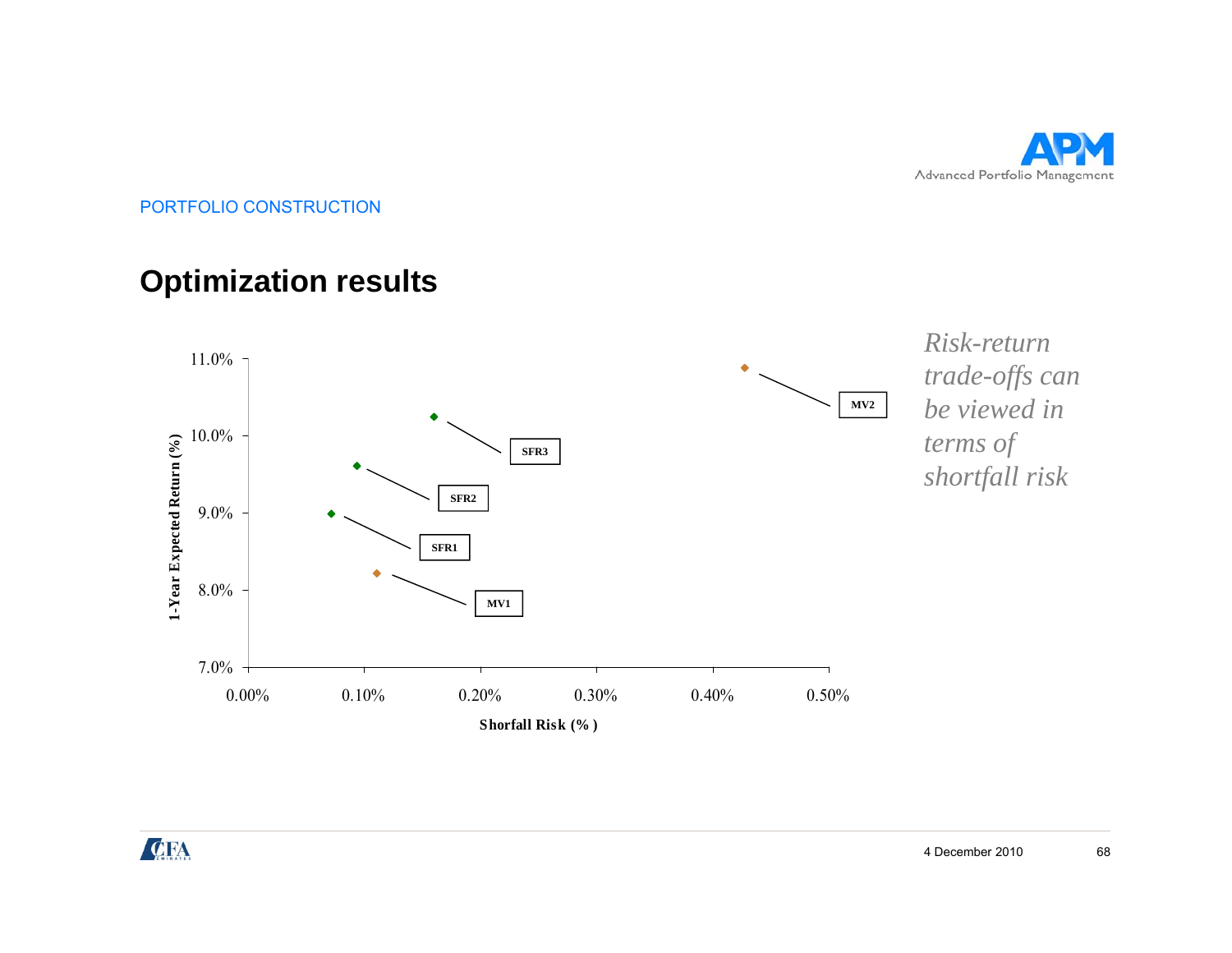PORTFOLIO CONSTRUCTION

# Optimization results

1-Year Expected Return (%)

11.0%
10.0%
9.0%
8.0%
7.0%

0.00% 0.10% 0.20% 0.30% 0.40% 0.50%

Shorfall Risk (% )

MV2
SFR3
SFR2
SFR1
MV1

*Risk-return trade-offs can be viewed in terms of shortfall risk*

4 December 2010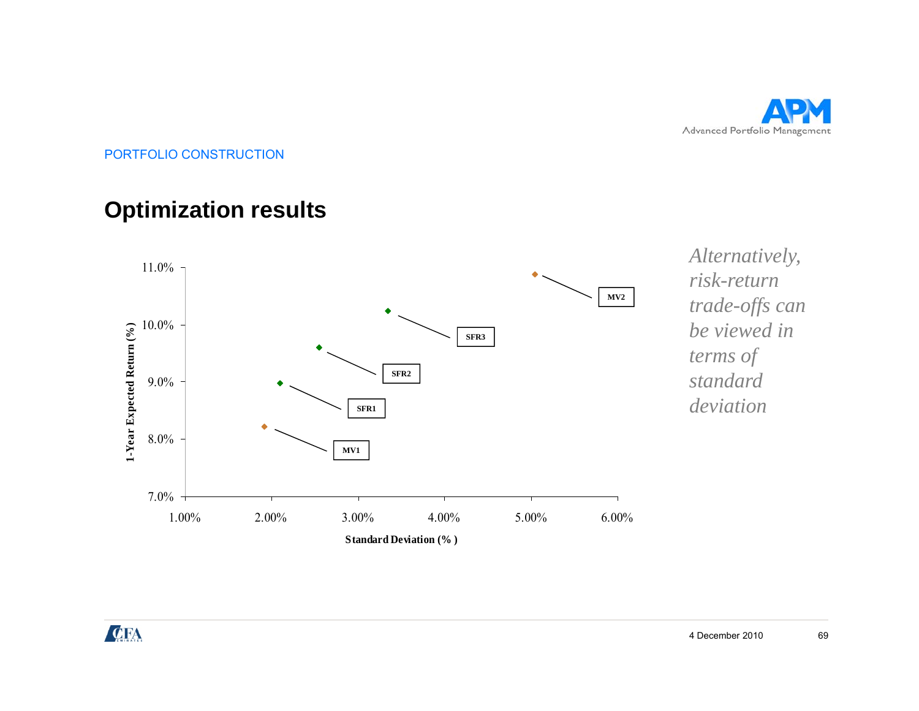PORTFOLIO CONSTRUCTION

# Optimization results

1-Year Expected Return (%)

11.0%
10.0%
9.0%
8.0%
7.0%

1.00% 2.00% 3.00% 4.00% 5.00% 6.00%

Standard Deviation (% )

MV2
SFR3
SFR2
SFR1
MV1

*Alternatively, risk-return trade-offs can be viewed in terms of standard deviation*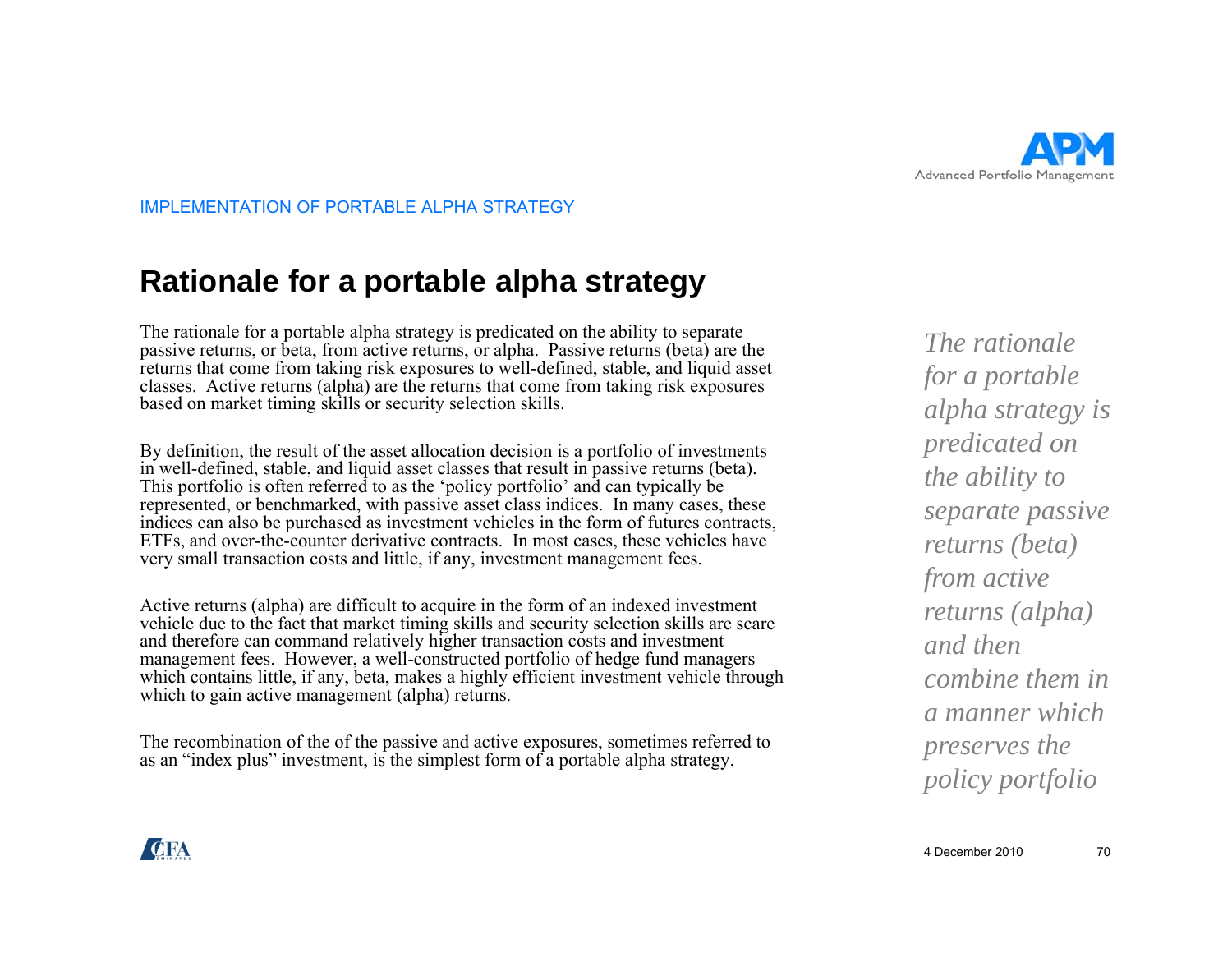IMPLEMENTATION OF PORTABLE ALPHA STRATEGY

# Rationale for a portable alpha strategy

The rationale for a portable alpha strategy is predicated on the ability to separate passive returns, or beta, from active returns, or alpha. Passive returns (beta) are the returns that come from taking risk exposures to well-defined, stable, and liquid asset classes. Active returns (alpha) are the returns that come from taking risk exposures based on market timing skills or security selection skills.

By definition, the result of the asset allocation decision is a portfolio of investments in well-defined, stable, and liquid asset classes that result in passive returns (beta). This portfolio is often referred to as the 'policy portfolio' and can typically be represented, or benchmarked, with passive asset class indices. In many cases, these indices can also be purchased as investment vehicles in the form of futures contracts, ETFs, and over-the-counter derivative contracts. In most cases, these vehicles have very small transaction costs and little, if any, investment management fees.

Active returns (alpha) are difficult to acquire in the form of an indexed investment vehicle due to the fact that market timing skills and security selection skills are scare and therefore can command relatively higher transaction costs and investment management fees. However, a well-constructed portfolio of hedge fund managers which contains little, if any, beta, makes a highly efficient investment vehicle through which to gain active management (alpha) returns.

The recombination of the of the passive and active exposures, sometimes referred to as an "index plus" investment, is the simplest form of a portable alpha strategy.

*The rationale for a portable alpha strategy is predicated on the ability to separate passive returns (beta) from active returns (alpha) and then combine them in a manner which preserves the policy portfolio*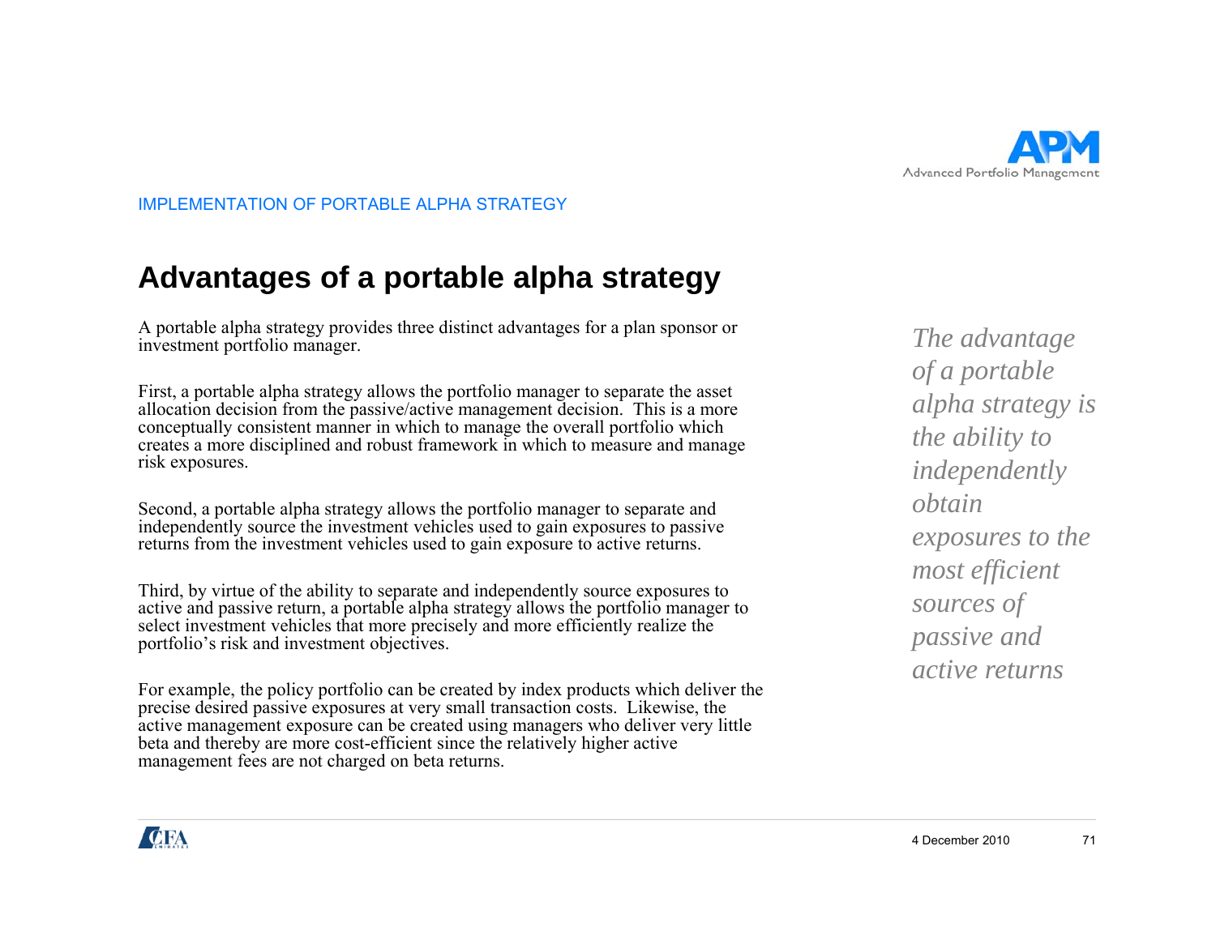IMPLEMENTATION OF PORTABLE ALPHA STRATEGY

# Advantages of a portable alpha strategy

A portable alpha strategy provides three distinct advantages for a plan sponsor or investment portfolio manager.

First, a portable alpha strategy allows the portfolio manager to separate the asset allocation decision from the passive/active management decision. This is a more conceptually consistent manner in which to manage the overall portfolio which creates a more disciplined and robust framework in which to measure and manage risk exposures.

Second, a portable alpha strategy allows the portfolio manager to separate and independently source the investment vehicles used to gain exposures to passive returns from the investment vehicles used to gain exposure to active returns.

Third, by virtue of the ability to separate and independently source exposures to active and passive return, a portable alpha strategy allows the portfolio manager to select investment vehicles that more precisely and more efficiently realize the portfolio's risk and investment objectives.

For example, the policy portfolio can be created by index products which deliver the precise desired passive exposures at very small transaction costs. Likewise, the active management exposure can be created using managers who deliver very little beta and thereby are more cost-efficient since the relatively higher active management fees are not charged on beta returns.

*The advantage of a portable alpha strategy is the ability to independently obtain exposures to the most efficient sources of passive and active returns*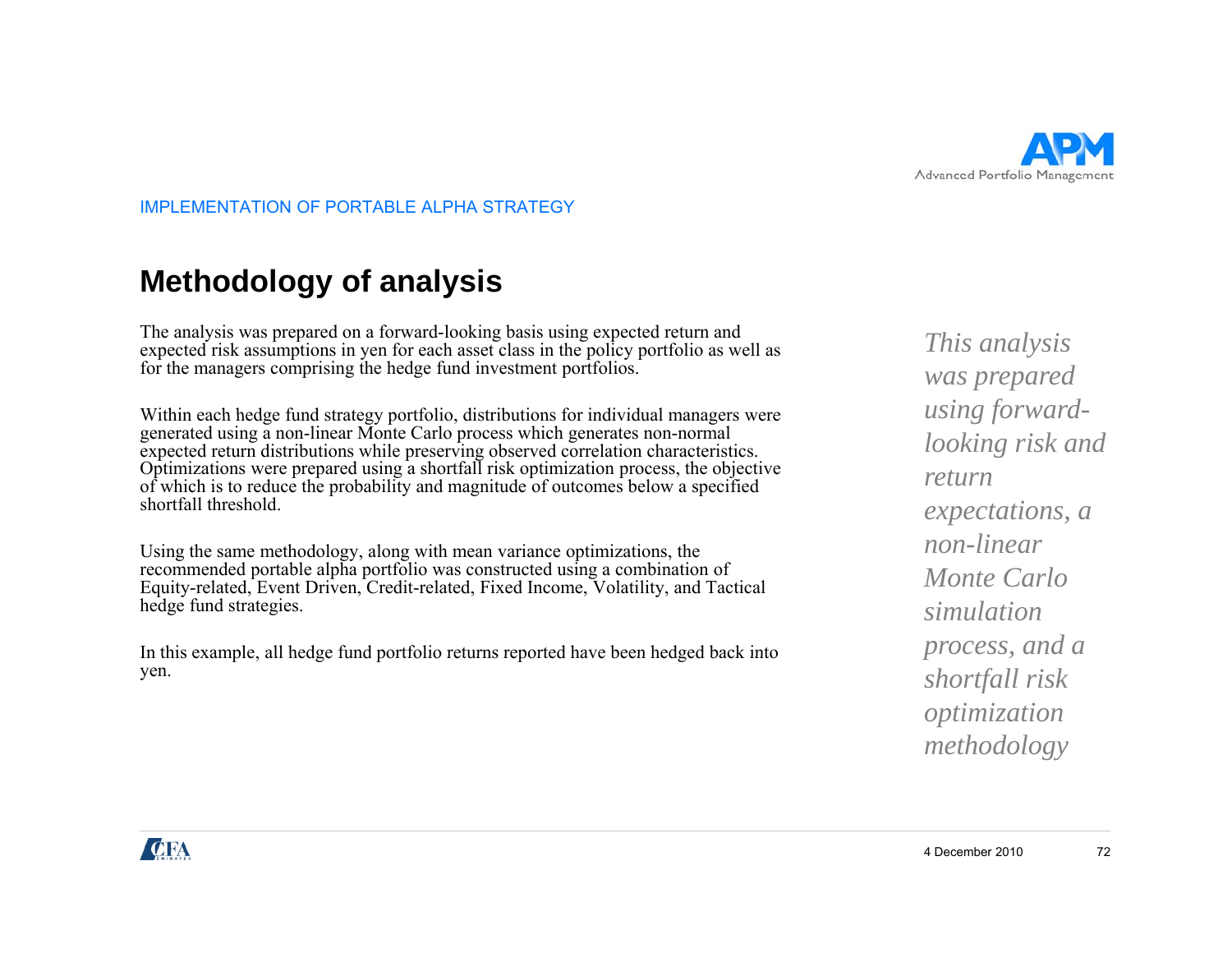IMPLEMENTATION OF PORTABLE ALPHA STRATEGY

# Methodology of analysis

The analysis was prepared on a forward-looking basis using expected return and expected risk assumptions in yen for each asset class in the policy portfolio as well as for the managers comprising the hedge fund investment portfolios.

Within each hedge fund strategy portfolio, distributions for individual managers were generated using a non-linear Monte Carlo process which generates non-normal expected return distributions while preserving observed correlation characteristics. Optimizations were prepared using a shortfall risk optimization process, the objective of which is to reduce the probability and magnitude of outcomes below a specified shortfall threshold.

Using the same methodology, along with mean variance optimizations, the recommended portable alpha portfolio was constructed using a combination of Equity-related, Event Driven, Credit-related, Fixed Income, Volatility, and Tactical hedge fund strategies.

In this example, all hedge fund portfolio returns reported have been hedged back into yen.

*This analysis was prepared using forward-looking risk and return expectations, a non-linear Monte Carlo simulation process, and a shortfall risk optimization methodology*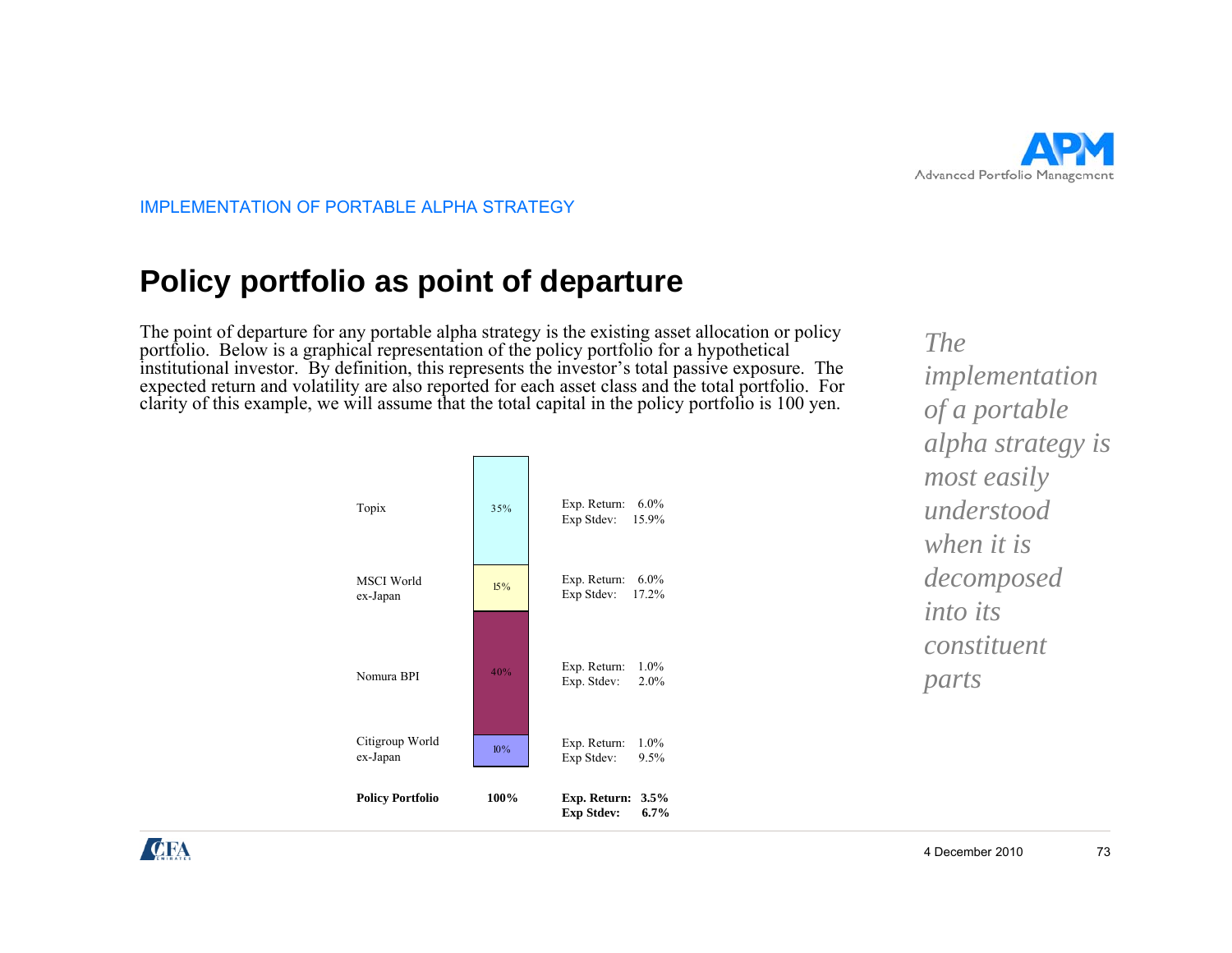IMPLEMENTATION OF PORTABLE ALPHA STRATEGY

# Policy portfolio as point of departure

The point of departure for any portable alpha strategy is the existing asset allocation or policy portfolio. Below is a graphical representation of the policy portfolio for a hypothetical institutional investor. By definition, this represents the investor's total passive exposure. The expected return and volatility are also reported for each asset class and the total portfolio. For clarity of this example, we will assume that the total capital in the policy portfolio is 100 yen.

| Asset Class | Weight | Exp. Return | Exp Stdev |
|---|---|---|---|
| Topix | 35% | 6.0% | 15.9% |
| MSCI World ex-Japan | 15% | 6.0% | 17.2% |
| Nomura BPI | 40% | 1.0% | 2.0% |
| Citigroup World ex-Japan | 10% | 1.0% | 9.5% |
| **Policy Portfolio** | **100%** | **3.5%** | **6.7%** |

*The implementation of a portable alpha strategy is most easily understood when it is decomposed into its constituent parts*

4 December 2010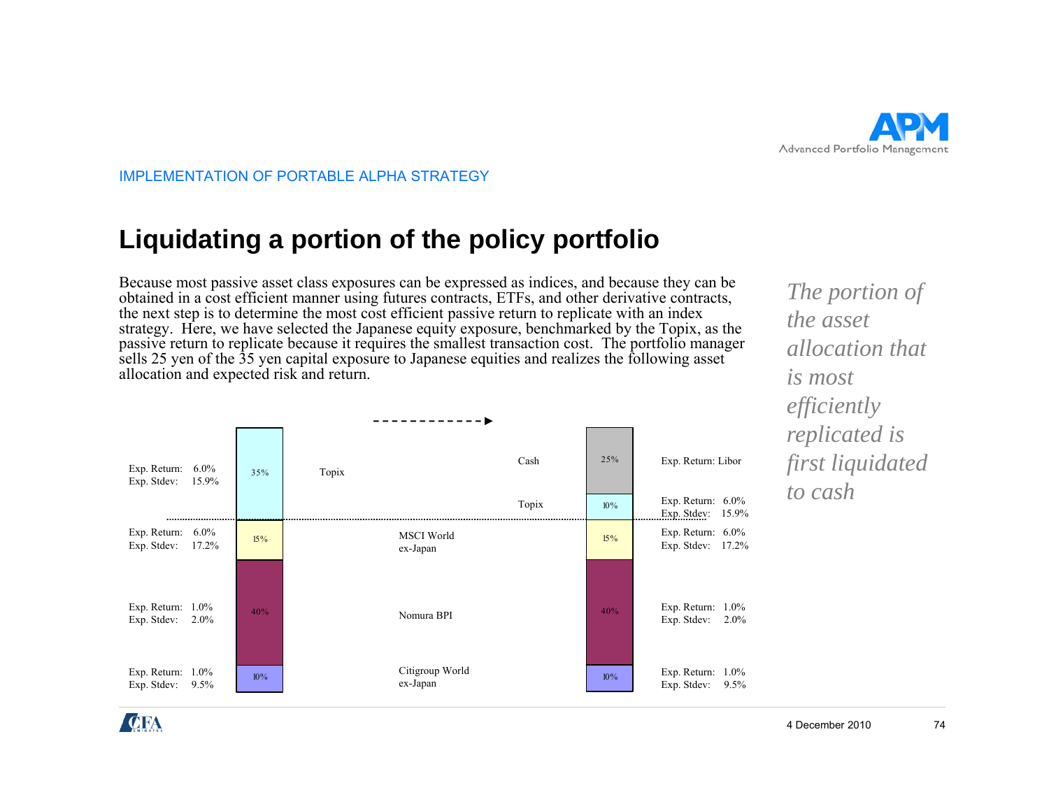IMPLEMENTATION OF PORTABLE ALPHA STRATEGY

# Liquidating a portion of the policy portfolio

Because most passive asset class exposures can be expressed as indices, and because they can be obtained in a cost efficient manner using futures contracts, ETFs, and other derivative contracts, the next step is to determine the most cost efficient passive return to replicate with an index strategy. Here, we have selected the Japanese equity exposure, benchmarked by the Topix, as the passive return to replicate because it requires the smallest transaction cost. The portfolio manager sells 25 yen of the 35 yen capital exposure to Japanese equities and realizes the following asset allocation and expected risk and return.

*The portion of the asset allocation that is most efficiently replicated is first liquidated to cash*

| Before: Exp. Return / Exp. Stdev | Before: Allocation | Asset | After: Allocation | After: Exp. Return / Exp. Stdev |
|---|---|---|---|---|
| | | Cash | 25% | Exp. Return: Libor |
| Exp. Return: 6.0% / Exp. Stdev: 15.9% | 35% | Topix | 10% | Exp. Return: 6.0% / Exp. Stdev: 15.9% |
| Exp. Return: 6.0% / Exp. Stdev: 17.2% | 15% | MSCI World ex-Japan | 15% | Exp. Return: 6.0% / Exp. Stdev: 17.2% |
| Exp. Return: 1.0% / Exp. Stdev: 2.0% | 40% | Nomura BPI | 40% | Exp. Return: 1.0% / Exp. Stdev: 2.0% |
| Exp. Return: 1.0% / Exp. Stdev: 9.5% | 10% | Citigroup World ex-Japan | 10% | Exp. Return: 1.0% / Exp. Stdev: 9.5% |

4 December 2010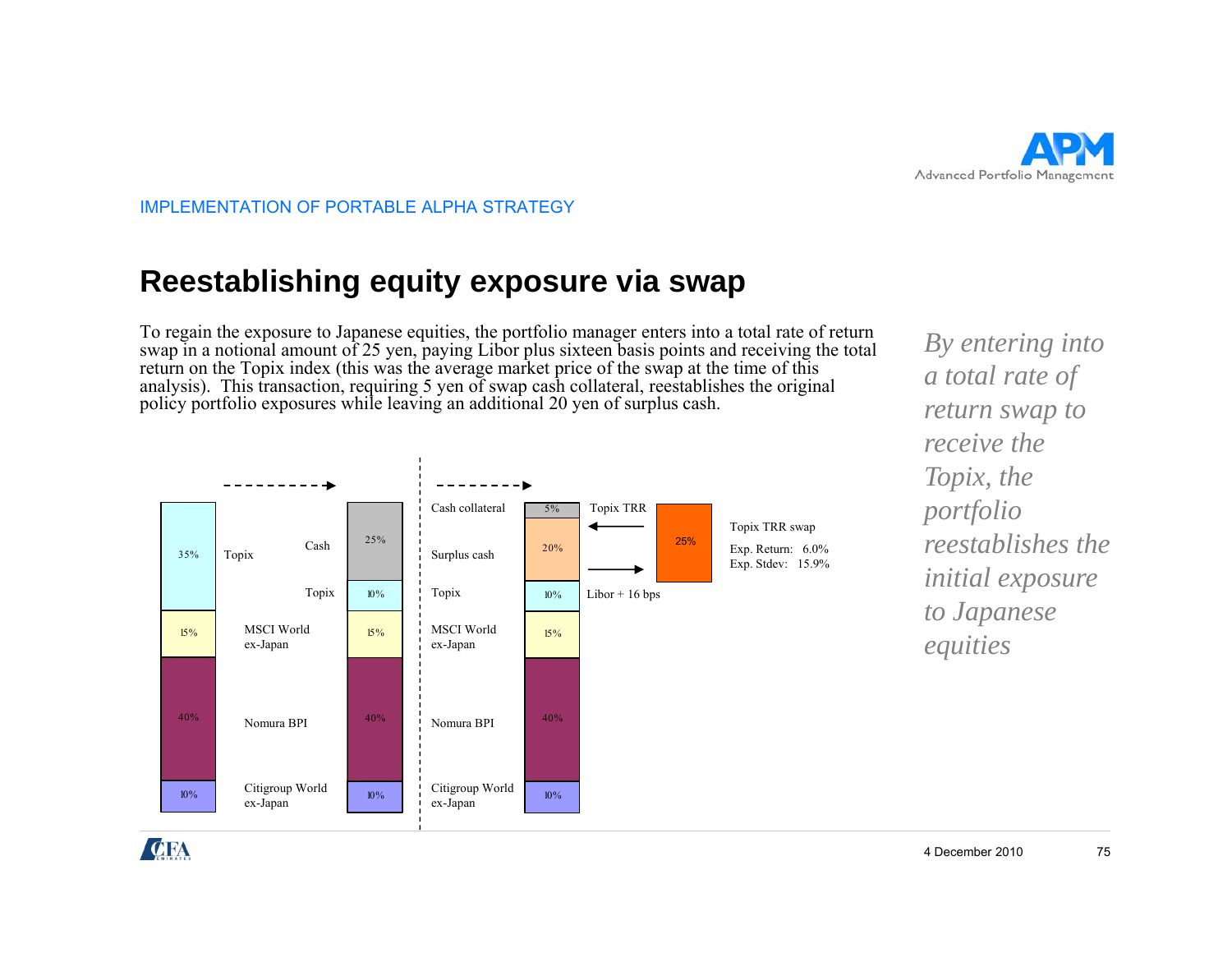IMPLEMENTATION OF PORTABLE ALPHA STRATEGY

## Reestablishing equity exposure via swap

To regain the exposure to Japanese equities, the portfolio manager enters into a total rate of return swap in a notional amount of 25 yen, paying Libor plus sixteen basis points and receiving the total return on the Topix index (this was the average market price of the swap at the time of this analysis). This transaction, requiring 5 yen of swap cash collateral, reestablishes the original policy portfolio exposures while leaving an additional 20 yen of surplus cash.

| Original portfolio | | After equity sale | | After swap | |
|---|---|---|---|---|---|
| Topix | 35% | Cash | 25% | Cash collateral | 5% |
| | | | | Surplus cash | 20% |
| | | Topix | 10% | Topix | 10% |
| MSCI World ex-Japan | 15% | MSCI World ex-Japan | 15% | MSCI World ex-Japan | 15% |
| Nomura BPI | 40% | Nomura BPI | 40% | Nomura BPI | 40% |
| Citigroup World ex-Japan | 10% | Citigroup World ex-Japan | 10% | Citigroup World ex-Japan | 10% |

Topix TRR swap (25%): receive Topix TRR, pay Libor + 16 bps

Exp. Return: 6.0%
Exp. Stdev: 15.9%

*By entering into a total rate of return swap to receive the Topix, the portfolio reestablishes the initial exposure to Japanese equities*

4 December 2010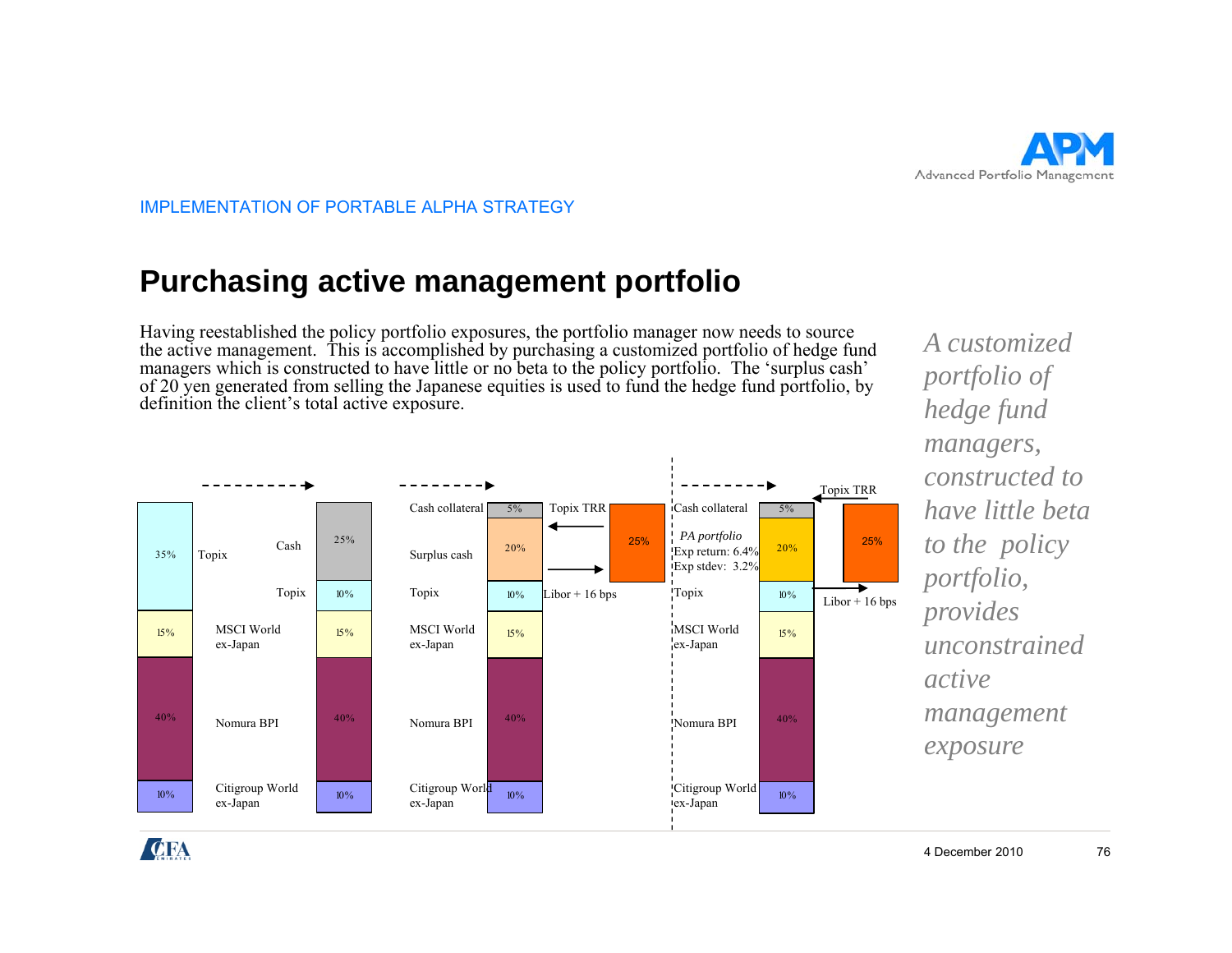IMPLEMENTATION OF PORTABLE ALPHA STRATEGY

# Purchasing active management portfolio

Having reestablished the policy portfolio exposures, the portfolio manager now needs to source the active management. This is accomplished by purchasing a customized portfolio of hedge fund managers which is constructed to have little or no beta to the policy portfolio. The 'surplus cash' of 20 yen generated from selling the Japanese equities is used to fund the hedge fund portfolio, by definition the client's total active exposure.

*A customized portfolio of hedge fund managers, constructed to have little beta to the policy portfolio, provides unconstrained active management exposure*

| Stage 1 | | Stage 2 | | Stage 3 | | Swap | Stage 4 | | Swap |
|---|---|---|---|---|---|---|---|---|---|
| Topix | 35% | Cash | 25% | Cash collateral | 5% | Topix TRR 25% (Libor + 16 bps) | Cash collateral | 5% | Topix TRR 25% (Libor + 16 bps) |
| | | | | Surplus cash | 20% | | *PA portfolio* Exp return: 6.4% Exp stdev: 3.2% | 20% | |
| | | Topix | 10% | Topix | 10% | | Topix | 10% | |
| MSCI World ex-Japan | 15% | MSCI World ex-Japan | 15% | MSCI World ex-Japan | 15% | | MSCI World ex-Japan | 15% | |
| Nomura BPI | 40% | Nomura BPI | 40% | Nomura BPI | 40% | | Nomura BPI | 40% | |
| Citigroup World ex-Japan | 10% | Citigroup World ex-Japan | 10% | Citigroup World ex-Japan | 10% | | Citigroup World ex-Japan | 10% | |

4 December 2010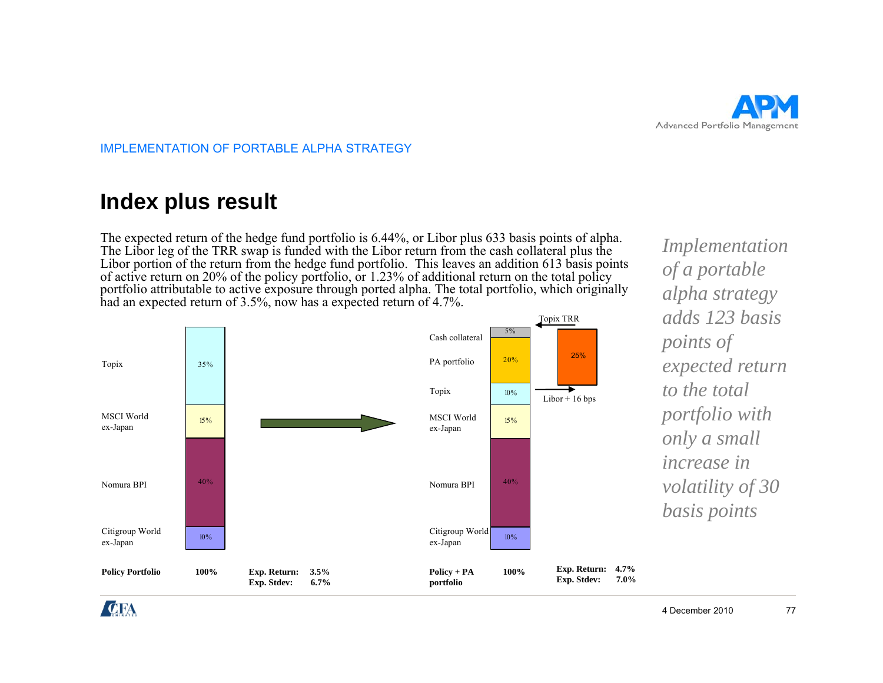IMPLEMENTATION OF PORTABLE ALPHA STRATEGY

# Index plus result

The expected return of the hedge fund portfolio is 6.44%, or Libor plus 633 basis points of alpha. The Libor leg of the TRR swap is funded with the Libor return from the cash collateral plus the Libor portion of the return from the hedge fund portfolio. This leaves an addition 613 basis points of active return on 20% of the policy portfolio, or 1.23% of additional return on the total policy portfolio attributable to active exposure through ported alpha. The total portfolio, which originally had an expected return of 3.5%, now has a expected return of 4.7%.

| Policy Portfolio | Weight |
|---|---|
| Topix | 35% |
| MSCI World ex-Japan | 15% |
| Nomura BPI | 40% |
| Citigroup World ex-Japan | 10% |
| **Policy Portfolio** | **100%** |

**Exp. Return: 3.5%**
**Exp. Stdev: 6.7%**

| Policy + PA portfolio | Weight |
|---|---|
| Cash collateral | 5% |
| PA portfolio | 20% |
| Topix | 10% |
| MSCI World ex-Japan | 15% |
| Nomura BPI | 40% |
| Citigroup World ex-Japan | 10% |
| **Policy + PA portfolio** | **100%** |

Topix TRR: 25% (Libor + 16 bps)

**Exp. Return: 4.7%**
**Exp. Stdev: 7.0%**

*Implementation of a portable alpha strategy adds 123 basis points of expected return to the total portfolio with only a small increase in volatility of 30 basis points*

4 December 2010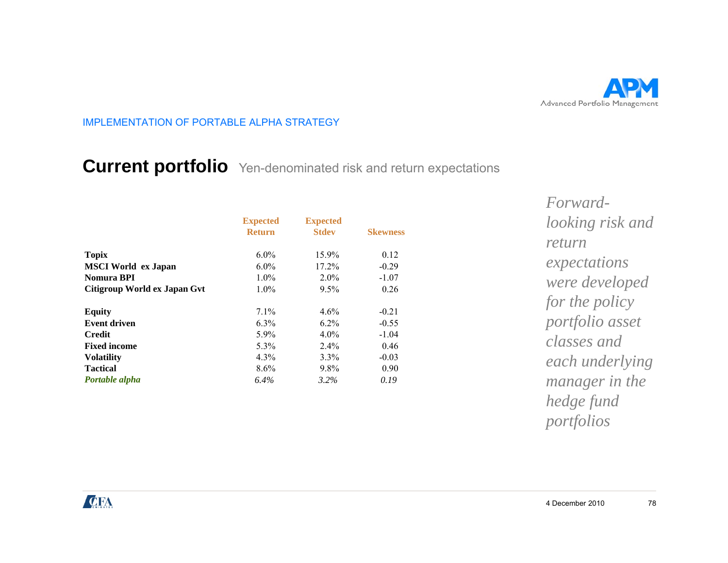IMPLEMENTATION OF PORTABLE ALPHA STRATEGY

# Current portfolio Yen-denominated risk and return expectations

| | Expected Return | Expected Stdev | Skewness |
|---|---|---|---|
| **Topix** | 6.0% | 15.9% | 0.12 |
| **MSCI World ex Japan** | 6.0% | 17.2% | -0.29 |
| **Nomura BPI** | 1.0% | 2.0% | -1.07 |
| **Citigroup World ex Japan Gvt** | 1.0% | 9.5% | 0.26 |
| | | | |
| **Equity** | 7.1% | 4.6% | -0.21 |
| **Event driven** | 6.3% | 6.2% | -0.55 |
| **Credit** | 5.9% | 4.0% | -1.04 |
| **Fixed income** | 5.3% | 2.4% | 0.46 |
| **Volatility** | 4.3% | 3.3% | -0.03 |
| **Tactical** | 8.6% | 9.8% | 0.90 |
| ***Portable alpha*** | *6.4%* | *3.2%* | *0.19* |

*Forward-looking risk and return expectations were developed for the policy portfolio asset classes and each underlying manager in the hedge fund portfolios*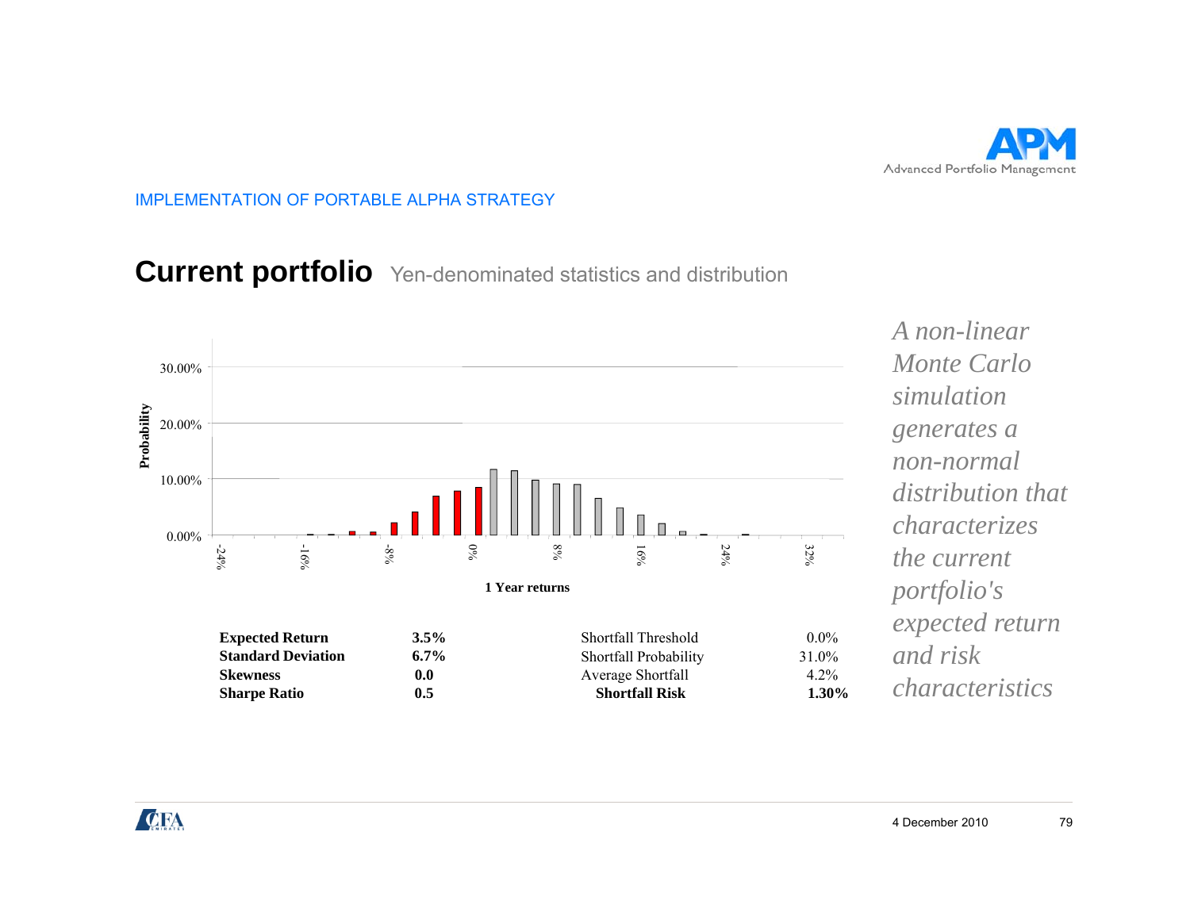IMPLEMENTATION OF PORTABLE ALPHA STRATEGY

# Current portfolio Yen-denominated statistics and distribution

Probability

30.00%
20.00%
10.00%
0.00%

-24% -16% -8% 0% 8% 16% 24% 32%

1 Year returns

| | | | |
|---|---|---|---|
| **Expected Return** | **3.5%** | Shortfall Threshold | 0.0% |
| **Standard Deviation** | **6.7%** | Shortfall Probability | 31.0% |
| **Skewness** | **0.0** | Average Shortfall | 4.2% |
| **Sharpe Ratio** | **0.5** | **Shortfall Risk** | **1.30%** |

*A non-linear Monte Carlo simulation generates a non-normal distribution that characterizes the current portfolio's expected return and risk characteristics*

4 December 2010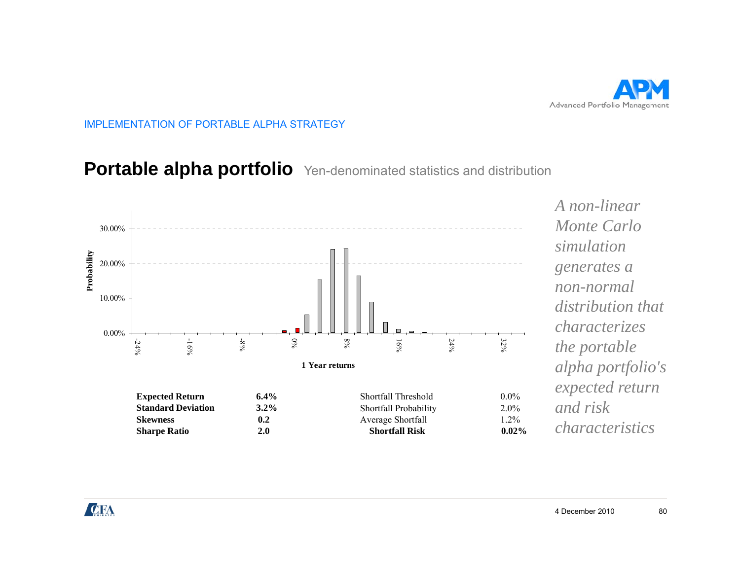IMPLEMENTATION OF PORTABLE ALPHA STRATEGY

# Portable alpha portfolio Yen-denominated statistics and distribution

| Statistic | Value | Shortfall measure | Value |
|---|---|---|---|
| **Expected Return** | **6.4%** | Shortfall Threshold | 0.0% |
| **Standard Deviation** | **3.2%** | Shortfall Probability | 2.0% |
| **Skewness** | **0.2** | Average Shortfall | 1.2% |
| **Sharpe Ratio** | **2.0** | **Shortfall Risk** | **0.02%** |

*A non-linear Monte Carlo simulation generates a non-normal distribution that characterizes the portable alpha portfolio's expected return and risk characteristics*

4 December 2010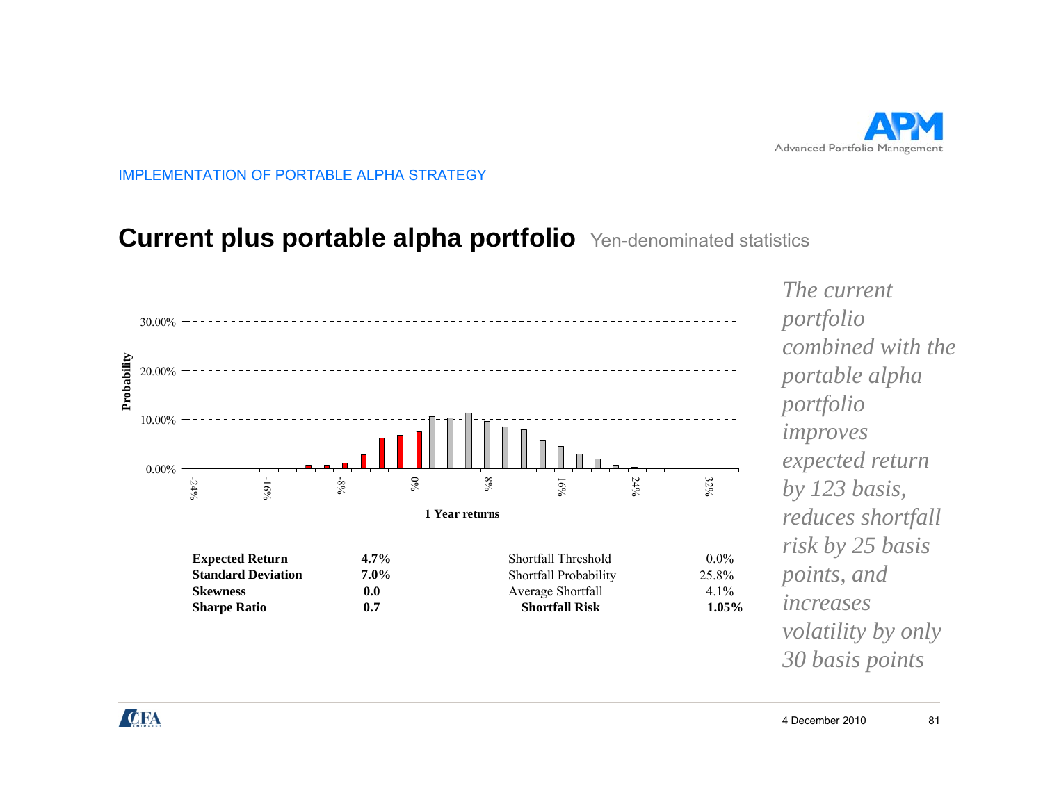IMPLEMENTATION OF PORTABLE ALPHA STRATEGY

# Current plus portable alpha portfolio Yen-denominated statistics

| | | | |
|---|---|---|---|
| **Expected Return** | **4.7%** | Shortfall Threshold | 0.0% |
| **Standard Deviation** | **7.0%** | Shortfall Probability | 25.8% |
| **Skewness** | **0.0** | Average Shortfall | 4.1% |
| **Sharpe Ratio** | **0.7** | **Shortfall Risk** | **1.05%** |

*The current portfolio combined with the portable alpha portfolio improves expected return by 123 basis, reduces shortfall risk by 25 basis points, and increases volatility by only 30 basis points*

4 December 2010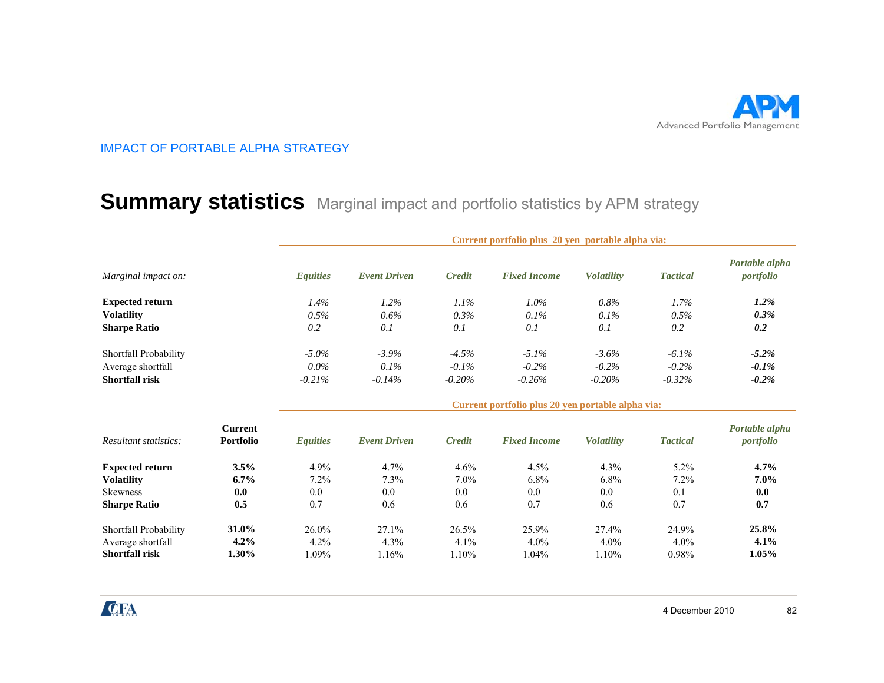IMPACT OF PORTABLE ALPHA STRATEGY

# Summary statistics
Marginal impact and portfolio statistics by APM strategy

| | Current portfolio plus 20 yen portable alpha via: | | | | | | |
|---|---|---|---|---|---|---|---|
| *Marginal impact on:* | *Equities* | *Event Driven* | *Credit* | *Fixed Income* | *Volatility* | *Tactical* | *Portable alpha portfolio* |
| **Expected return** | *1.4%* | *1.2%* | *1.1%* | *1.0%* | *0.8%* | *1.7%* | ***1.2%*** |
| **Volatility** | *0.5%* | *0.6%* | *0.3%* | *0.1%* | *0.1%* | *0.5%* | ***0.3%*** |
| **Sharpe Ratio** | *0.2* | *0.1* | *0.1* | *0.1* | *0.1* | *0.2* | ***0.2*** |
| Shortfall Probability | *-5.0%* | *-3.9%* | *-4.5%* | *-5.1%* | *-3.6%* | *-6.1%* | ***-5.2%*** |
| Average shortfall | *0.0%* | *0.1%* | *-0.1%* | *-0.2%* | *-0.2%* | *-0.2%* | ***-0.1%*** |
| **Shortfall risk** | *-0.21%* | *-0.14%* | *-0.20%* | *-0.26%* | *-0.20%* | *-0.32%* | ***-0.2%*** |

| | | Current portfolio plus 20 yen portable alpha via: | | | | | | |
|---|---|---|---|---|---|---|---|---|
| *Resultant statistics:* | **Current Portfolio** | *Equities* | *Event Driven* | *Credit* | *Fixed Income* | *Volatility* | *Tactical* | *Portable alpha portfolio* |
| **Expected return** | **3.5%** | 4.9% | 4.7% | 4.6% | 4.5% | 4.3% | 5.2% | **4.7%** |
| **Volatility** | **6.7%** | 7.2% | 7.3% | 7.0% | 6.8% | 6.8% | 7.2% | **7.0%** |
| Skewness | **0.0** | 0.0 | 0.0 | 0.0 | 0.0 | 0.0 | 0.1 | **0.0** |
| **Sharpe Ratio** | **0.5** | 0.7 | 0.6 | 0.6 | 0.7 | 0.6 | 0.7 | **0.7** |
| Shortfall Probability | **31.0%** | 26.0% | 27.1% | 26.5% | 25.9% | 27.4% | 24.9% | **25.8%** |
| Average shortfall | **4.2%** | 4.2% | 4.3% | 4.1% | 4.0% | 4.0% | 4.0% | **4.1%** |
| **Shortfall risk** | **1.30%** | 1.09% | 1.16% | 1.10% | 1.04% | 1.10% | 0.98% | **1.05%** |

4 December 2010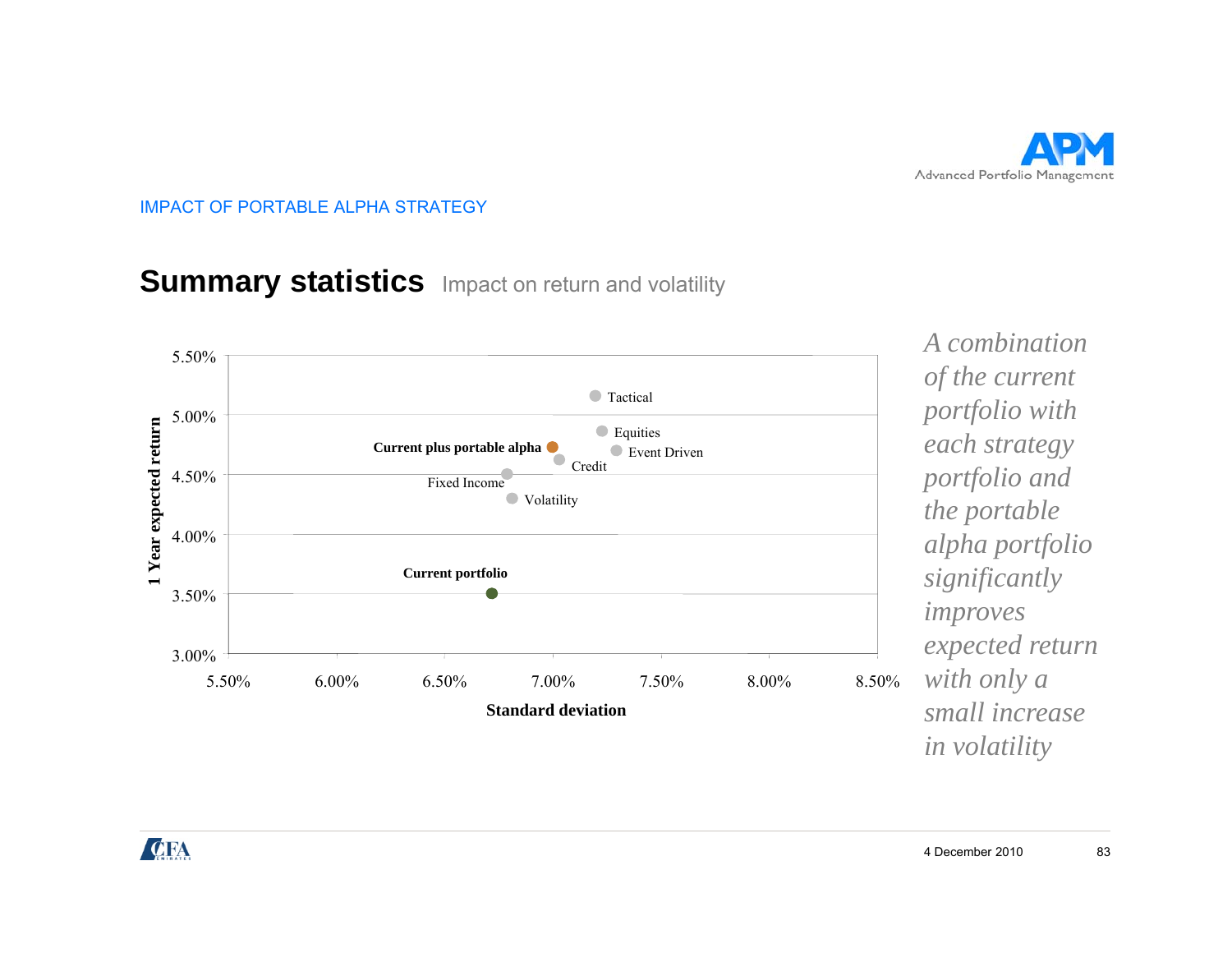IMPACT OF PORTABLE ALPHA STRATEGY

## Summary statistics Impact on return and volatility

1 Year expected return

5.50%
5.00%
4.50%
4.00%
3.50%
3.00%

5.50% 6.00% 6.50% 7.00% 7.50% 8.00% 8.50%

Standard deviation

Tactical
Equities
**Current plus portable alpha**
Event Driven
Credit
Fixed Income
Volatility
**Current portfolio**

*A combination of the current portfolio with each strategy portfolio and the portable alpha portfolio significantly improves expected return with only a small increase in volatility*

4 December 2010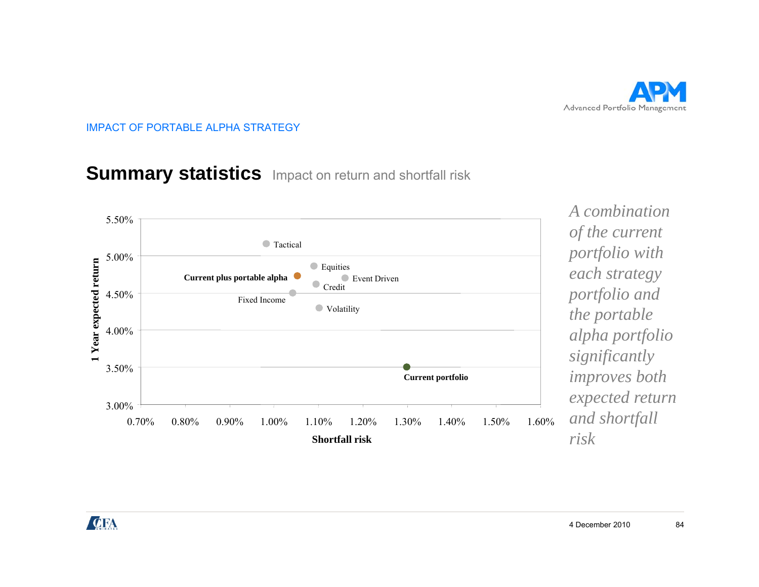IMPACT OF PORTABLE ALPHA STRATEGY

## Summary statistics Impact on return and shortfall risk

1 Year expected return

5.50%
5.00%
4.50%
4.00%
3.50%
3.00%

Tactical
Equities
**Current plus portable alpha**
Event Driven
Credit
Fixed Income
Volatility
**Current portfolio**

0.70% 0.80% 0.90% 1.00% 1.10% 1.20% 1.30% 1.40% 1.50% 1.60%

**Shortfall risk**

*A combination of the current portfolio with each strategy portfolio and the portable alpha portfolio significantly improves both expected return and shortfall risk*

4 December 2010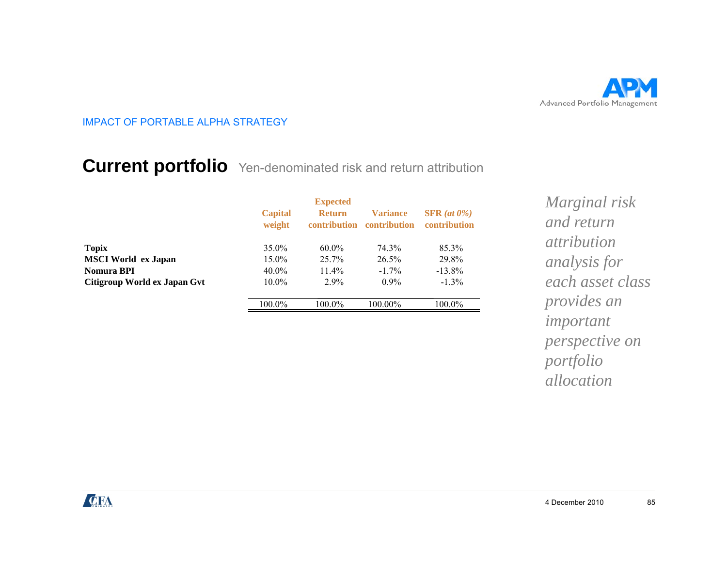IMPACT OF PORTABLE ALPHA STRATEGY

## Current portfolio Yen-denominated risk and return attribution

| | Capital weight | Expected Return contribution | Variance contribution | SFR *(at 0%)* contribution |
|---|---|---|---|---|
| **Topix** | 35.0% | 60.0% | 74.3% | 85.3% |
| **MSCI World ex Japan** | 15.0% | 25.7% | 26.5% | 29.8% |
| **Nomura BPI** | 40.0% | 11.4% | -1.7% | -13.8% |
| **Citigroup World ex Japan Gvt** | 10.0% | 2.9% | 0.9% | -1.3% |
| | 100.0% | 100.0% | 100.00% | 100.0% |

*Marginal risk and return attribution analysis for each asset class provides an important perspective on portfolio allocation*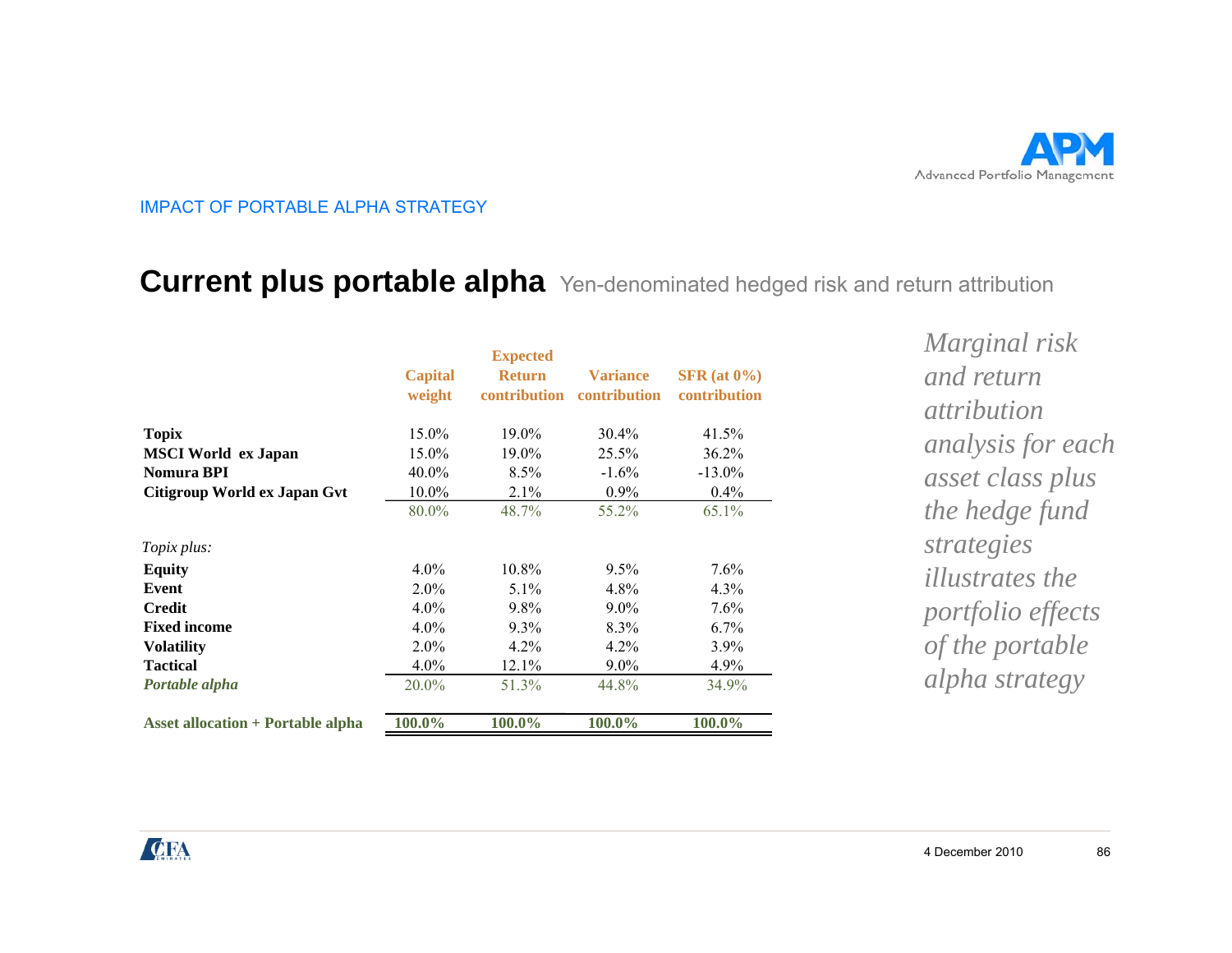IMPACT OF PORTABLE ALPHA STRATEGY

## Current plus portable alpha Yen-denominated hedged risk and return attribution

| | Capital weight | Expected Return contribution | Variance contribution | SFR (at 0%) contribution |
|---|---|---|---|---|
| **Topix** | 15.0% | 19.0% | 30.4% | 41.5% |
| **MSCI World ex Japan** | 15.0% | 19.0% | 25.5% | 36.2% |
| **Nomura BPI** | 40.0% | 8.5% | -1.6% | -13.0% |
| **Citigroup World ex Japan Gvt** | 10.0% | 2.1% | 0.9% | 0.4% |
| | 80.0% | 48.7% | 55.2% | 65.1% |
| *Topix plus:* | | | | |
| **Equity** | 4.0% | 10.8% | 9.5% | 7.6% |
| **Event** | 2.0% | 5.1% | 4.8% | 4.3% |
| **Credit** | 4.0% | 9.8% | 9.0% | 7.6% |
| **Fixed income** | 4.0% | 9.3% | 8.3% | 6.7% |
| **Volatility** | 2.0% | 4.2% | 4.2% | 3.9% |
| **Tactical** | 4.0% | 12.1% | 9.0% | 4.9% |
| ***Portable alpha*** | 20.0% | 51.3% | 44.8% | 34.9% |
| **Asset allocation + Portable alpha** | **100.0%** | **100.0%** | **100.0%** | **100.0%** |

*Marginal risk and return attribution analysis for each asset class plus the hedge fund strategies illustrates the portfolio effects of the portable alpha strategy*

4 December 2010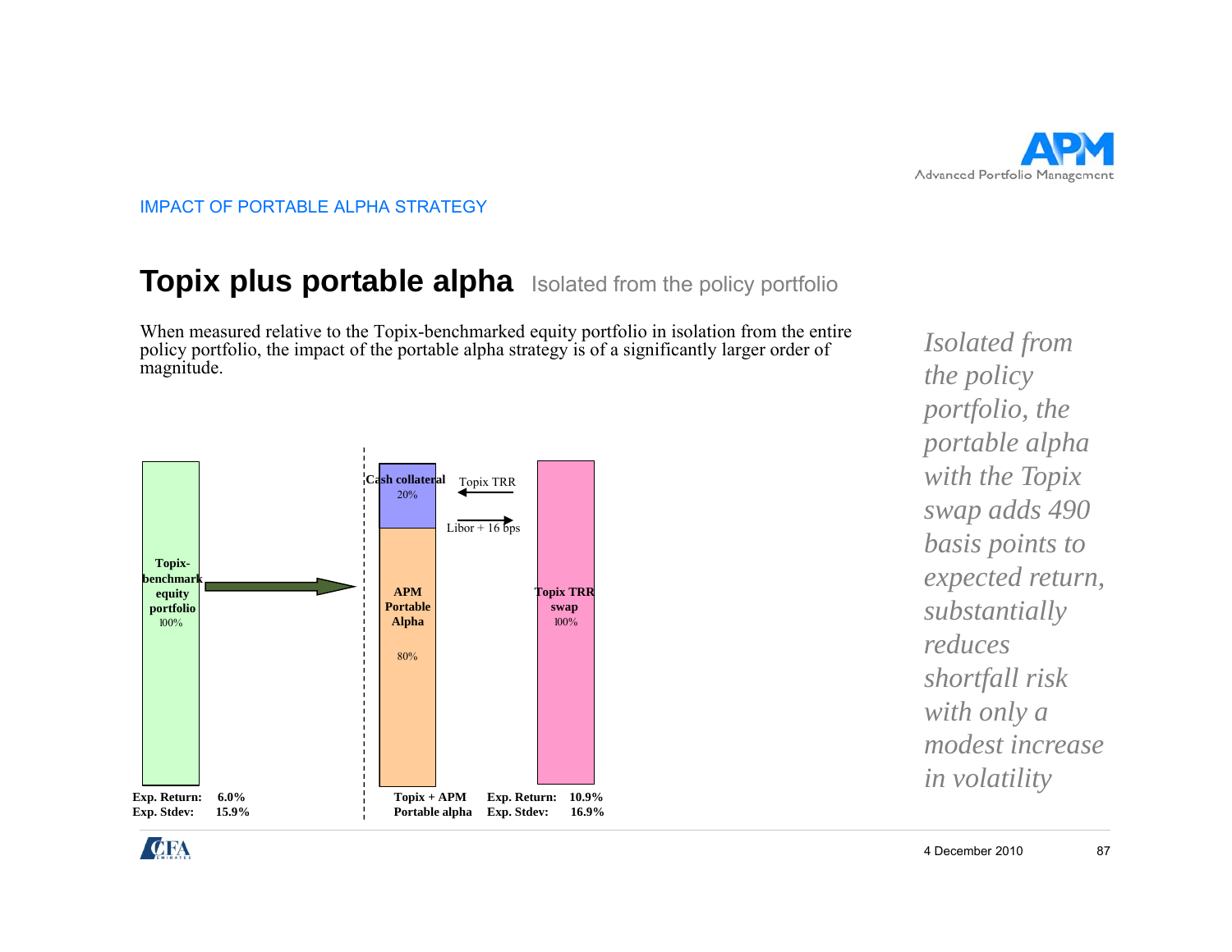IMPACT OF PORTABLE ALPHA STRATEGY

## Topix plus portable alpha Isolated from the policy portfolio

When measured relative to the Topix-benchmarked equity portfolio in isolation from the entire policy portfolio, the impact of the portable alpha strategy is of a significantly larger order of magnitude.

**Topix-benchmark equity portfolio**
100%

**Cash collateral**
20%

Topix TRR

Libor + 16 bps

**APM Portable Alpha**

80%

**Topix TRR swap**
100%

**Exp. Return:** **6.0%**
**Exp. Stdev:** **15.9%**

**Topix + APM Portable alpha** **Exp. Return:** **10.9%**
**Exp. Stdev:** **16.9%**

*Isolated from the policy portfolio, the portable alpha with the Topix swap adds 490 basis points to expected return, substantially reduces shortfall risk with only a modest increase in volatility*

4 December 2010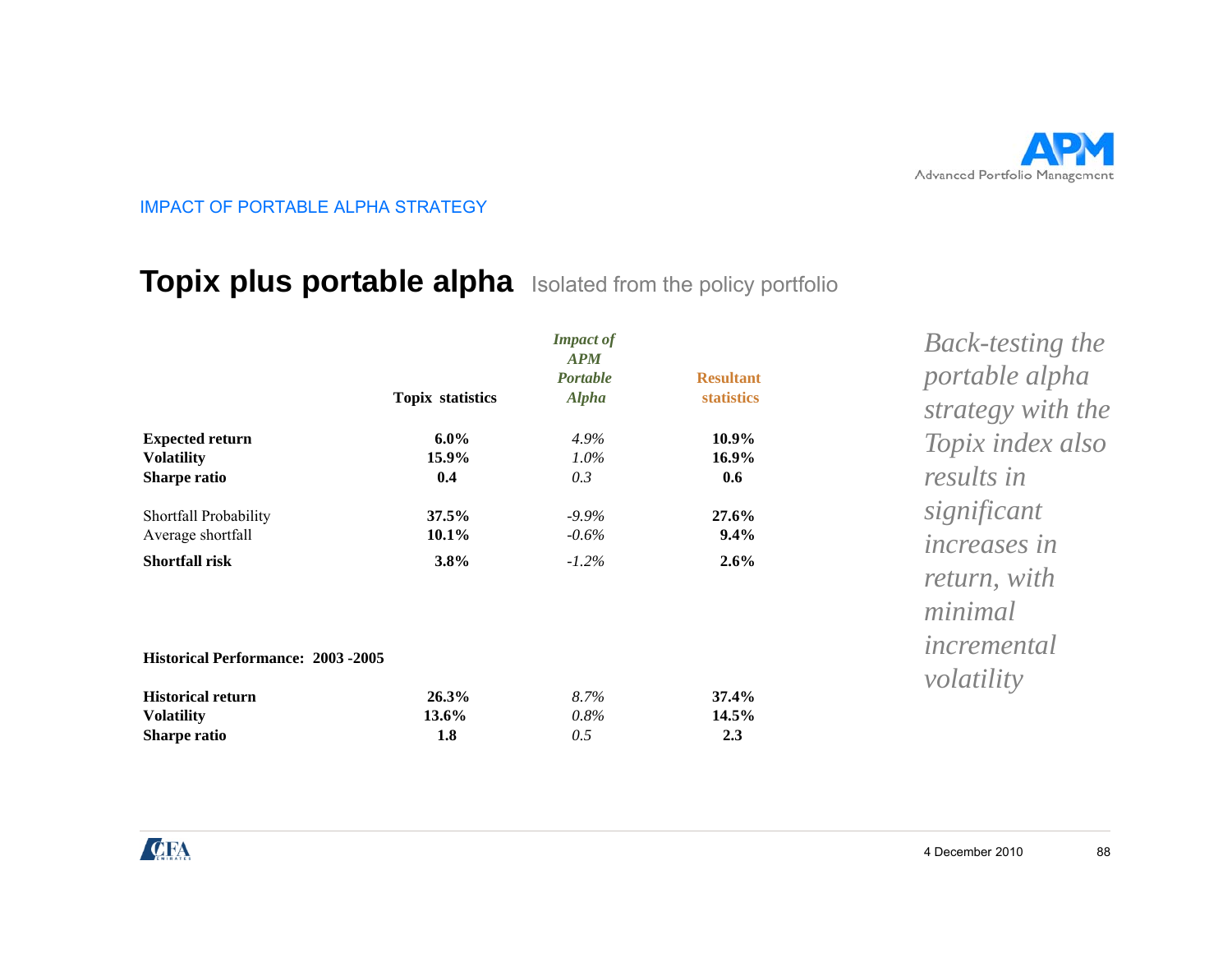IMPACT OF PORTABLE ALPHA STRATEGY

## Topix plus portable alpha Isolated from the policy portfolio

| | Topix statistics | *Impact of APM Portable Alpha* | Resultant statistics |
|---|---|---|---|
| **Expected return** | **6.0%** | *4.9%* | **10.9%** |
| **Volatility** | **15.9%** | *1.0%* | **16.9%** |
| **Sharpe ratio** | **0.4** | *0.3* | **0.6** |
| Shortfall Probability | **37.5%** | *-9.9%* | **27.6%** |
| Average shortfall | **10.1%** | *-0.6%* | **9.4%** |
| **Shortfall risk** | **3.8%** | *-1.2%* | **2.6%** |

**Historical Performance: 2003 -2005**

| | Topix statistics | *Impact of APM Portable Alpha* | Resultant statistics |
|---|---|---|---|
| **Historical return** | **26.3%** | *8.7%* | **37.4%** |
| **Volatility** | **13.6%** | *0.8%* | **14.5%** |
| **Sharpe ratio** | **1.8** | *0.5* | **2.3** |

*Back-testing the portable alpha strategy with the Topix index also results in significant increases in return, with minimal incremental volatility*

4 December 2010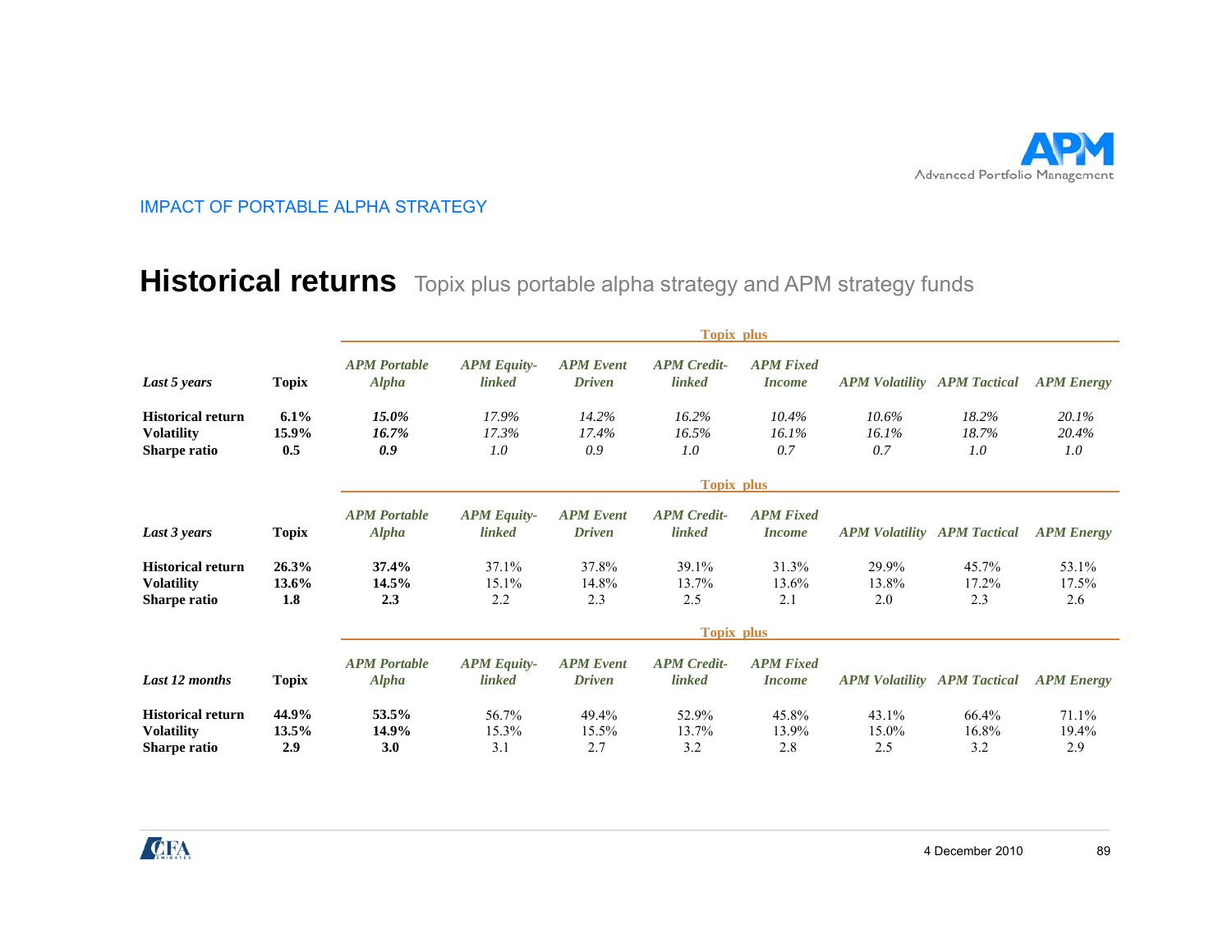IMPACT OF PORTABLE ALPHA STRATEGY

# Historical returns Topix plus portable alpha strategy and APM strategy funds

| | | Topix plus | | | | | | | |
|---|---|---|---|---|---|---|---|---|---|
| *Last 5 years* | **Topix** | *APM Portable Alpha* | *APM Equity-linked* | *APM Event Driven* | *APM Credit-linked* | *APM Fixed Income* | *APM Volatility* | *APM Tactical* | *APM Energy* |
| **Historical return** | **6.1%** | ***15.0%*** | *17.9%* | *14.2%* | *16.2%* | *10.4%* | *10.6%* | *18.2%* | *20.1%* |
| **Volatility** | **15.9%** | ***16.7%*** | *17.3%* | *17.4%* | *16.5%* | *16.1%* | *16.1%* | *18.7%* | *20.4%* |
| **Sharpe ratio** | **0.5** | ***0.9*** | *1.0* | *0.9* | *1.0* | *0.7* | *0.7* | *1.0* | *1.0* |

| | | Topix plus | | | | | | | |
|---|---|---|---|---|---|---|---|---|---|
| *Last 3 years* | **Topix** | *APM Portable Alpha* | *APM Equity-linked* | *APM Event Driven* | *APM Credit-linked* | *APM Fixed Income* | *APM Volatility* | *APM Tactical* | *APM Energy* |
| **Historical return** | **26.3%** | **37.4%** | 37.1% | 37.8% | 39.1% | 31.3% | 29.9% | 45.7% | 53.1% |
| **Volatility** | **13.6%** | **14.5%** | 15.1% | 14.8% | 13.7% | 13.6% | 13.8% | 17.2% | 17.5% |
| **Sharpe ratio** | **1.8** | **2.3** | 2.2 | 2.3 | 2.5 | 2.1 | 2.0 | 2.3 | 2.6 |

| | | Topix plus | | | | | | | |
|---|---|---|---|---|---|---|---|---|---|
| *Last 12 months* | **Topix** | *APM Portable Alpha* | *APM Equity-linked* | *APM Event Driven* | *APM Credit-linked* | *APM Fixed Income* | *APM Volatility* | *APM Tactical* | *APM Energy* |
| **Historical return** | **44.9%** | **53.5%** | 56.7% | 49.4% | 52.9% | 45.8% | 43.1% | 66.4% | 71.1% |
| **Volatility** | **13.5%** | **14.9%** | 15.3% | 15.5% | 13.7% | 13.9% | 15.0% | 16.8% | 19.4% |
| **Sharpe ratio** | **2.9** | **3.0** | 3.1 | 2.7 | 3.2 | 2.8 | 2.5 | 3.2 | 2.9 |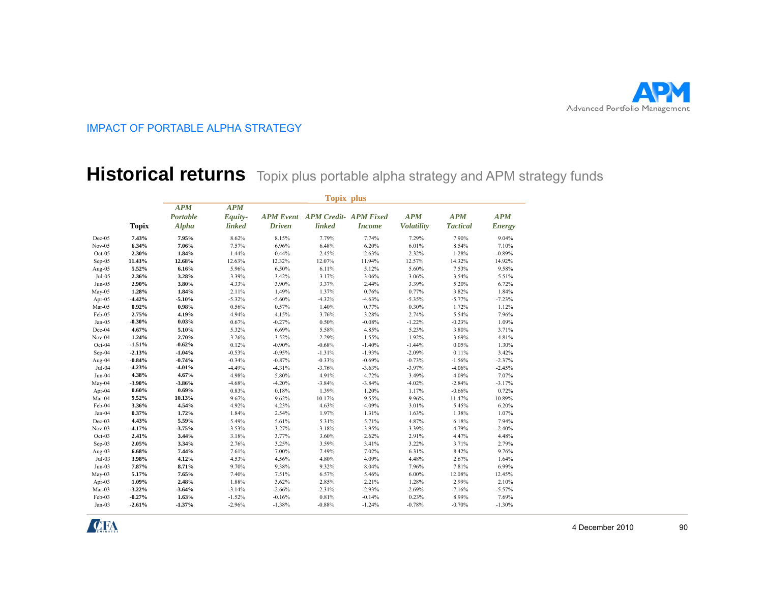IMPACT OF PORTABLE ALPHA STRATEGY

# Historical returns Topix plus portable alpha strategy and APM strategy funds

| | | Topix plus | | | | | | | |
|---|---|---|---|---|---|---|---|---|---|
| | **Topix** | ***APM Portable Alpha*** | ***APM Equity-linked*** | ***APM Event Driven*** | ***APM Credit-linked*** | ***APM Fixed Income*** | ***APM Volatility*** | ***APM Tactical*** | ***APM Energy*** |
| Dec-05 | **7.43%** | **7.95%** | 8.62% | 8.15% | 7.79% | 7.74% | 7.29% | 7.90% | 9.04% |
| Nov-05 | **6.34%** | **7.06%** | 7.57% | 6.96% | 6.48% | 6.20% | 6.01% | 8.54% | 7.10% |
| Oct-05 | **2.30%** | **1.84%** | 1.44% | 0.44% | 2.45% | 2.63% | 2.32% | 1.28% | -0.89% |
| Sep-05 | **11.43%** | **12.68%** | 12.63% | 12.32% | 12.07% | 11.94% | 12.57% | 14.32% | 14.92% |
| Aug-05 | **5.52%** | **6.16%** | 5.96% | 6.50% | 6.11% | 5.12% | 5.60% | 7.53% | 9.58% |
| Jul-05 | **2.36%** | **3.28%** | 3.39% | 3.42% | 3.17% | 3.06% | 3.06% | 3.54% | 5.51% |
| Jun-05 | **2.90%** | **3.80%** | 4.33% | 3.90% | 3.37% | 2.44% | 3.39% | 5.20% | 6.72% |
| May-05 | **1.28%** | **1.84%** | 2.11% | 1.49% | 1.37% | 0.76% | 0.77% | 3.82% | 1.84% |
| Apr-05 | **-4.42%** | **-5.10%** | -5.32% | -5.60% | -4.32% | -4.63% | -5.35% | -5.77% | -7.23% |
| Mar-05 | **0.92%** | **0.98%** | 0.56% | 0.57% | 1.40% | 0.77% | 0.30% | 1.72% | 1.12% |
| Feb-05 | **2.75%** | **4.19%** | 4.94% | 4.15% | 3.76% | 3.28% | 2.74% | 5.54% | 7.96% |
| Jan-05 | **-0.30%** | **0.03%** | 0.67% | -0.27% | 0.50% | -0.08% | -1.22% | -0.23% | 1.09% |
| Dec-04 | **4.67%** | **5.10%** | 5.32% | 6.69% | 5.58% | 4.85% | 5.23% | 3.80% | 3.71% |
| Nov-04 | **1.24%** | **2.70%** | 3.26% | 3.52% | 2.29% | 1.55% | 1.92% | 3.69% | 4.81% |
| Oct-04 | **-1.51%** | **-0.62%** | 0.12% | -0.90% | -0.68% | -1.40% | -1.44% | 0.05% | 1.30% |
| Sep-04 | **-2.13%** | **-1.04%** | -0.53% | -0.95% | -1.31% | -1.93% | -2.09% | 0.11% | 3.42% |
| Aug-04 | **-0.84%** | **-0.74%** | -0.34% | -0.87% | -0.33% | -0.69% | -0.73% | -1.56% | -2.37% |
| Jul-04 | **-4.23%** | **-4.01%** | -4.49% | -4.31% | -3.76% | -3.63% | -3.97% | -4.06% | -2.45% |
| Jun-04 | **4.38%** | **4.67%** | 4.98% | 5.80% | 4.91% | 4.72% | 3.49% | 4.09% | 7.07% |
| May-04 | **-3.90%** | **-3.86%** | -4.68% | -4.20% | -3.84% | -3.84% | -4.02% | -2.84% | -3.17% |
| Apr-04 | **0.60%** | **0.69%** | 0.83% | 0.18% | 1.39% | 1.20% | 1.17% | -0.66% | 0.72% |
| Mar-04 | **9.52%** | **10.13%** | 9.67% | 9.62% | 10.17% | 9.55% | 9.96% | 11.47% | 10.89% |
| Feb-04 | **3.36%** | **4.54%** | 4.92% | 4.23% | 4.63% | 4.09% | 3.01% | 5.45% | 6.20% |
| Jan-04 | **0.37%** | **1.72%** | 1.84% | 2.54% | 1.97% | 1.31% | 1.63% | 1.38% | 1.07% |
| Dec-03 | **4.43%** | **5.59%** | 5.49% | 5.61% | 5.31% | 5.71% | 4.87% | 6.18% | 7.94% |
| Nov-03 | **-4.17%** | **-3.75%** | -3.53% | -3.27% | -3.18% | -3.95% | -3.39% | -4.79% | -2.40% |
| Oct-03 | **2.41%** | **3.44%** | 3.18% | 3.77% | 3.60% | 2.62% | 2.91% | 4.47% | 4.48% |
| Sep-03 | **2.05%** | **3.34%** | 2.76% | 3.25% | 3.59% | 3.41% | 3.22% | 3.71% | 2.79% |
| Aug-03 | **6.68%** | **7.44%** | 7.61% | 7.00% | 7.49% | 7.02% | 6.31% | 8.42% | 9.76% |
| Jul-03 | **3.98%** | **4.12%** | 4.53% | 4.56% | 4.80% | 4.09% | 4.48% | 2.67% | 1.64% |
| Jun-03 | **7.87%** | **8.71%** | 9.70% | 9.38% | 9.32% | 8.04% | 7.96% | 7.81% | 6.99% |
| May-03 | **5.17%** | **7.65%** | 7.40% | 7.51% | 6.57% | 5.46% | 6.00% | 12.08% | 12.45% |
| Apr-03 | **1.09%** | **2.48%** | 1.88% | 3.62% | 2.85% | 2.21% | 1.28% | 2.99% | 2.10% |
| Mar-03 | **-3.22%** | **-3.64%** | -3.14% | -2.66% | -2.31% | -2.93% | -2.69% | -7.16% | -5.57% |
| Feb-03 | **-0.27%** | **1.63%** | -1.52% | -0.16% | 0.81% | -0.14% | 0.23% | 8.99% | 7.69% |
| Jan-03 | **-2.61%** | **-1.37%** | -2.96% | -1.38% | -0.88% | -1.24% | -0.78% | -0.70% | -1.30% |

4 December 2010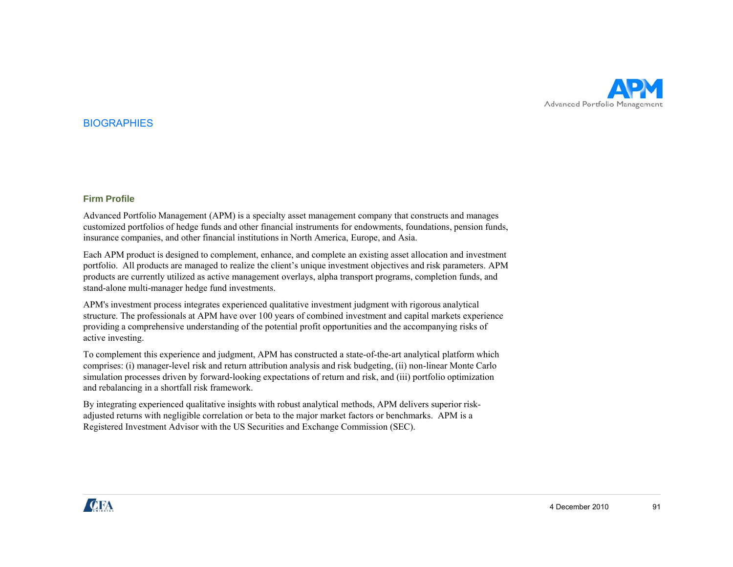## BIOGRAPHIES

### Firm Profile

Advanced Portfolio Management (APM) is a specialty asset management company that constructs and manages customized portfolios of hedge funds and other financial instruments for endowments, foundations, pension funds, insurance companies, and other financial institutions in North America, Europe, and Asia.

Each APM product is designed to complement, enhance, and complete an existing asset allocation and investment portfolio. All products are managed to realize the client's unique investment objectives and risk parameters. APM products are currently utilized as active management overlays, alpha transport programs, completion funds, and stand-alone multi-manager hedge fund investments.

APM's investment process integrates experienced qualitative investment judgment with rigorous analytical structure. The professionals at APM have over 100 years of combined investment and capital markets experience providing a comprehensive understanding of the potential profit opportunities and the accompanying risks of active investing.

To complement this experience and judgment, APM has constructed a state-of-the-art analytical platform which comprises: (i) manager-level risk and return attribution analysis and risk budgeting, (ii) non-linear Monte Carlo simulation processes driven by forward-looking expectations of return and risk, and (iii) portfolio optimization and rebalancing in a shortfall risk framework.

By integrating experienced qualitative insights with robust analytical methods, APM delivers superior risk-adjusted returns with negligible correlation or beta to the major market factors or benchmarks. APM is a Registered Investment Advisor with the US Securities and Exchange Commission (SEC).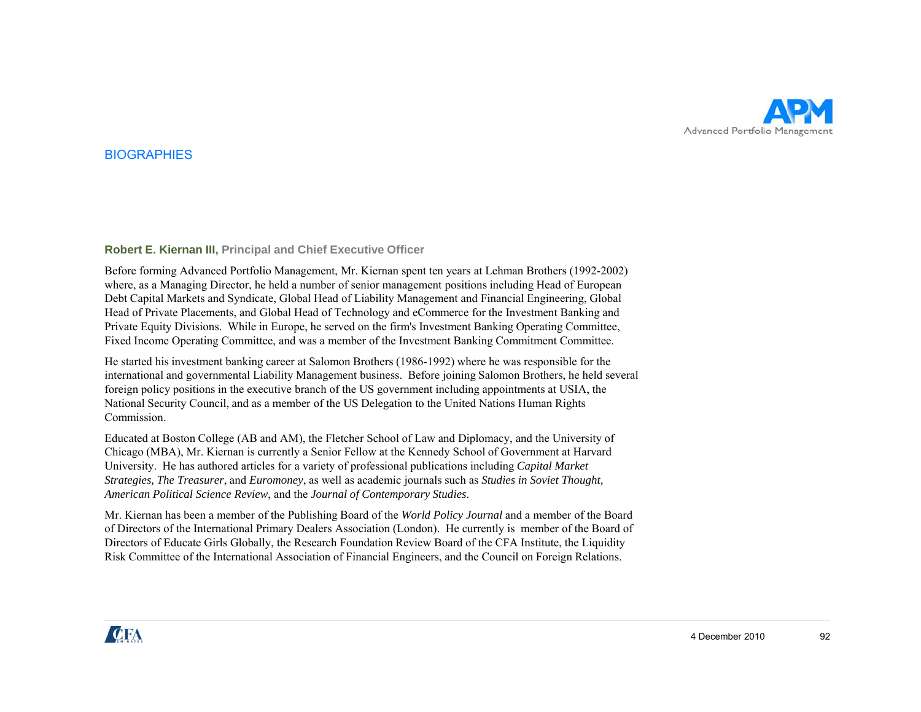## BIOGRAPHIES

**Robert E. Kiernan III, Principal and Chief Executive Officer**

Before forming Advanced Portfolio Management, Mr. Kiernan spent ten years at Lehman Brothers (1992-2002) where, as a Managing Director, he held a number of senior management positions including Head of European Debt Capital Markets and Syndicate, Global Head of Liability Management and Financial Engineering, Global Head of Private Placements, and Global Head of Technology and eCommerce for the Investment Banking and Private Equity Divisions. While in Europe, he served on the firm's Investment Banking Operating Committee, Fixed Income Operating Committee, and was a member of the Investment Banking Commitment Committee.

He started his investment banking career at Salomon Brothers (1986-1992) where he was responsible for the international and governmental Liability Management business. Before joining Salomon Brothers, he held several foreign policy positions in the executive branch of the US government including appointments at USIA, the National Security Council, and as a member of the US Delegation to the United Nations Human Rights Commission.

Educated at Boston College (AB and AM), the Fletcher School of Law and Diplomacy, and the University of Chicago (MBA), Mr. Kiernan is currently a Senior Fellow at the Kennedy School of Government at Harvard University. He has authored articles for a variety of professional publications including *Capital Market Strategies, The Treasurer*, and *Euromoney*, as well as academic journals such as *Studies in Soviet Thought, American Political Science Review*, and the *Journal of Contemporary Studies*.

Mr. Kiernan has been a member of the Publishing Board of the *World Policy Journal* and a member of the Board of Directors of the International Primary Dealers Association (London). He currently is member of the Board of Directors of Educate Girls Globally, the Research Foundation Review Board of the CFA Institute, the Liquidity Risk Committee of the International Association of Financial Engineers, and the Council on Foreign Relations.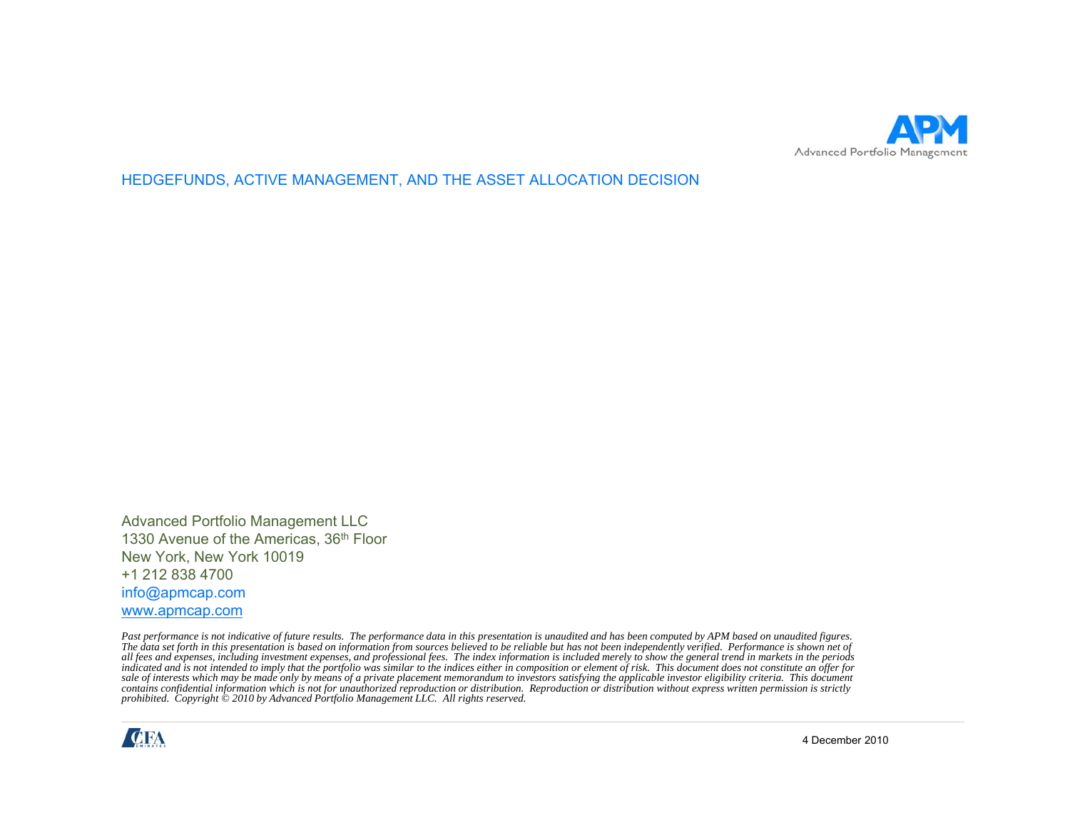APM
Advanced Portfolio Management

## HEDGEFUNDS, ACTIVE MANAGEMENT, AND THE ASSET ALLOCATION DECISION

Advanced Portfolio Management LLC
1330 Avenue of the Americas, 36th Floor
New York, New York 10019
+1 212 838 4700
info@apmcap.com
www.apmcap.com

*Past performance is not indicative of future results. The performance data in this presentation is unaudited and has been computed by APM based on unaudited figures. The data set forth in this presentation is based on information from sources believed to be reliable but has not been independently verified. Performance is shown net of all fees and expenses, including investment expenses, and professional fees. The index information is included merely to show the general trend in markets in the periods indicated and is not intended to imply that the portfolio was similar to the indices either in composition or element of risk. This document does not constitute an offer for sale of interests which may be made only by means of a private placement memorandum to investors satisfying the applicable investor eligibility criteria. This document contains confidential information which is not for unauthorized reproduction or distribution. Reproduction or distribution without express written permission is strictly prohibited. Copyright © 2010 by Advanced Portfolio Management LLC. All rights reserved.*

CFA EMIRATES

4 December 2010